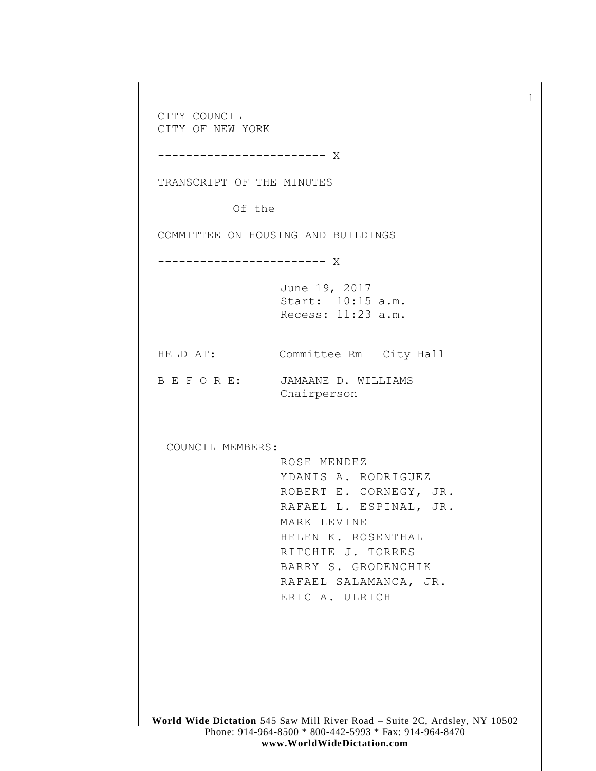CITY COUNCIL
CITY OF NEW YORK

------------------------ X

TRANSCRIPT OF THE MINUTES

Of the

COMMITTEE ON HOUSING AND BUILDINGS

------------------------ X

June 19, 2017
Start: 10:15 a.m.
Recess: 11:23 a.m.

HELD AT: Committee Rm – City Hall

B E F O R E: JAMAANE D. WILLIAMS
Chairperson

COUNCIL MEMBERS:

ROSE MENDEZ
YDANIS A. RODRIGUEZ
ROBERT E. CORNEGY, JR.
RAFAEL L. ESPINAL, JR.
MARK LEVINE
HELEN K. ROSENTHAL
RITCHIE J. TORRES
BARRY S. GRODENCHIK
RAFAEL SALAMANCA, JR.
ERIC A. ULRICH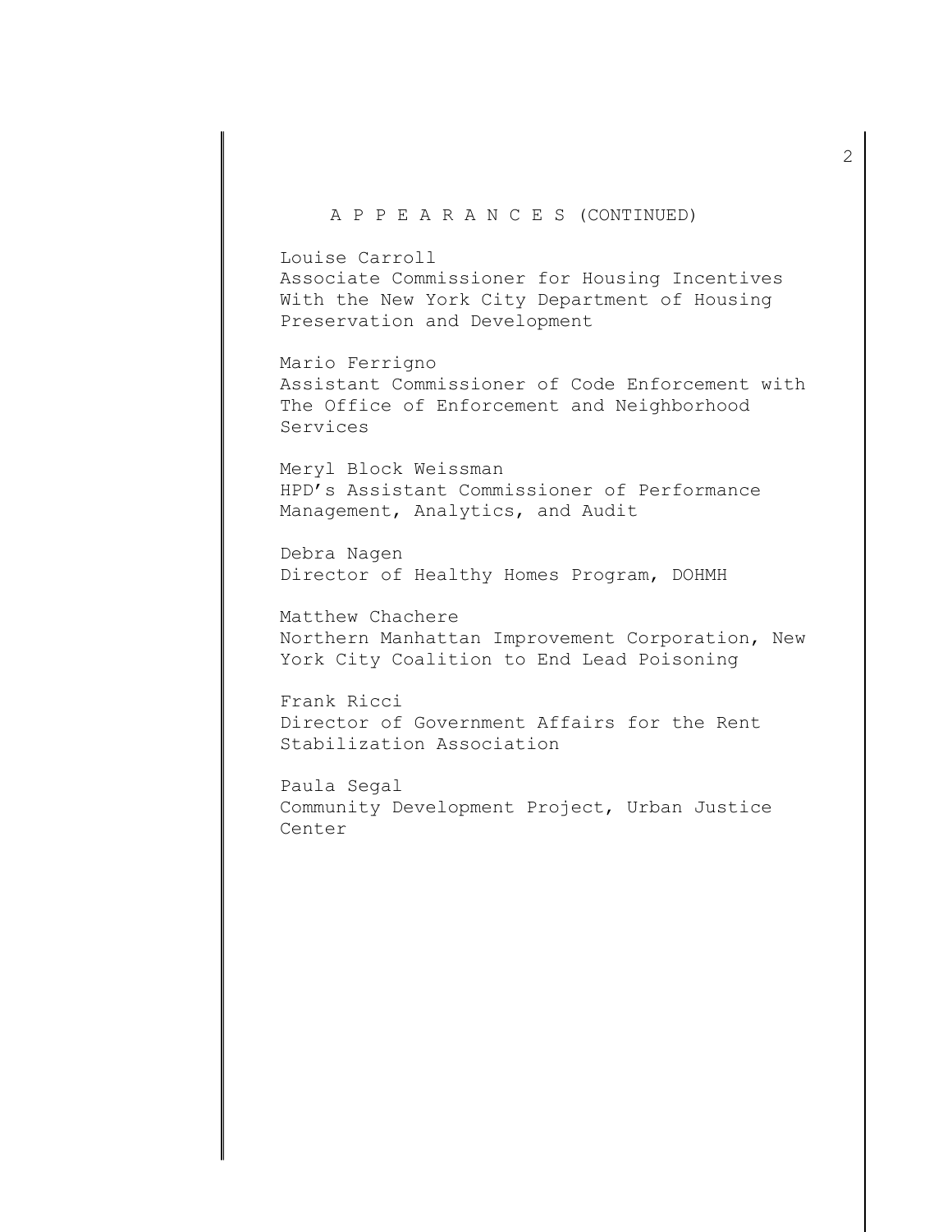A P P E A R A N C E S (CONTINUED)

Louise Carroll
Associate Commissioner for Housing Incentives With the New York City Department of Housing Preservation and Development

Mario Ferrigno
Assistant Commissioner of Code Enforcement with The Office of Enforcement and Neighborhood Services

Meryl Block Weissman
HPD's Assistant Commissioner of Performance Management, Analytics, and Audit

Debra Nagen
Director of Healthy Homes Program, DOHMH

Matthew Chachere
Northern Manhattan Improvement Corporation, New York City Coalition to End Lead Poisoning

Frank Ricci
Director of Government Affairs for the Rent Stabilization Association

Paula Segal
Community Development Project, Urban Justice Center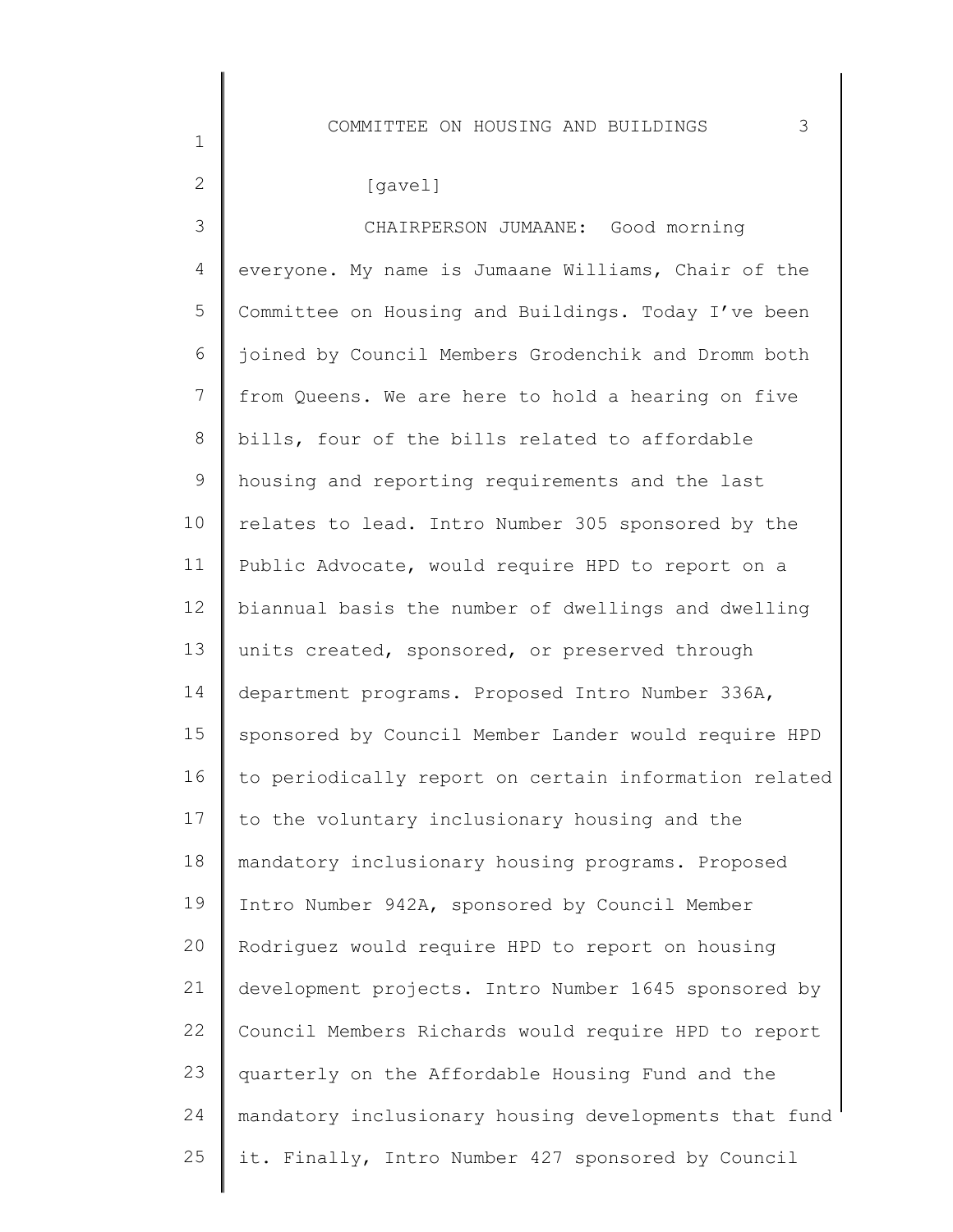[gavel]

CHAIRPERSON JUMAANE: Good morning everyone. My name is Jumaane Williams, Chair of the Committee on Housing and Buildings. Today I've been joined by Council Members Grodenchik and Dromm both from Queens. We are here to hold a hearing on five bills, four of the bills related to affordable housing and reporting requirements and the last relates to lead. Intro Number 305 sponsored by the Public Advocate, would require HPD to report on a biannual basis the number of dwellings and dwelling units created, sponsored, or preserved through department programs. Proposed Intro Number 336A, sponsored by Council Member Lander would require HPD to periodically report on certain information related to the voluntary inclusionary housing and the mandatory inclusionary housing programs. Proposed Intro Number 942A, sponsored by Council Member Rodriguez would require HPD to report on housing development projects. Intro Number 1645 sponsored by Council Members Richards would require HPD to report quarterly on the Affordable Housing Fund and the mandatory inclusionary housing developments that fund it. Finally, Intro Number 427 sponsored by Council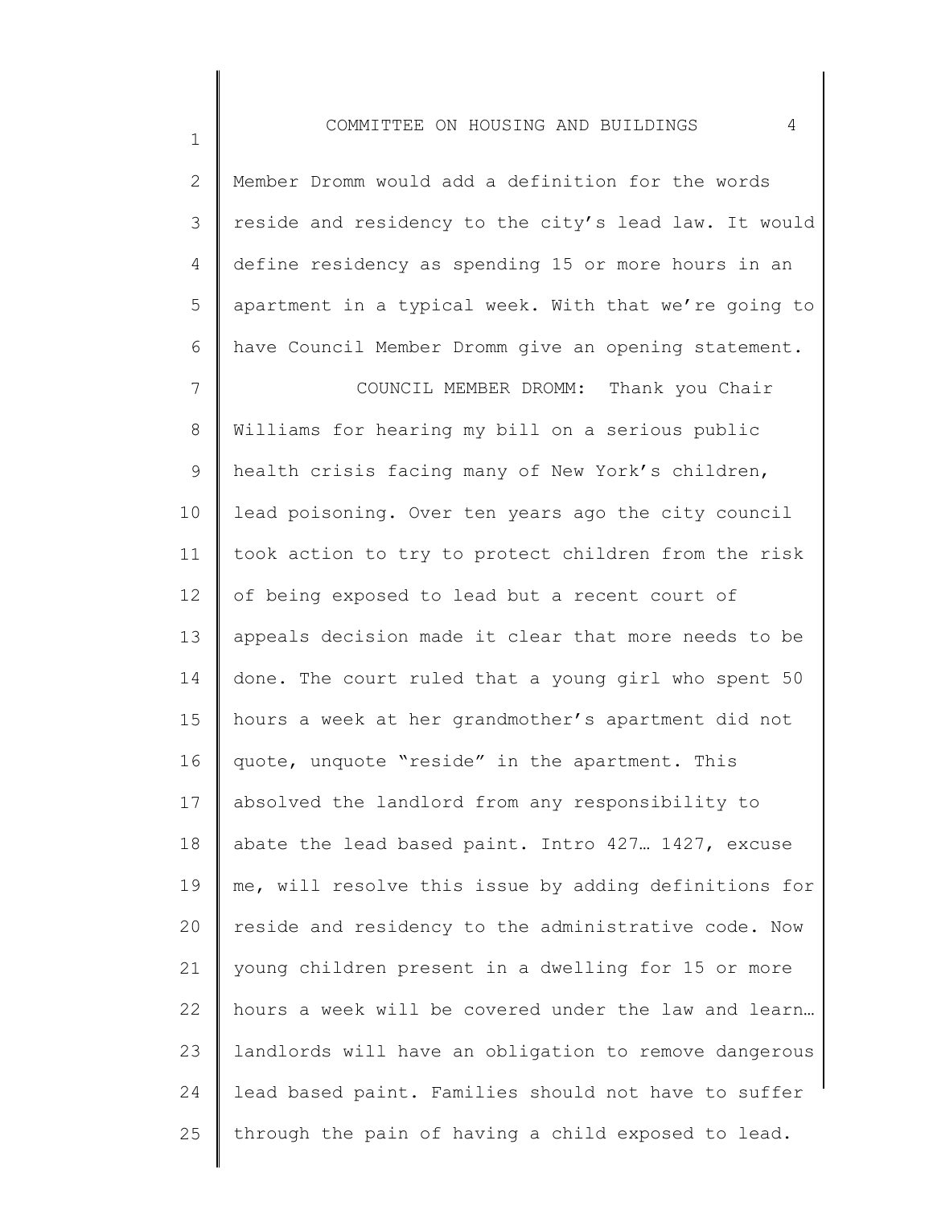Member Dromm would add a definition for the words reside and residency to the city's lead law. It would define residency as spending 15 or more hours in an apartment in a typical week. With that we're going to have Council Member Dromm give an opening statement.

COUNCIL MEMBER DROMM: Thank you Chair Williams for hearing my bill on a serious public health crisis facing many of New York's children, lead poisoning. Over ten years ago the city council took action to try to protect children from the risk of being exposed to lead but a recent court of appeals decision made it clear that more needs to be done. The court ruled that a young girl who spent 50 hours a week at her grandmother's apartment did not quote, unquote "reside" in the apartment. This absolved the landlord from any responsibility to abate the lead based paint. Intro 427… 1427, excuse me, will resolve this issue by adding definitions for reside and residency to the administrative code. Now young children present in a dwelling for 15 or more hours a week will be covered under the law and learn… landlords will have an obligation to remove dangerous lead based paint. Families should not have to suffer through the pain of having a child exposed to lead.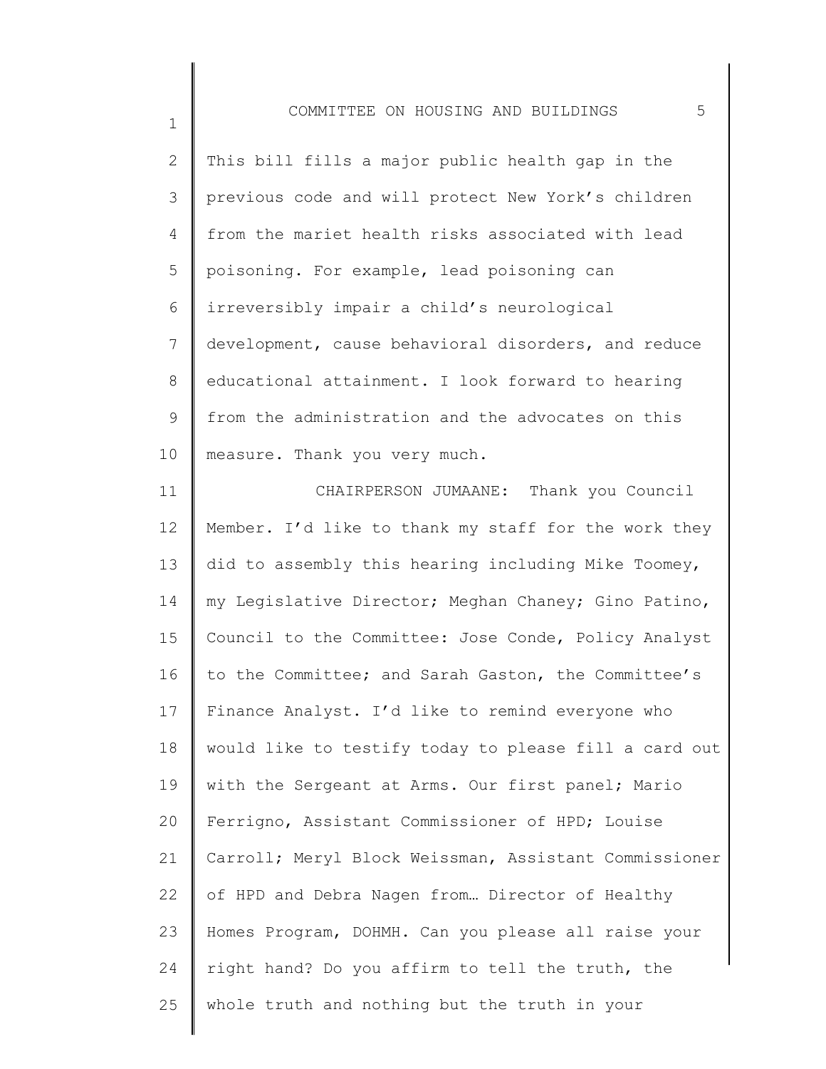This bill fills a major public health gap in the previous code and will protect New York's children from the mariet health risks associated with lead poisoning. For example, lead poisoning can irreversibly impair a child's neurological development, cause behavioral disorders, and reduce educational attainment. I look forward to hearing from the administration and the advocates on this measure. Thank you very much.

CHAIRPERSON JUMAANE: Thank you Council Member. I'd like to thank my staff for the work they did to assembly this hearing including Mike Toomey, my Legislative Director; Meghan Chaney; Gino Patino, Council to the Committee: Jose Conde, Policy Analyst to the Committee; and Sarah Gaston, the Committee's Finance Analyst. I'd like to remind everyone who would like to testify today to please fill a card out with the Sergeant at Arms. Our first panel; Mario Ferrigno, Assistant Commissioner of HPD; Louise Carroll; Meryl Block Weissman, Assistant Commissioner of HPD and Debra Nagen from… Director of Healthy Homes Program, DOHMH. Can you please all raise your right hand? Do you affirm to tell the truth, the whole truth and nothing but the truth in your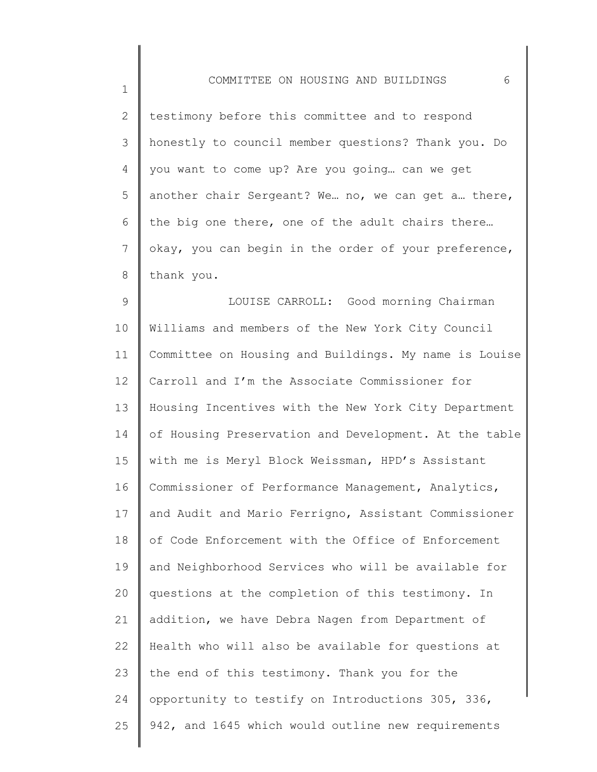testimony before this committee and to respond honestly to council member questions? Thank you. Do you want to come up? Are you going… can we get another chair Sergeant? We… no, we can get a… there, the big one there, one of the adult chairs there… okay, you can begin in the order of your preference, thank you.

LOUISE CARROLL: Good morning Chairman Williams and members of the New York City Council Committee on Housing and Buildings. My name is Louise Carroll and I'm the Associate Commissioner for Housing Incentives with the New York City Department of Housing Preservation and Development. At the table with me is Meryl Block Weissman, HPD's Assistant Commissioner of Performance Management, Analytics, and Audit and Mario Ferrigno, Assistant Commissioner of Code Enforcement with the Office of Enforcement and Neighborhood Services who will be available for questions at the completion of this testimony. In addition, we have Debra Nagen from Department of Health who will also be available for questions at the end of this testimony. Thank you for the opportunity to testify on Introductions 305, 336, 942, and 1645 which would outline new requirements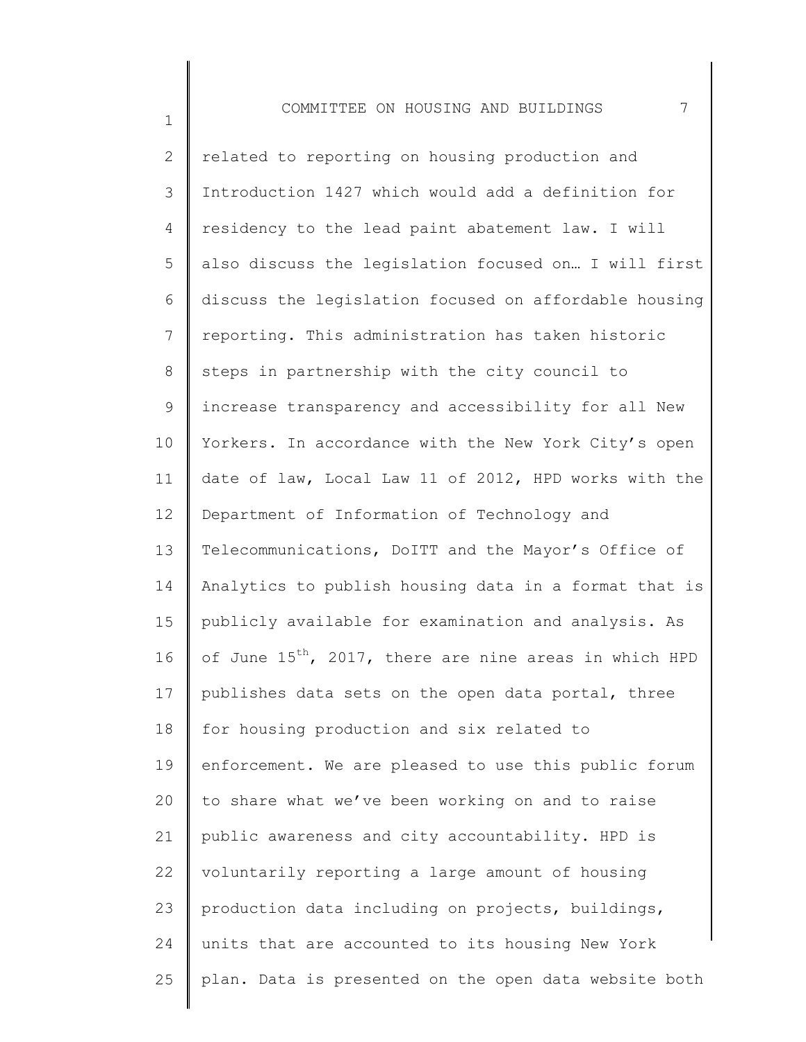related to reporting on housing production and Introduction 1427 which would add a definition for residency to the lead paint abatement law. I will also discuss the legislation focused on… I will first discuss the legislation focused on affordable housing reporting. This administration has taken historic steps in partnership with the city council to increase transparency and accessibility for all New Yorkers. In accordance with the New York City's open date of law, Local Law 11 of 2012, HPD works with the Department of Information of Technology and Telecommunications, DoITT and the Mayor's Office of Analytics to publish housing data in a format that is publicly available for examination and analysis. As of June 15th, 2017, there are nine areas in which HPD publishes data sets on the open data portal, three for housing production and six related to enforcement. We are pleased to use this public forum to share what we've been working on and to raise public awareness and city accountability. HPD is voluntarily reporting a large amount of housing production data including on projects, buildings, units that are accounted to its housing New York plan. Data is presented on the open data website both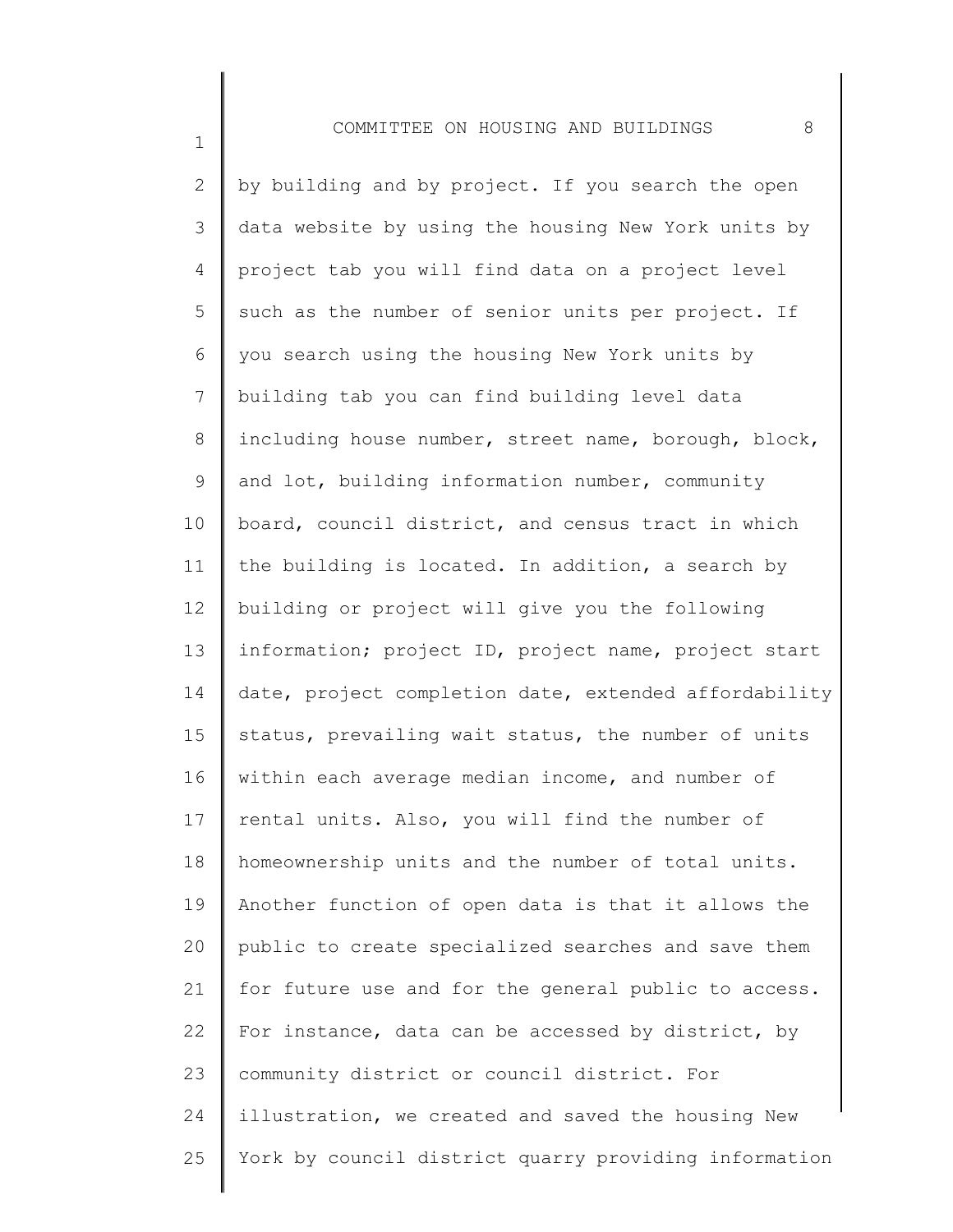by building and by project. If you search the open data website by using the housing New York units by project tab you will find data on a project level such as the number of senior units per project. If you search using the housing New York units by building tab you can find building level data including house number, street name, borough, block, and lot, building information number, community board, council district, and census tract in which the building is located. In addition, a search by building or project will give you the following information; project ID, project name, project start date, project completion date, extended affordability status, prevailing wait status, the number of units within each average median income, and number of rental units. Also, you will find the number of homeownership units and the number of total units. Another function of open data is that it allows the public to create specialized searches and save them for future use and for the general public to access. For instance, data can be accessed by district, by community district or council district. For illustration, we created and saved the housing New York by council district quarry providing information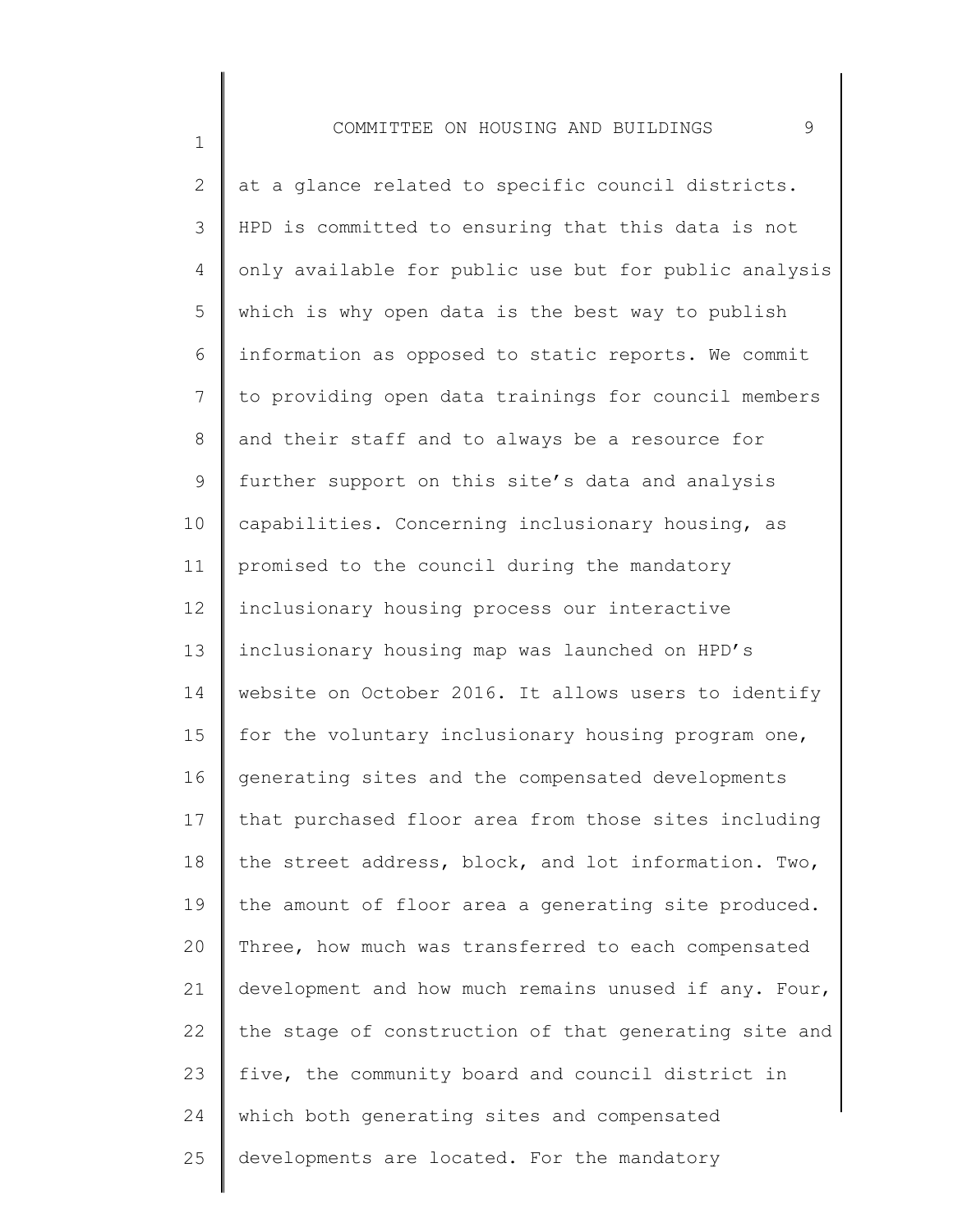at a glance related to specific council districts. HPD is committed to ensuring that this data is not only available for public use but for public analysis which is why open data is the best way to publish information as opposed to static reports. We commit to providing open data trainings for council members and their staff and to always be a resource for further support on this site's data and analysis capabilities. Concerning inclusionary housing, as promised to the council during the mandatory inclusionary housing process our interactive inclusionary housing map was launched on HPD's website on October 2016. It allows users to identify for the voluntary inclusionary housing program one, generating sites and the compensated developments that purchased floor area from those sites including the street address, block, and lot information. Two, the amount of floor area a generating site produced. Three, how much was transferred to each compensated development and how much remains unused if any. Four, the stage of construction of that generating site and five, the community board and council district in which both generating sites and compensated developments are located. For the mandatory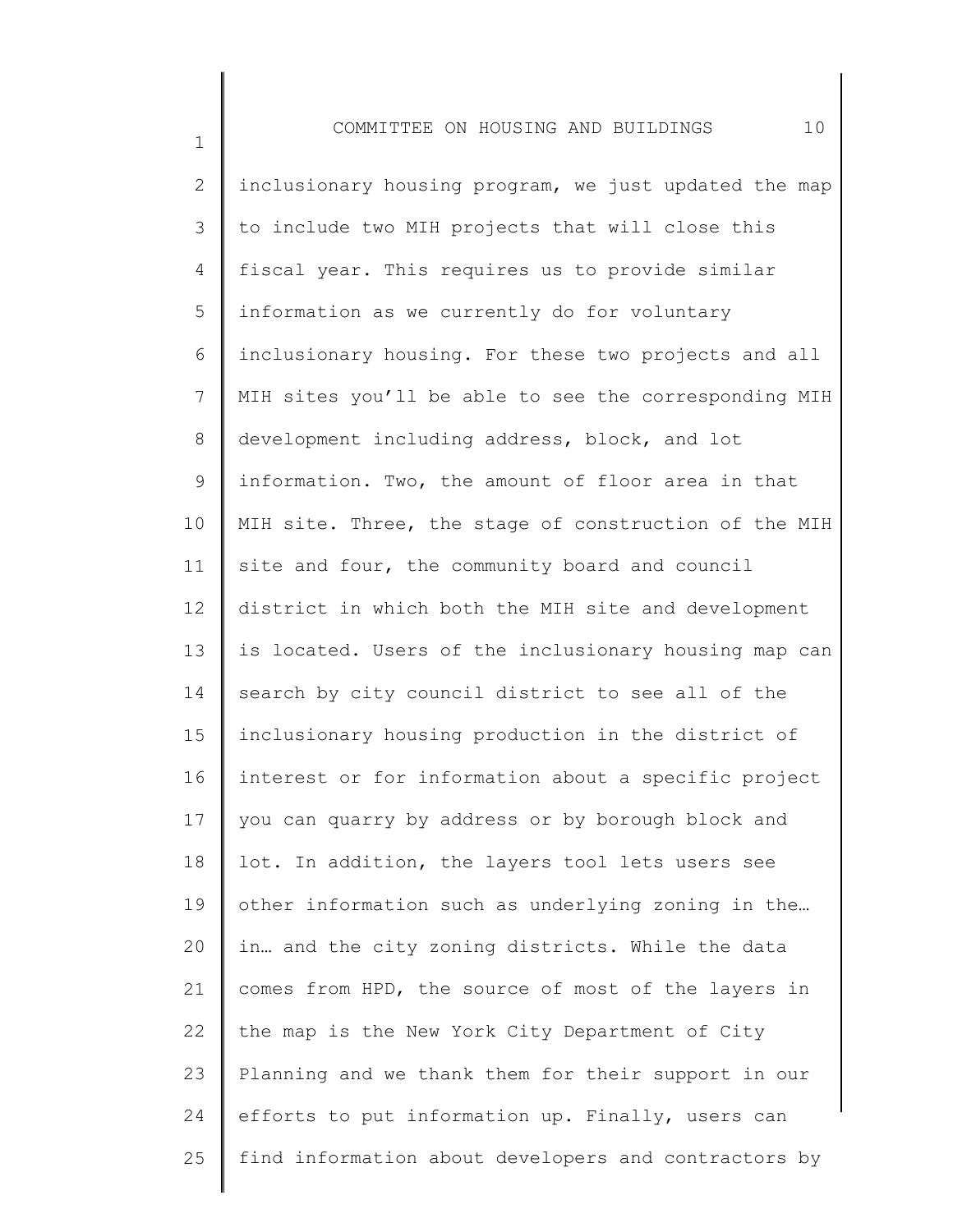inclusionary housing program, we just updated the map to include two MIH projects that will close this fiscal year. This requires us to provide similar information as we currently do for voluntary inclusionary housing. For these two projects and all MIH sites you'll be able to see the corresponding MIH development including address, block, and lot information. Two, the amount of floor area in that MIH site. Three, the stage of construction of the MIH site and four, the community board and council district in which both the MIH site and development is located. Users of the inclusionary housing map can search by city council district to see all of the inclusionary housing production in the district of interest or for information about a specific project you can quarry by address or by borough block and lot. In addition, the layers tool lets users see other information such as underlying zoning in the… in… and the city zoning districts. While the data comes from HPD, the source of most of the layers in the map is the New York City Department of City Planning and we thank them for their support in our efforts to put information up. Finally, users can find information about developers and contractors by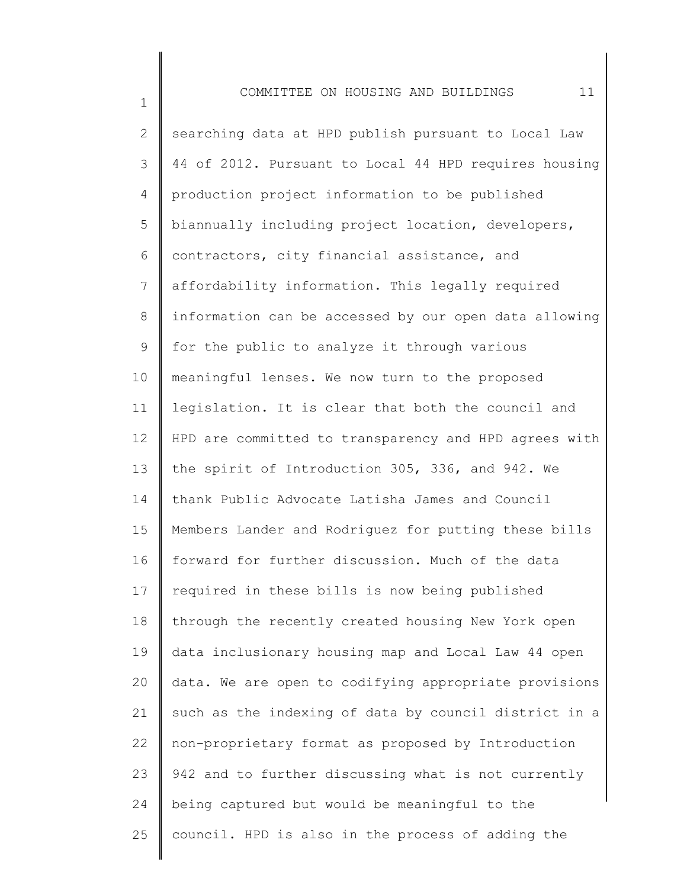searching data at HPD publish pursuant to Local Law 44 of 2012. Pursuant to Local 44 HPD requires housing production project information to be published biannually including project location, developers, contractors, city financial assistance, and affordability information. This legally required information can be accessed by our open data allowing for the public to analyze it through various meaningful lenses. We now turn to the proposed legislation. It is clear that both the council and HPD are committed to transparency and HPD agrees with the spirit of Introduction 305, 336, and 942. We thank Public Advocate Latisha James and Council Members Lander and Rodriguez for putting these bills forward for further discussion. Much of the data required in these bills is now being published through the recently created housing New York open data inclusionary housing map and Local Law 44 open data. We are open to codifying appropriate provisions such as the indexing of data by council district in a non-proprietary format as proposed by Introduction 942 and to further discussing what is not currently being captured but would be meaningful to the council. HPD is also in the process of adding the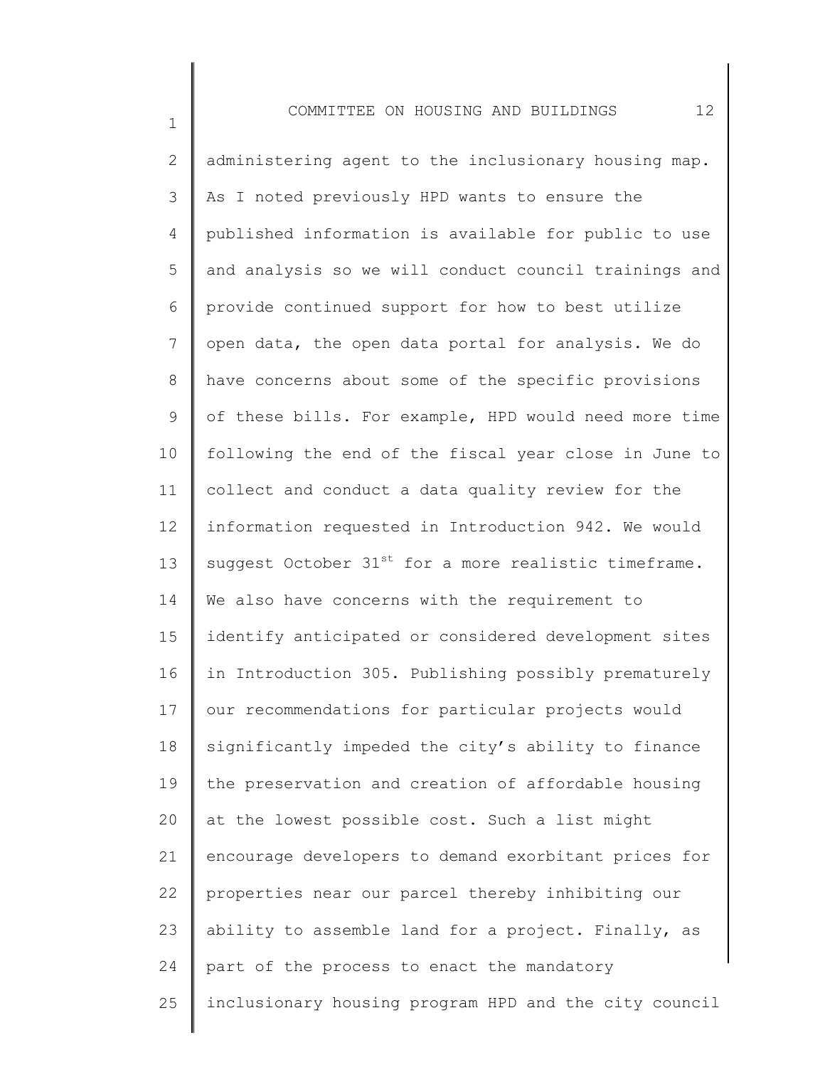administering agent to the inclusionary housing map. As I noted previously HPD wants to ensure the published information is available for public to use and analysis so we will conduct council trainings and provide continued support for how to best utilize open data, the open data portal for analysis. We do have concerns about some of the specific provisions of these bills. For example, HPD would need more time following the end of the fiscal year close in June to collect and conduct a data quality review for the information requested in Introduction 942. We would suggest October 31st for a more realistic timeframe. We also have concerns with the requirement to identify anticipated or considered development sites in Introduction 305. Publishing possibly prematurely our recommendations for particular projects would significantly impeded the city's ability to finance the preservation and creation of affordable housing at the lowest possible cost. Such a list might encourage developers to demand exorbitant prices for properties near our parcel thereby inhibiting our ability to assemble land for a project. Finally, as part of the process to enact the mandatory inclusionary housing program HPD and the city council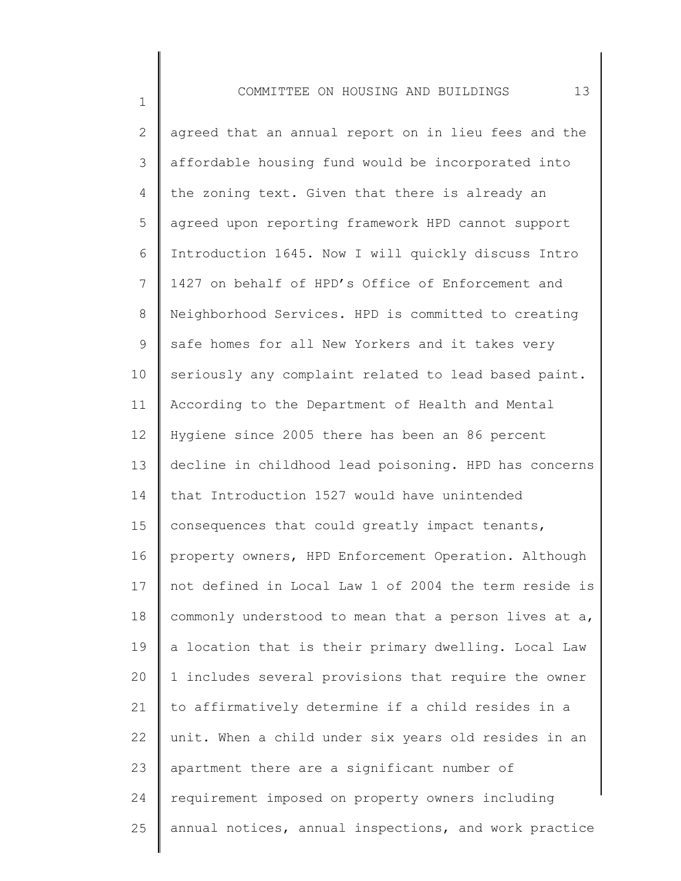agreed that an annual report on in lieu fees and the affordable housing fund would be incorporated into the zoning text. Given that there is already an agreed upon reporting framework HPD cannot support Introduction 1645. Now I will quickly discuss Intro 1427 on behalf of HPD's Office of Enforcement and Neighborhood Services. HPD is committed to creating safe homes for all New Yorkers and it takes very seriously any complaint related to lead based paint. According to the Department of Health and Mental Hygiene since 2005 there has been an 86 percent decline in childhood lead poisoning. HPD has concerns that Introduction 1527 would have unintended consequences that could greatly impact tenants, property owners, HPD Enforcement Operation. Although not defined in Local Law 1 of 2004 the term reside is commonly understood to mean that a person lives at a, a location that is their primary dwelling. Local Law 1 includes several provisions that require the owner to affirmatively determine if a child resides in a unit. When a child under six years old resides in an apartment there are a significant number of requirement imposed on property owners including annual notices, annual inspections, and work practice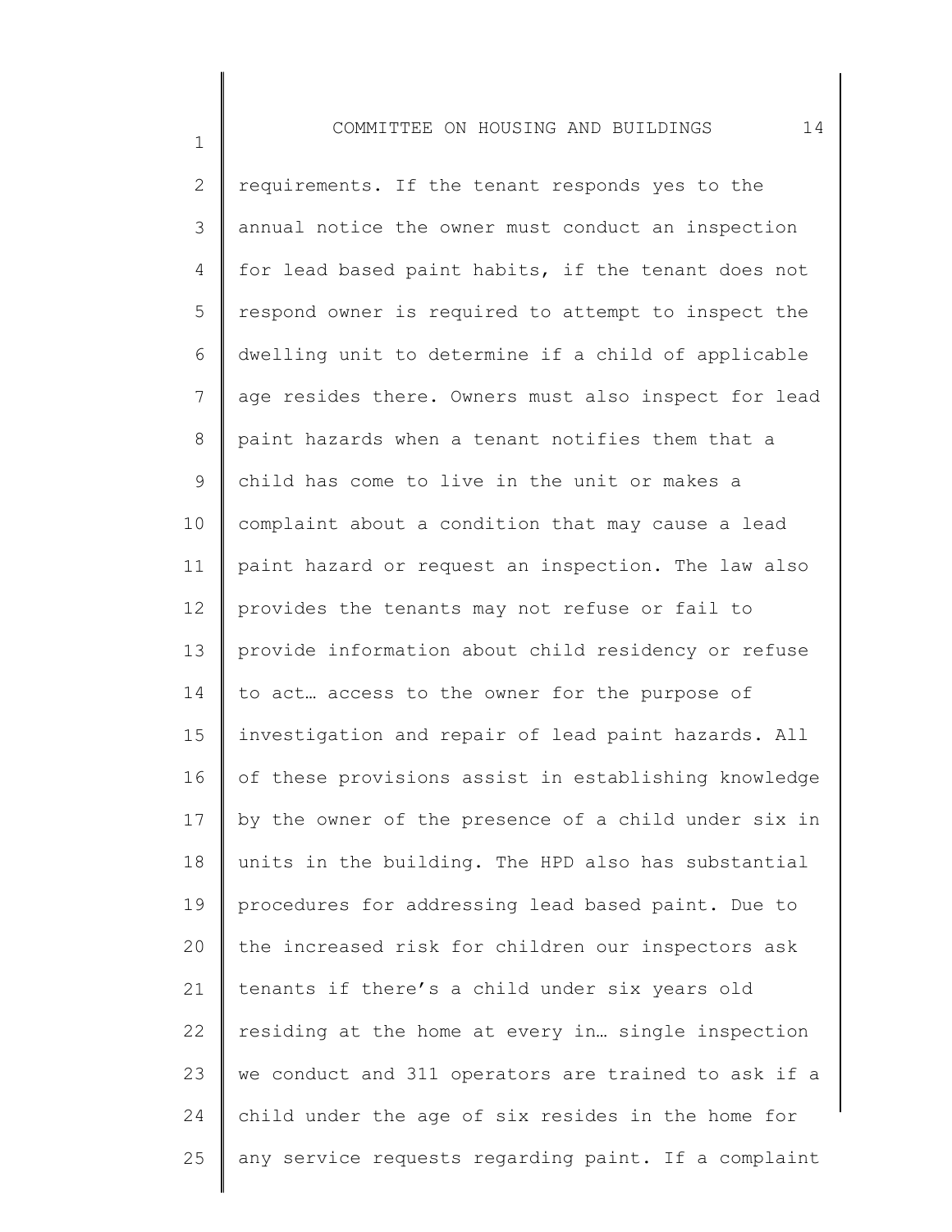requirements. If the tenant responds yes to the annual notice the owner must conduct an inspection for lead based paint habits, if the tenant does not respond owner is required to attempt to inspect the dwelling unit to determine if a child of applicable age resides there. Owners must also inspect for lead paint hazards when a tenant notifies them that a child has come to live in the unit or makes a complaint about a condition that may cause a lead paint hazard or request an inspection. The law also provides the tenants may not refuse or fail to provide information about child residency or refuse to act… access to the owner for the purpose of investigation and repair of lead paint hazards. All of these provisions assist in establishing knowledge by the owner of the presence of a child under six in units in the building. The HPD also has substantial procedures for addressing lead based paint. Due to the increased risk for children our inspectors ask tenants if there's a child under six years old residing at the home at every in… single inspection we conduct and 311 operators are trained to ask if a child under the age of six resides in the home for any service requests regarding paint. If a complaint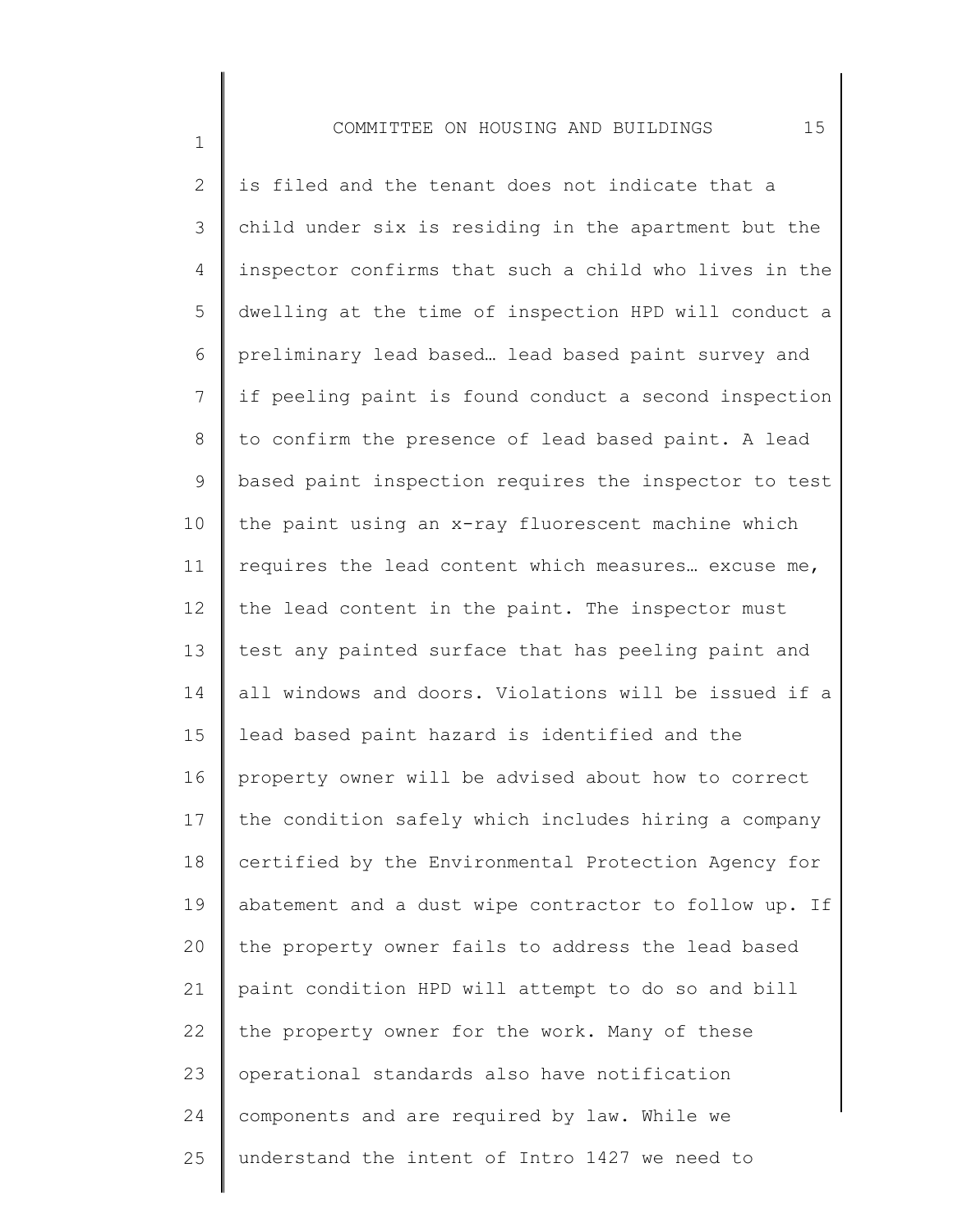is filed and the tenant does not indicate that a child under six is residing in the apartment but the inspector confirms that such a child who lives in the dwelling at the time of inspection HPD will conduct a preliminary lead based… lead based paint survey and if peeling paint is found conduct a second inspection to confirm the presence of lead based paint. A lead based paint inspection requires the inspector to test the paint using an x-ray fluorescent machine which requires the lead content which measures… excuse me, the lead content in the paint. The inspector must test any painted surface that has peeling paint and all windows and doors. Violations will be issued if a lead based paint hazard is identified and the property owner will be advised about how to correct the condition safely which includes hiring a company certified by the Environmental Protection Agency for abatement and a dust wipe contractor to follow up. If the property owner fails to address the lead based paint condition HPD will attempt to do so and bill the property owner for the work. Many of these operational standards also have notification components and are required by law. While we understand the intent of Intro 1427 we need to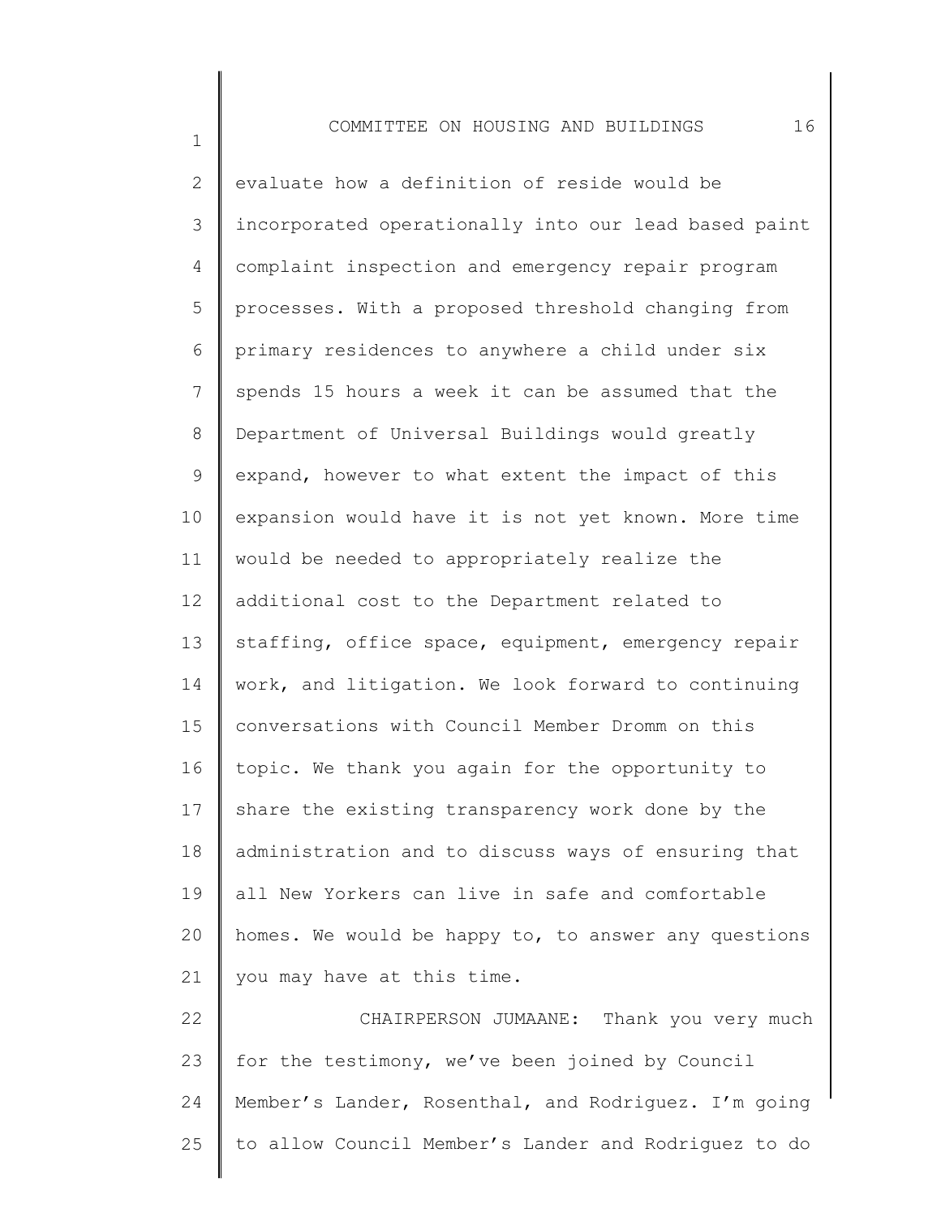evaluate how a definition of reside would be incorporated operationally into our lead based paint complaint inspection and emergency repair program processes. With a proposed threshold changing from primary residences to anywhere a child under six spends 15 hours a week it can be assumed that the Department of Universal Buildings would greatly expand, however to what extent the impact of this expansion would have it is not yet known. More time would be needed to appropriately realize the additional cost to the Department related to staffing, office space, equipment, emergency repair work, and litigation. We look forward to continuing conversations with Council Member Dromm on this topic. We thank you again for the opportunity to share the existing transparency work done by the administration and to discuss ways of ensuring that all New Yorkers can live in safe and comfortable homes. We would be happy to, to answer any questions you may have at this time.

CHAIRPERSON JUMAANE: Thank you very much for the testimony, we've been joined by Council Member's Lander, Rosenthal, and Rodriguez. I'm going to allow Council Member's Lander and Rodriguez to do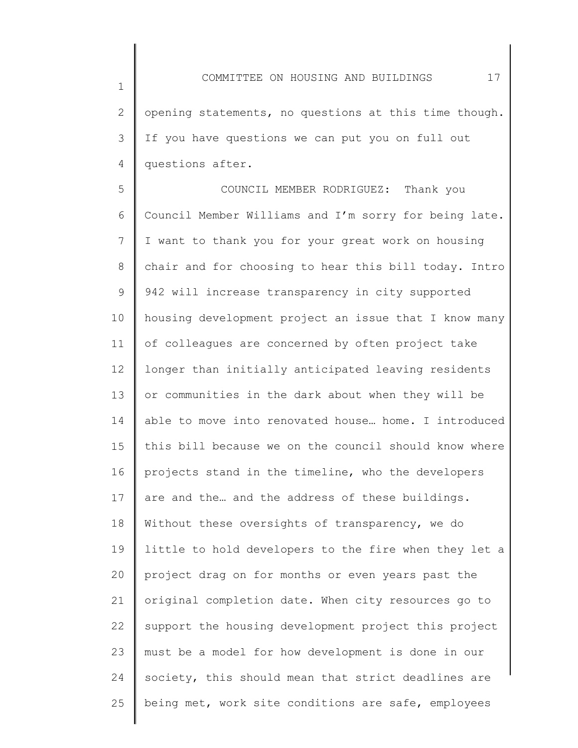opening statements, no questions at this time though. If you have questions we can put you on full out questions after.

COUNCIL MEMBER RODRIGUEZ: Thank you Council Member Williams and I'm sorry for being late. I want to thank you for your great work on housing chair and for choosing to hear this bill today. Intro 942 will increase transparency in city supported housing development project an issue that I know many of colleagues are concerned by often project take longer than initially anticipated leaving residents or communities in the dark about when they will be able to move into renovated house… home. I introduced this bill because we on the council should know where projects stand in the timeline, who the developers are and the… and the address of these buildings. Without these oversights of transparency, we do little to hold developers to the fire when they let a project drag on for months or even years past the original completion date. When city resources go to support the housing development project this project must be a model for how development is done in our society, this should mean that strict deadlines are being met, work site conditions are safe, employees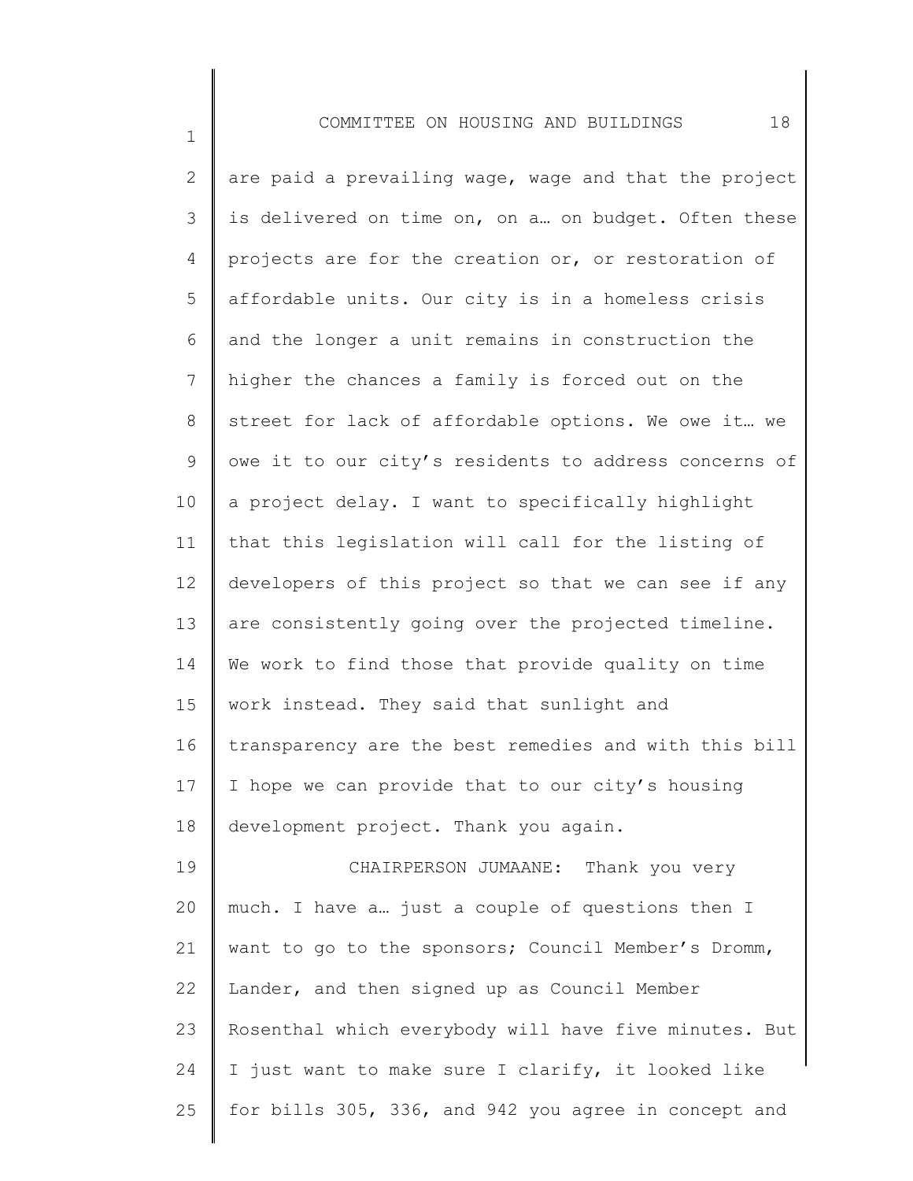are paid a prevailing wage, wage and that the project is delivered on time on, on a… on budget. Often these projects are for the creation or, or restoration of affordable units. Our city is in a homeless crisis and the longer a unit remains in construction the higher the chances a family is forced out on the street for lack of affordable options. We owe it… we owe it to our city's residents to address concerns of a project delay. I want to specifically highlight that this legislation will call for the listing of developers of this project so that we can see if any are consistently going over the projected timeline. We work to find those that provide quality on time work instead. They said that sunlight and transparency are the best remedies and with this bill I hope we can provide that to our city's housing development project. Thank you again.

CHAIRPERSON JUMAANE: Thank you very much. I have a… just a couple of questions then I want to go to the sponsors; Council Member's Dromm, Lander, and then signed up as Council Member Rosenthal which everybody will have five minutes. But I just want to make sure I clarify, it looked like for bills 305, 336, and 942 you agree in concept and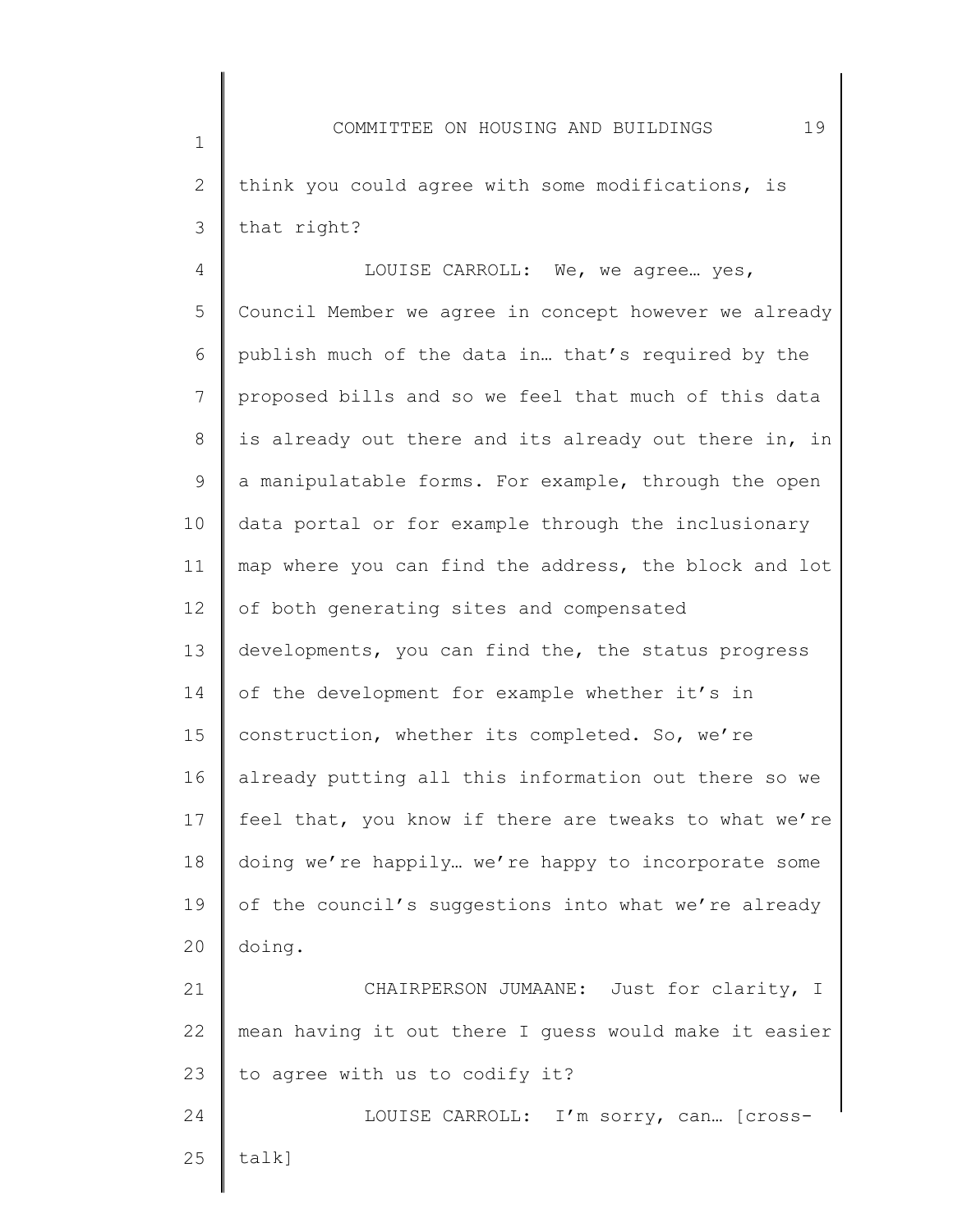think you could agree with some modifications, is that right?

LOUISE CARROLL: We, we agree… yes, Council Member we agree in concept however we already publish much of the data in… that's required by the proposed bills and so we feel that much of this data is already out there and its already out there in, in a manipulatable forms. For example, through the open data portal or for example through the inclusionary map where you can find the address, the block and lot of both generating sites and compensated developments, you can find the, the status progress of the development for example whether it's in construction, whether its completed. So, we're already putting all this information out there so we feel that, you know if there are tweaks to what we're doing we're happily… we're happy to incorporate some of the council's suggestions into what we're already doing.

CHAIRPERSON JUMAANE: Just for clarity, I mean having it out there I guess would make it easier to agree with us to codify it?

LOUISE CARROLL: I'm sorry, can… [cross-talk]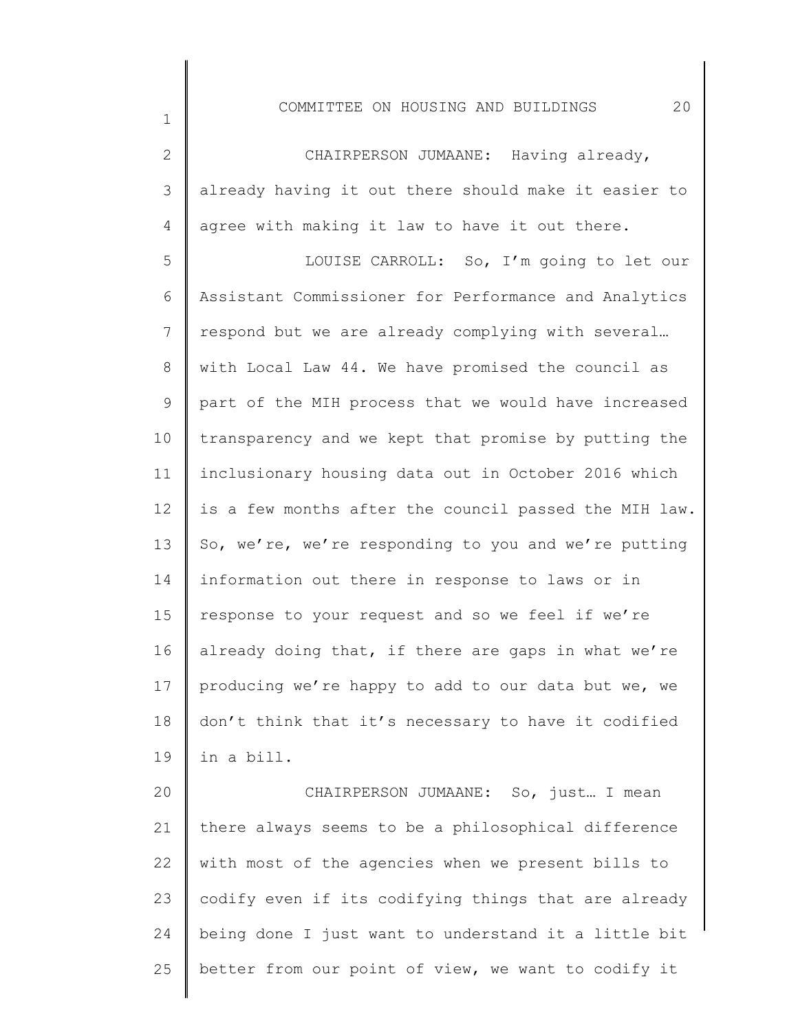CHAIRPERSON JUMAANE: Having already, already having it out there should make it easier to agree with making it law to have it out there.

LOUISE CARROLL: So, I'm going to let our Assistant Commissioner for Performance and Analytics respond but we are already complying with several… with Local Law 44. We have promised the council as part of the MIH process that we would have increased transparency and we kept that promise by putting the inclusionary housing data out in October 2016 which is a few months after the council passed the MIH law. So, we're, we're responding to you and we're putting information out there in response to laws or in response to your request and so we feel if we're already doing that, if there are gaps in what we're producing we're happy to add to our data but we, we don't think that it's necessary to have it codified in a bill.

CHAIRPERSON JUMAANE: So, just… I mean there always seems to be a philosophical difference with most of the agencies when we present bills to codify even if its codifying things that are already being done I just want to understand it a little bit better from our point of view, we want to codify it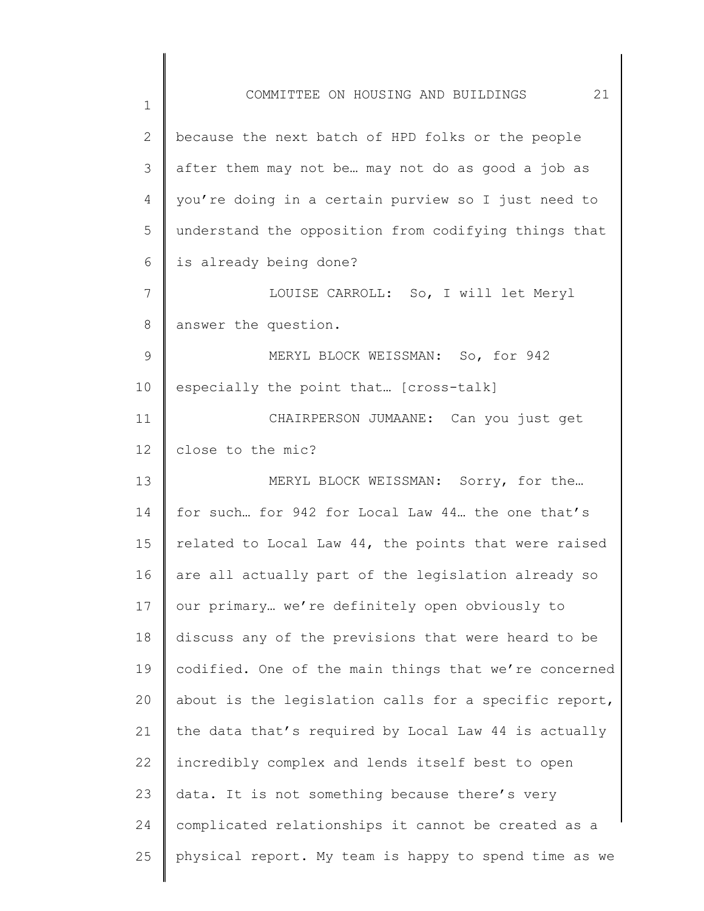because the next batch of HPD folks or the people after them may not be… may not do as good a job as you're doing in a certain purview so I just need to understand the opposition from codifying things that is already being done?

LOUISE CARROLL: So, I will let Meryl answer the question.

MERYL BLOCK WEISSMAN: So, for 942 especially the point that… [cross-talk]

CHAIRPERSON JUMAANE: Can you just get close to the mic?

MERYL BLOCK WEISSMAN: Sorry, for the… for such… for 942 for Local Law 44… the one that's related to Local Law 44, the points that were raised are all actually part of the legislation already so our primary… we're definitely open obviously to discuss any of the previsions that were heard to be codified. One of the main things that we're concerned about is the legislation calls for a specific report, the data that's required by Local Law 44 is actually incredibly complex and lends itself best to open data. It is not something because there's very complicated relationships it cannot be created as a physical report. My team is happy to spend time as we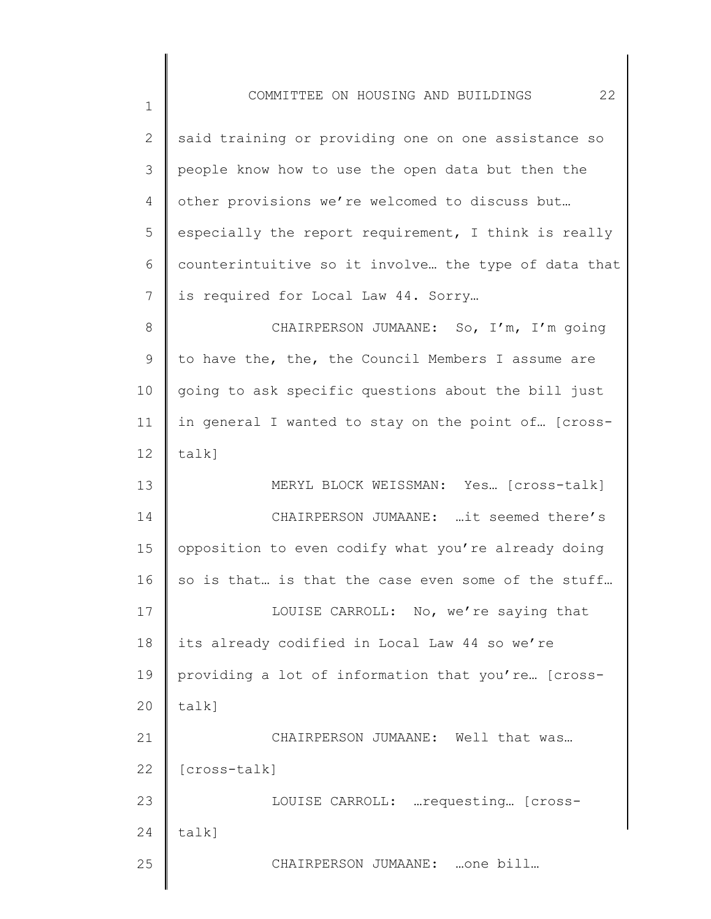said training or providing one on one assistance so people know how to use the open data but then the other provisions we're welcomed to discuss but… especially the report requirement, I think is really counterintuitive so it involve… the type of data that is required for Local Law 44. Sorry…

CHAIRPERSON JUMAANE: So, I'm, I'm going to have the, the, the Council Members I assume are going to ask specific questions about the bill just in general I wanted to stay on the point of… [cross-talk]

MERYL BLOCK WEISSMAN: Yes… [cross-talk]

CHAIRPERSON JUMAANE: …it seemed there's opposition to even codify what you're already doing so is that… is that the case even some of the stuff…

LOUISE CARROLL: No, we're saying that its already codified in Local Law 44 so we're providing a lot of information that you're… [cross-talk]

CHAIRPERSON JUMAANE: Well that was… [cross-talk]

LOUISE CARROLL: …requesting… [cross-talk]

CHAIRPERSON JUMAANE: …one bill…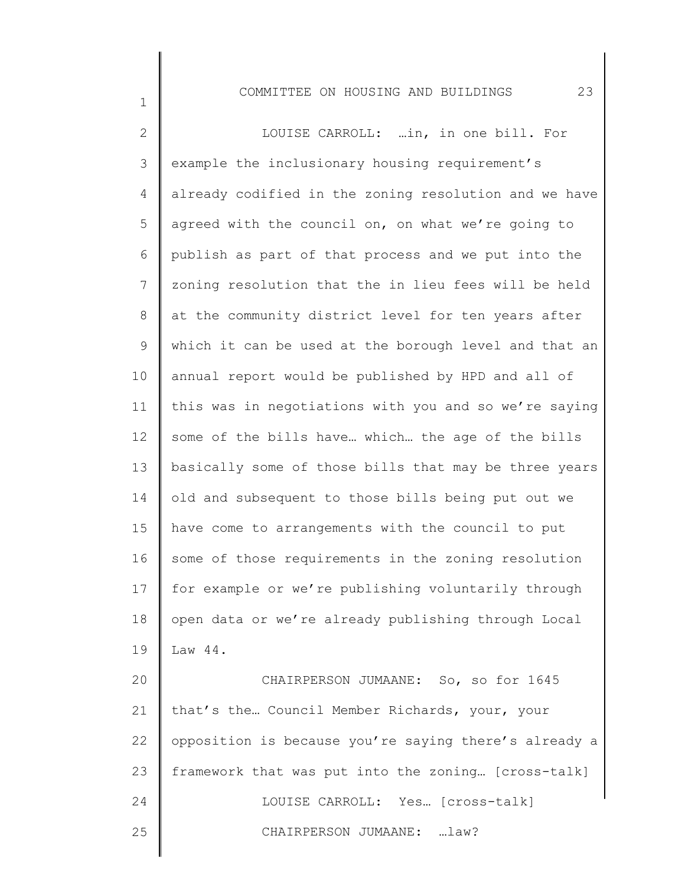LOUISE CARROLL: …in, in one bill. For example the inclusionary housing requirement's already codified in the zoning resolution and we have agreed with the council on, on what we're going to publish as part of that process and we put into the zoning resolution that the in lieu fees will be held at the community district level for ten years after which it can be used at the borough level and that an annual report would be published by HPD and all of this was in negotiations with you and so we're saying some of the bills have… which… the age of the bills basically some of those bills that may be three years old and subsequent to those bills being put out we have come to arrangements with the council to put some of those requirements in the zoning resolution for example or we're publishing voluntarily through open data or we're already publishing through Local Law 44.

CHAIRPERSON JUMAANE: So, so for 1645 that's the… Council Member Richards, your, your opposition is because you're saying there's already a framework that was put into the zoning… [cross-talk]

LOUISE CARROLL: Yes… [cross-talk]

CHAIRPERSON JUMAANE: …law?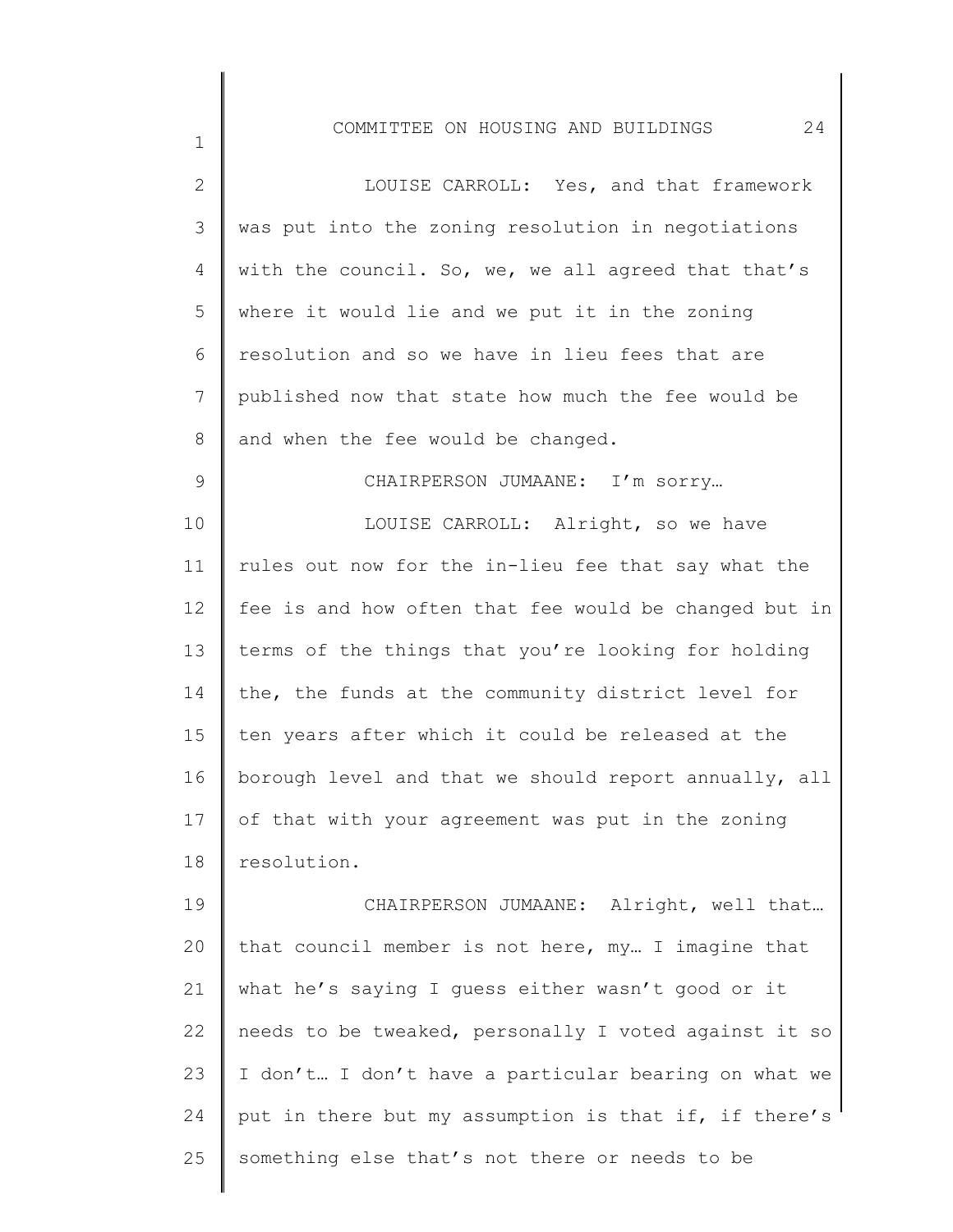LOUISE CARROLL: Yes, and that framework was put into the zoning resolution in negotiations with the council. So, we, we all agreed that that's where it would lie and we put it in the zoning resolution and so we have in lieu fees that are published now that state how much the fee would be and when the fee would be changed.

CHAIRPERSON JUMAANE: I'm sorry…

LOUISE CARROLL: Alright, so we have rules out now for the in-lieu fee that say what the fee is and how often that fee would be changed but in terms of the things that you're looking for holding the, the funds at the community district level for ten years after which it could be released at the borough level and that we should report annually, all of that with your agreement was put in the zoning resolution.

CHAIRPERSON JUMAANE: Alright, well that… that council member is not here, my… I imagine that what he's saying I guess either wasn't good or it needs to be tweaked, personally I voted against it so I don't… I don't have a particular bearing on what we put in there but my assumption is that if, if there's something else that's not there or needs to be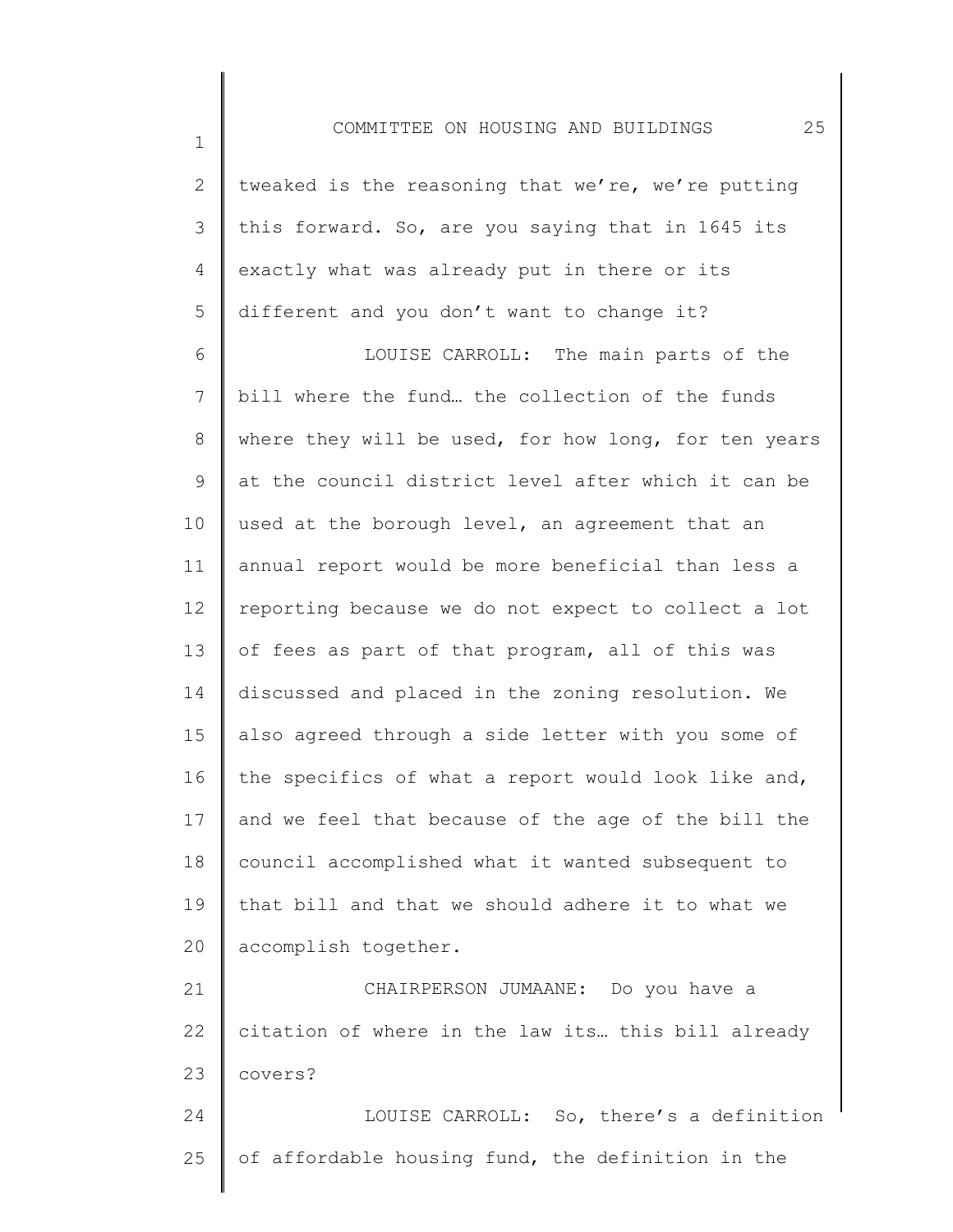tweaked is the reasoning that we're, we're putting this forward. So, are you saying that in 1645 its exactly what was already put in there or its different and you don't want to change it?

LOUISE CARROLL: The main parts of the bill where the fund… the collection of the funds where they will be used, for how long, for ten years at the council district level after which it can be used at the borough level, an agreement that an annual report would be more beneficial than less a reporting because we do not expect to collect a lot of fees as part of that program, all of this was discussed and placed in the zoning resolution. We also agreed through a side letter with you some of the specifics of what a report would look like and, and we feel that because of the age of the bill the council accomplished what it wanted subsequent to that bill and that we should adhere it to what we accomplish together.

CHAIRPERSON JUMAANE: Do you have a citation of where in the law its… this bill already covers?

LOUISE CARROLL: So, there's a definition of affordable housing fund, the definition in the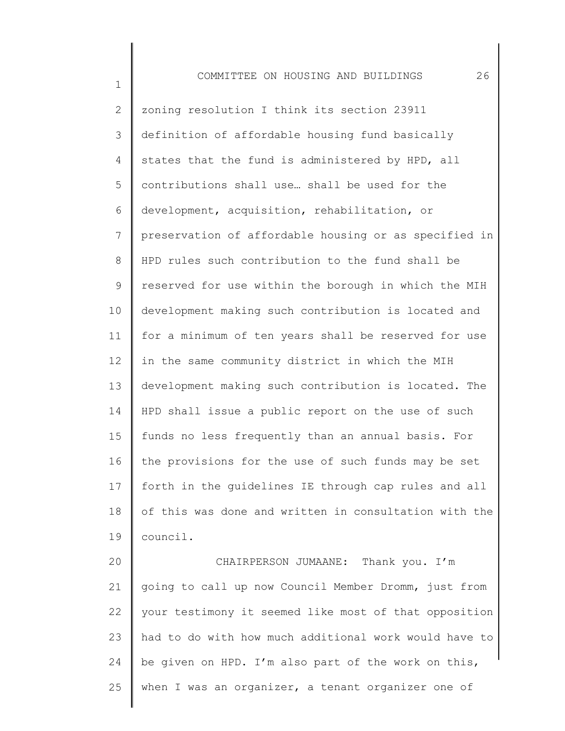zoning resolution I think its section 23911 definition of affordable housing fund basically states that the fund is administered by HPD, all contributions shall use… shall be used for the development, acquisition, rehabilitation, or preservation of affordable housing or as specified in HPD rules such contribution to the fund shall be reserved for use within the borough in which the MIH development making such contribution is located and for a minimum of ten years shall be reserved for use in the same community district in which the MIH development making such contribution is located. The HPD shall issue a public report on the use of such funds no less frequently than an annual basis. For the provisions for the use of such funds may be set forth in the guidelines IE through cap rules and all of this was done and written in consultation with the council.

CHAIRPERSON JUMAANE: Thank you. I'm going to call up now Council Member Dromm, just from your testimony it seemed like most of that opposition had to do with how much additional work would have to be given on HPD. I'm also part of the work on this, when I was an organizer, a tenant organizer one of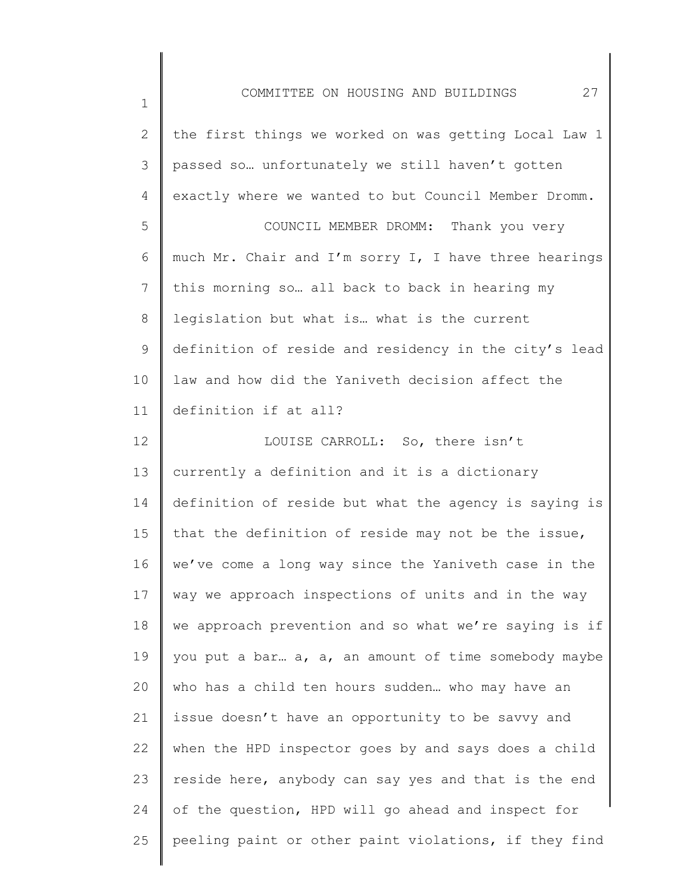the first things we worked on was getting Local Law 1 passed so… unfortunately we still haven't gotten exactly where we wanted to but Council Member Dromm.

COUNCIL MEMBER DROMM: Thank you very much Mr. Chair and I'm sorry I, I have three hearings this morning so… all back to back in hearing my legislation but what is… what is the current definition of reside and residency in the city's lead law and how did the Yaniveth decision affect the definition if at all?

LOUISE CARROLL: So, there isn't currently a definition and it is a dictionary definition of reside but what the agency is saying is that the definition of reside may not be the issue, we've come a long way since the Yaniveth case in the way we approach inspections of units and in the way we approach prevention and so what we're saying is if you put a bar… a, a, an amount of time somebody maybe who has a child ten hours sudden… who may have an issue doesn't have an opportunity to be savvy and when the HPD inspector goes by and says does a child reside here, anybody can say yes and that is the end of the question, HPD will go ahead and inspect for peeling paint or other paint violations, if they find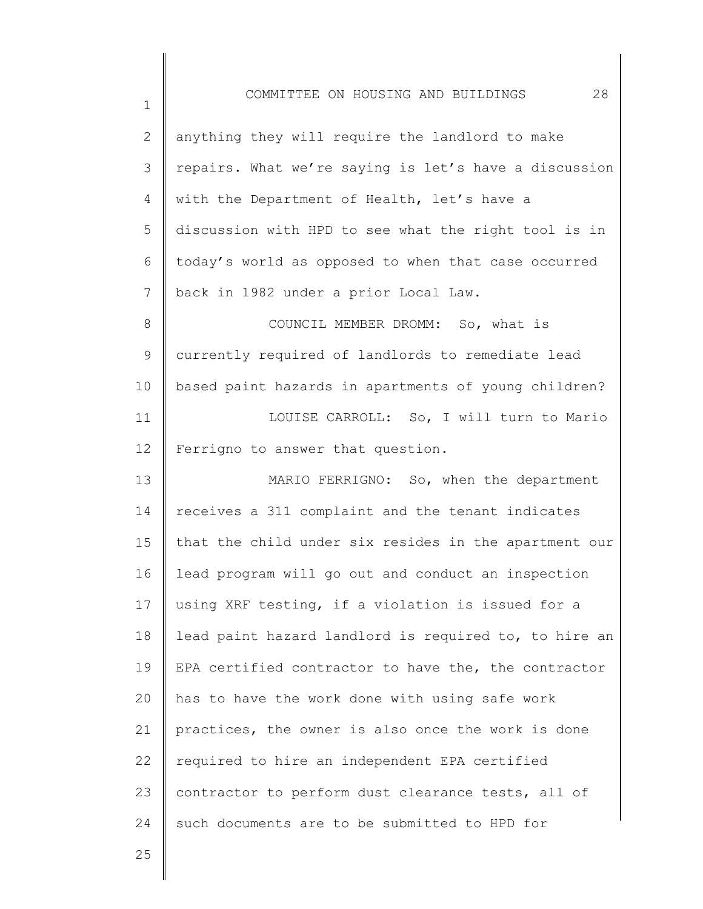anything they will require the landlord to make repairs. What we're saying is let's have a discussion with the Department of Health, let's have a discussion with HPD to see what the right tool is in today's world as opposed to when that case occurred back in 1982 under a prior Local Law.

COUNCIL MEMBER DROMM: So, what is currently required of landlords to remediate lead based paint hazards in apartments of young children?

LOUISE CARROLL: So, I will turn to Mario Ferrigno to answer that question.

MARIO FERRIGNO: So, when the department receives a 311 complaint and the tenant indicates that the child under six resides in the apartment our lead program will go out and conduct an inspection using XRF testing, if a violation is issued for a lead paint hazard landlord is required to, to hire an EPA certified contractor to have the, the contractor has to have the work done with using safe work practices, the owner is also once the work is done required to hire an independent EPA certified contractor to perform dust clearance tests, all of such documents are to be submitted to HPD for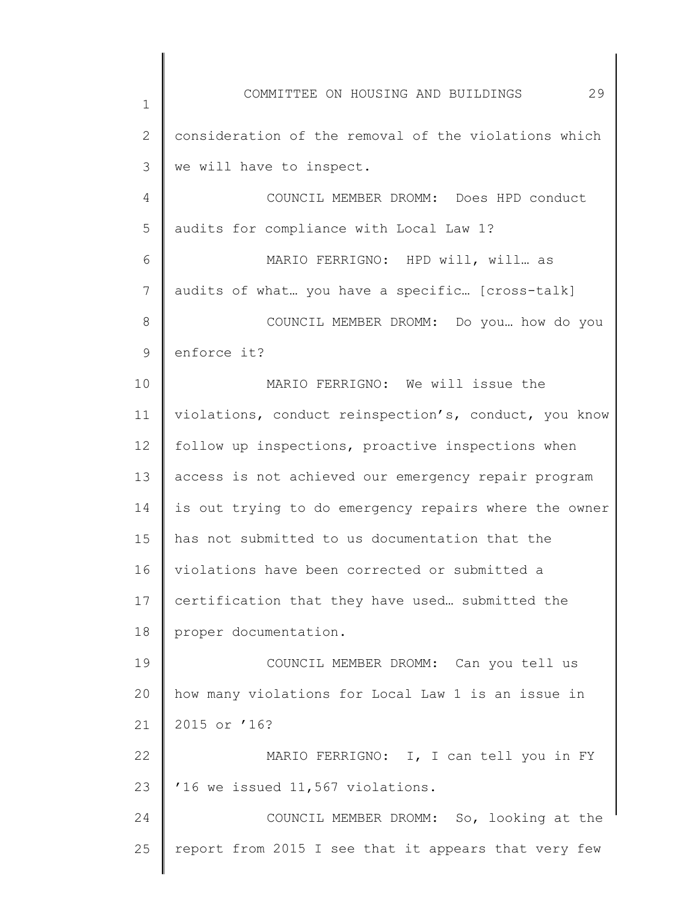consideration of the removal of the violations which we will have to inspect.

COUNCIL MEMBER DROMM: Does HPD conduct audits for compliance with Local Law 1?

MARIO FERRIGNO: HPD will, will… as audits of what… you have a specific… [cross-talk]

COUNCIL MEMBER DROMM: Do you… how do you enforce it?

MARIO FERRIGNO: We will issue the violations, conduct reinspection's, conduct, you know follow up inspections, proactive inspections when access is not achieved our emergency repair program is out trying to do emergency repairs where the owner has not submitted to us documentation that the violations have been corrected or submitted a certification that they have used… submitted the proper documentation.

COUNCIL MEMBER DROMM: Can you tell us how many violations for Local Law 1 is an issue in 2015 or '16?

MARIO FERRIGNO: I, I can tell you in FY '16 we issued 11,567 violations.

COUNCIL MEMBER DROMM: So, looking at the report from 2015 I see that it appears that very few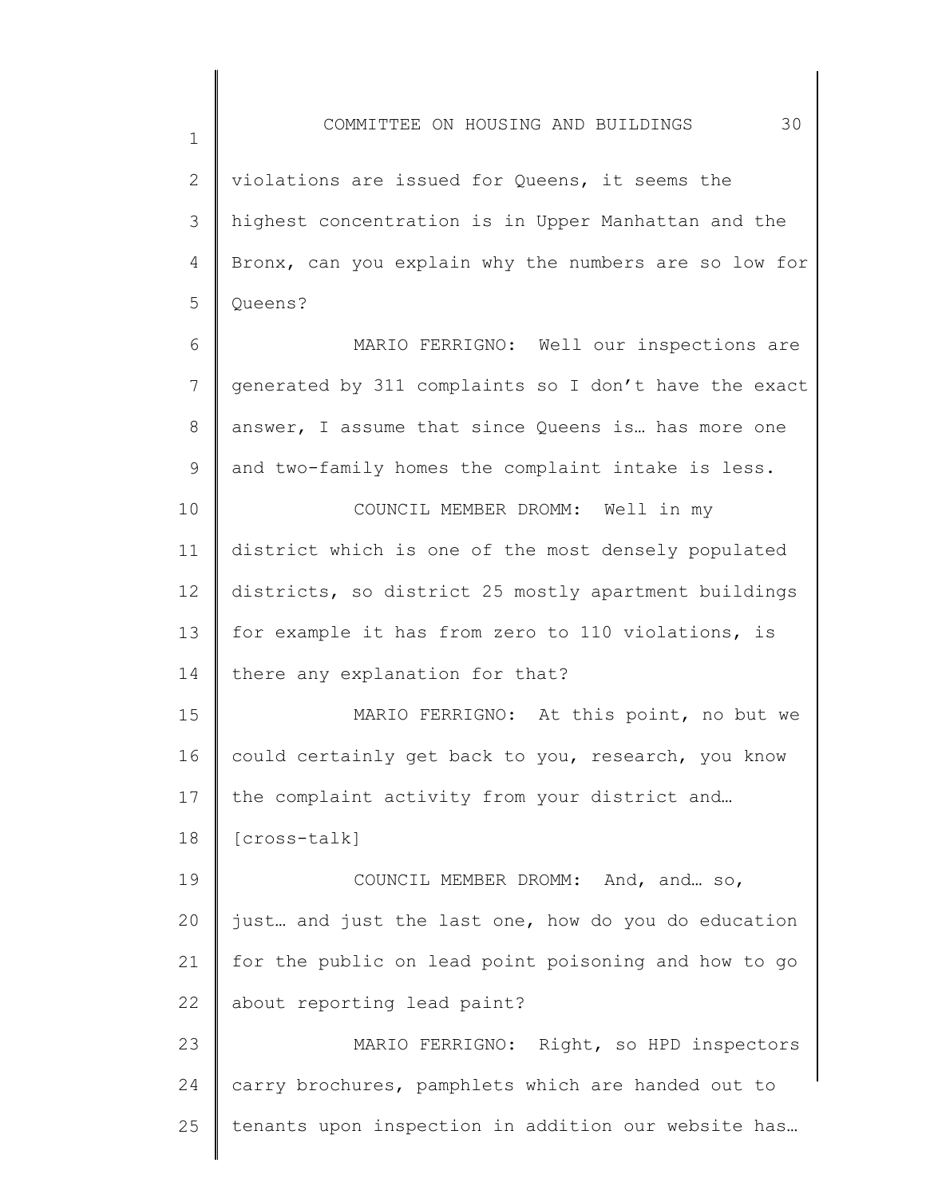violations are issued for Queens, it seems the highest concentration is in Upper Manhattan and the Bronx, can you explain why the numbers are so low for Queens?

MARIO FERRIGNO: Well our inspections are generated by 311 complaints so I don't have the exact answer, I assume that since Queens is… has more one and two-family homes the complaint intake is less.

COUNCIL MEMBER DROMM: Well in my district which is one of the most densely populated districts, so district 25 mostly apartment buildings for example it has from zero to 110 violations, is there any explanation for that?

MARIO FERRIGNO: At this point, no but we could certainly get back to you, research, you know the complaint activity from your district and… [cross-talk]

COUNCIL MEMBER DROMM: And, and… so, just… and just the last one, how do you do education for the public on lead point poisoning and how to go about reporting lead paint?

MARIO FERRIGNO: Right, so HPD inspectors carry brochures, pamphlets which are handed out to tenants upon inspection in addition our website has…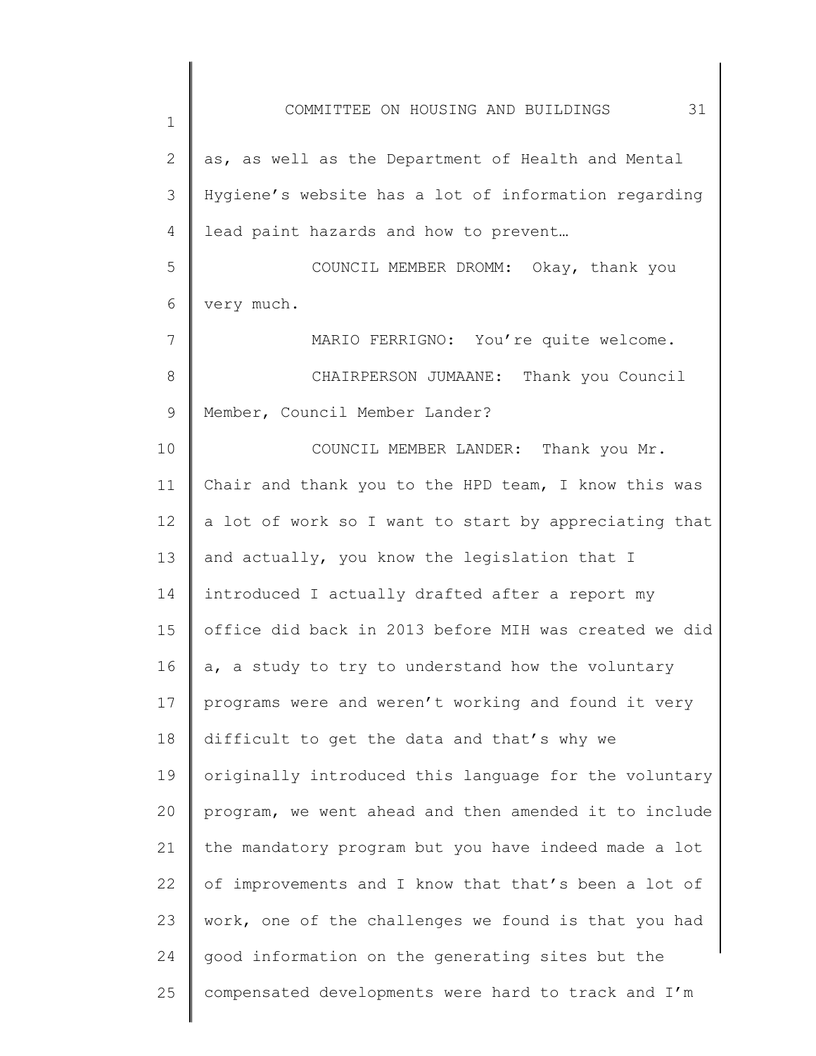as, as well as the Department of Health and Mental Hygiene's website has a lot of information regarding lead paint hazards and how to prevent…

COUNCIL MEMBER DROMM: Okay, thank you very much.

MARIO FERRIGNO: You're quite welcome.

CHAIRPERSON JUMAANE: Thank you Council Member, Council Member Lander?

COUNCIL MEMBER LANDER: Thank you Mr. Chair and thank you to the HPD team, I know this was a lot of work so I want to start by appreciating that and actually, you know the legislation that I introduced I actually drafted after a report my office did back in 2013 before MIH was created we did a, a study to try to understand how the voluntary programs were and weren't working and found it very difficult to get the data and that's why we originally introduced this language for the voluntary program, we went ahead and then amended it to include the mandatory program but you have indeed made a lot of improvements and I know that that's been a lot of work, one of the challenges we found is that you had good information on the generating sites but the compensated developments were hard to track and I'm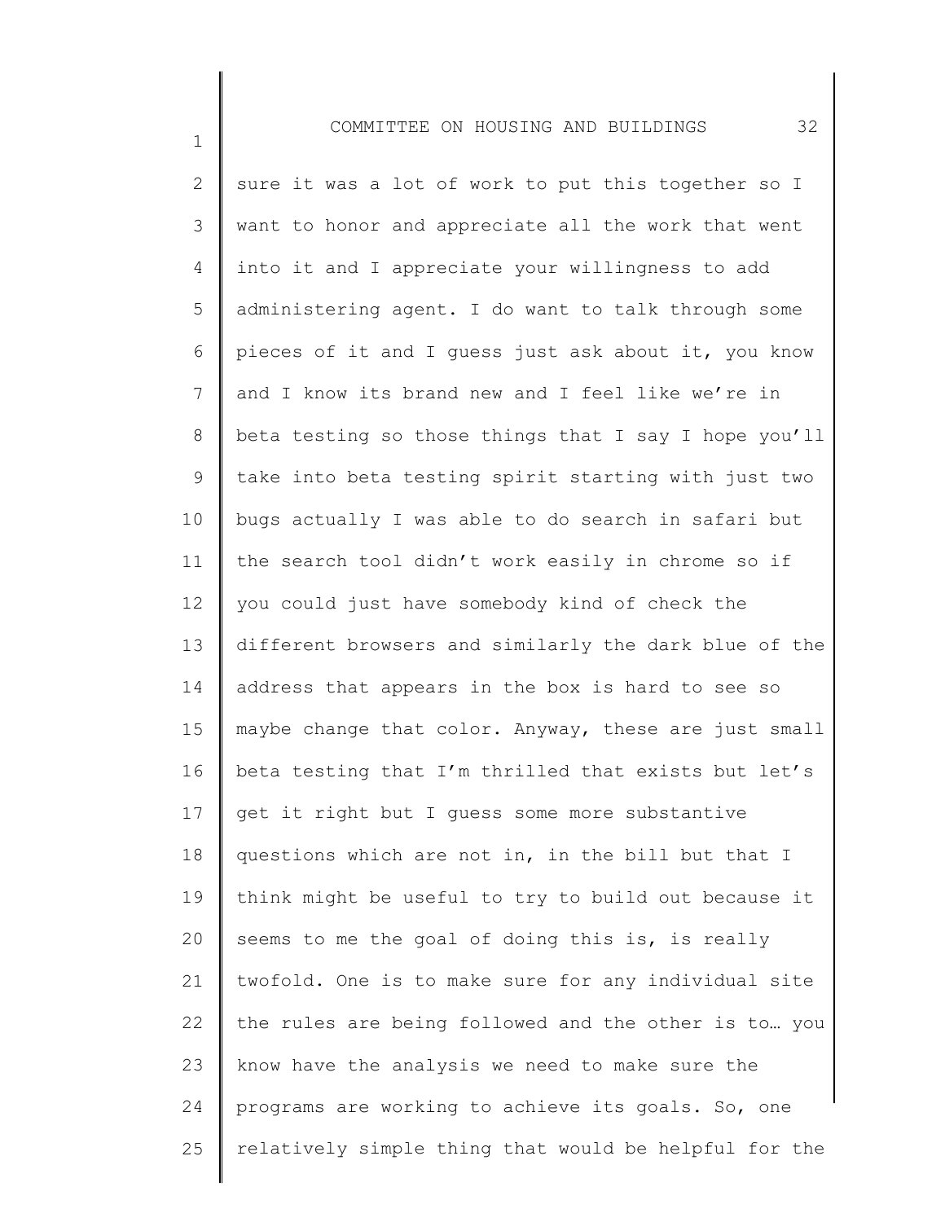sure it was a lot of work to put this together so I want to honor and appreciate all the work that went into it and I appreciate your willingness to add administering agent. I do want to talk through some pieces of it and I guess just ask about it, you know and I know its brand new and I feel like we're in beta testing so those things that I say I hope you'll take into beta testing spirit starting with just two bugs actually I was able to do search in safari but the search tool didn't work easily in chrome so if you could just have somebody kind of check the different browsers and similarly the dark blue of the address that appears in the box is hard to see so maybe change that color. Anyway, these are just small beta testing that I'm thrilled that exists but let's get it right but I guess some more substantive questions which are not in, in the bill but that I think might be useful to try to build out because it seems to me the goal of doing this is, is really twofold. One is to make sure for any individual site the rules are being followed and the other is to… you know have the analysis we need to make sure the programs are working to achieve its goals. So, one relatively simple thing that would be helpful for the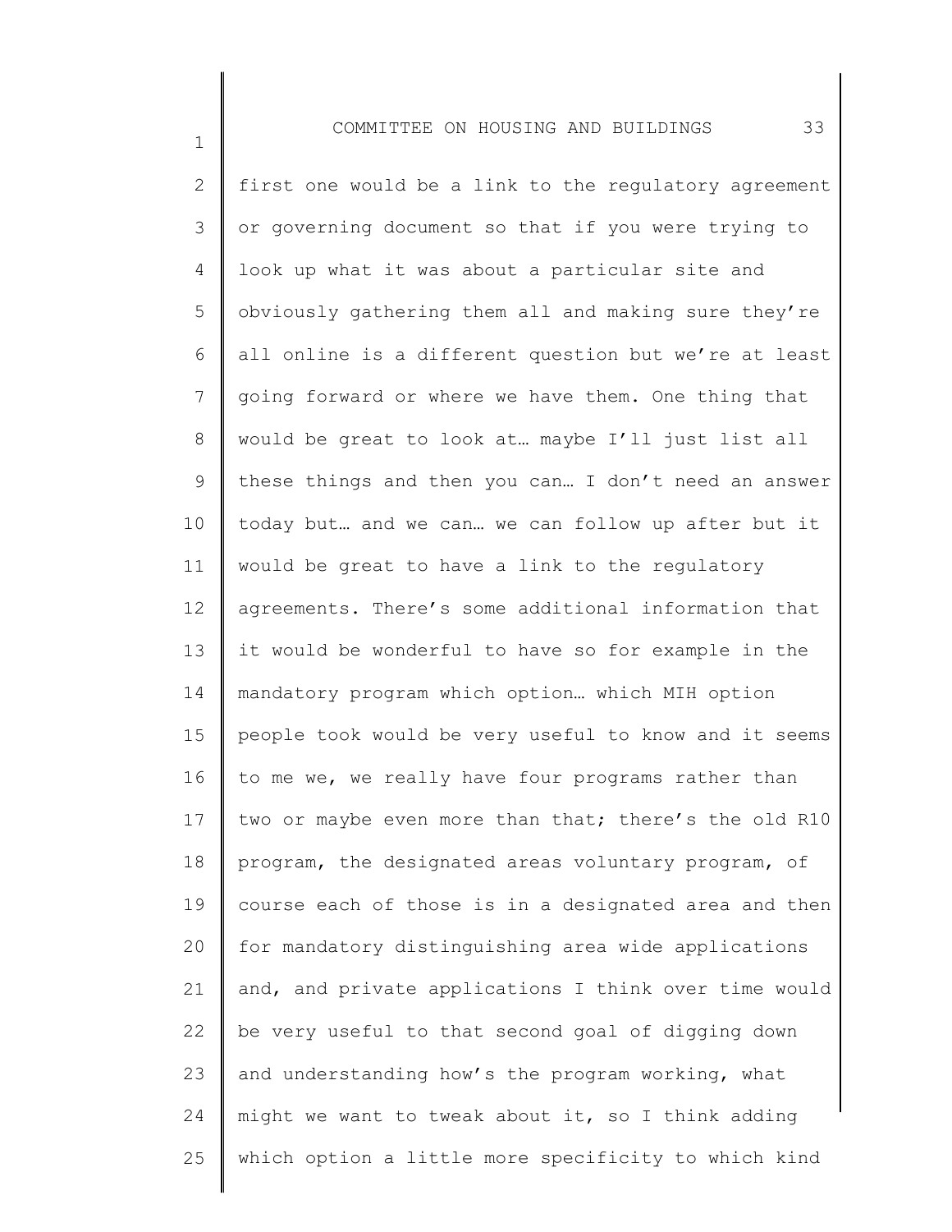first one would be a link to the regulatory agreement or governing document so that if you were trying to look up what it was about a particular site and obviously gathering them all and making sure they're all online is a different question but we're at least going forward or where we have them. One thing that would be great to look at… maybe I'll just list all these things and then you can… I don't need an answer today but… and we can… we can follow up after but it would be great to have a link to the regulatory agreements. There's some additional information that it would be wonderful to have so for example in the mandatory program which option… which MIH option people took would be very useful to know and it seems to me we, we really have four programs rather than two or maybe even more than that; there's the old R10 program, the designated areas voluntary program, of course each of those is in a designated area and then for mandatory distinguishing area wide applications and, and private applications I think over time would be very useful to that second goal of digging down and understanding how's the program working, what might we want to tweak about it, so I think adding which option a little more specificity to which kind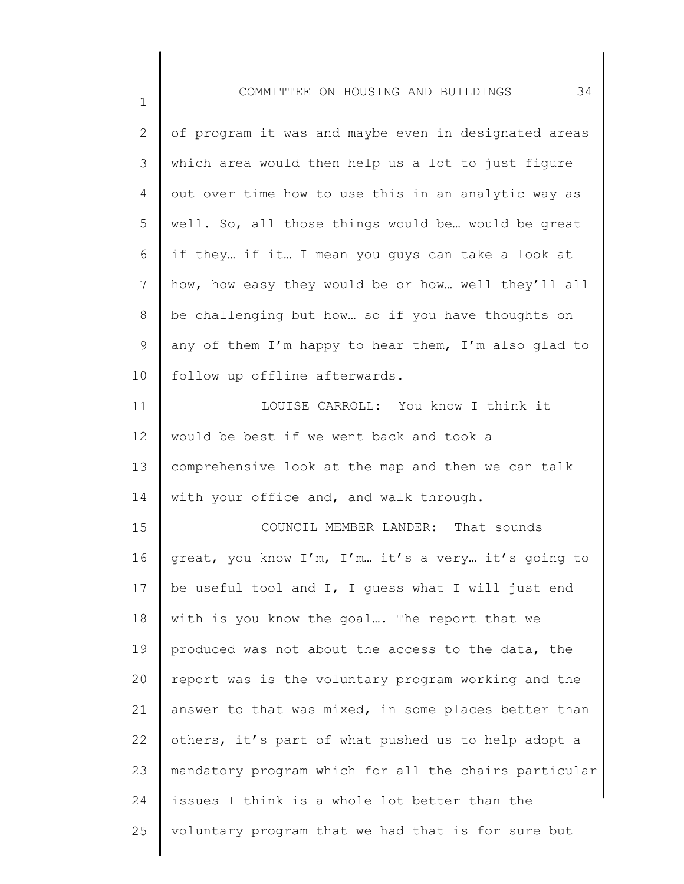of program it was and maybe even in designated areas which area would then help us a lot to just figure out over time how to use this in an analytic way as well. So, all those things would be… would be great if they… if it… I mean you guys can take a look at how, how easy they would be or how… well they'll all be challenging but how… so if you have thoughts on any of them I'm happy to hear them, I'm also glad to follow up offline afterwards.

LOUISE CARROLL: You know I think it would be best if we went back and took a comprehensive look at the map and then we can talk with your office and, and walk through.

COUNCIL MEMBER LANDER: That sounds great, you know I'm, I'm… it's a very… it's going to be useful tool and I, I guess what I will just end with is you know the goal…. The report that we produced was not about the access to the data, the report was is the voluntary program working and the answer to that was mixed, in some places better than others, it's part of what pushed us to help adopt a mandatory program which for all the chairs particular issues I think is a whole lot better than the voluntary program that we had that is for sure but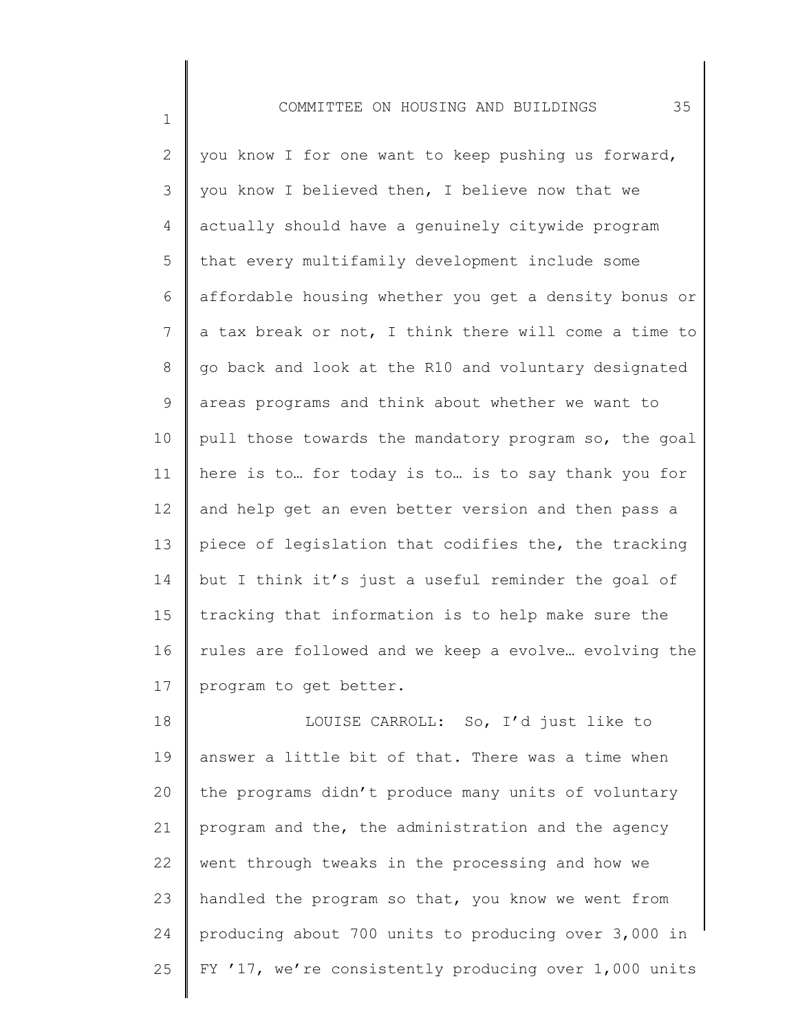you know I for one want to keep pushing us forward, you know I believed then, I believe now that we actually should have a genuinely citywide program that every multifamily development include some affordable housing whether you get a density bonus or a tax break or not, I think there will come a time to go back and look at the R10 and voluntary designated areas programs and think about whether we want to pull those towards the mandatory program so, the goal here is to… for today is to… is to say thank you for and help get an even better version and then pass a piece of legislation that codifies the, the tracking but I think it's just a useful reminder the goal of tracking that information is to help make sure the rules are followed and we keep a evolve… evolving the program to get better.

LOUISE CARROLL: So, I'd just like to answer a little bit of that. There was a time when the programs didn't produce many units of voluntary program and the, the administration and the agency went through tweaks in the processing and how we handled the program so that, you know we went from producing about 700 units to producing over 3,000 in FY '17, we're consistently producing over 1,000 units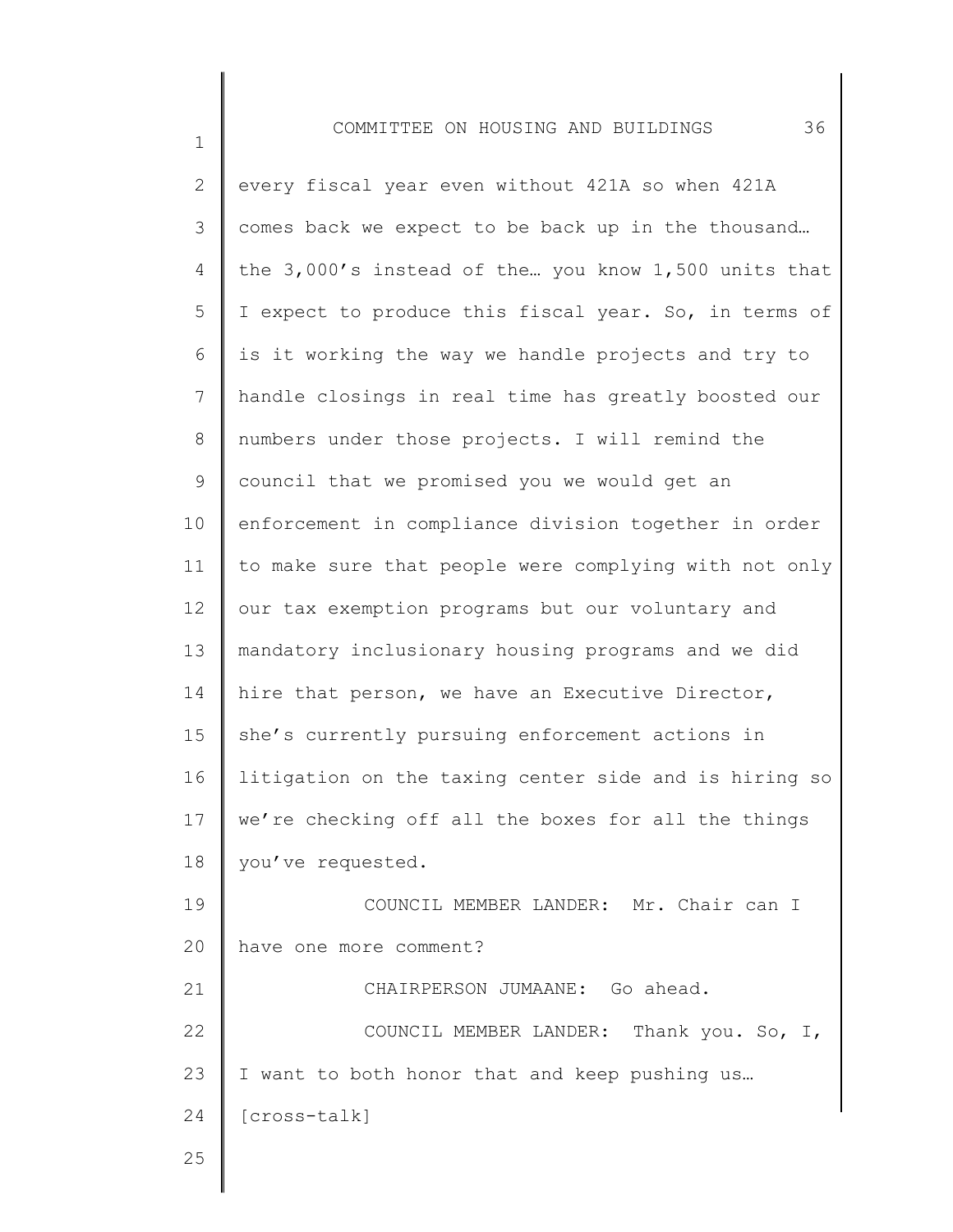every fiscal year even without 421A so when 421A comes back we expect to be back up in the thousand… the 3,000's instead of the… you know 1,500 units that I expect to produce this fiscal year. So, in terms of is it working the way we handle projects and try to handle closings in real time has greatly boosted our numbers under those projects. I will remind the council that we promised you we would get an enforcement in compliance division together in order to make sure that people were complying with not only our tax exemption programs but our voluntary and mandatory inclusionary housing programs and we did hire that person, we have an Executive Director, she's currently pursuing enforcement actions in litigation on the taxing center side and is hiring so we're checking off all the boxes for all the things you've requested.

COUNCIL MEMBER LANDER: Mr. Chair can I have one more comment?

CHAIRPERSON JUMAANE: Go ahead.

COUNCIL MEMBER LANDER: Thank you. So, I, I want to both honor that and keep pushing us… [cross-talk]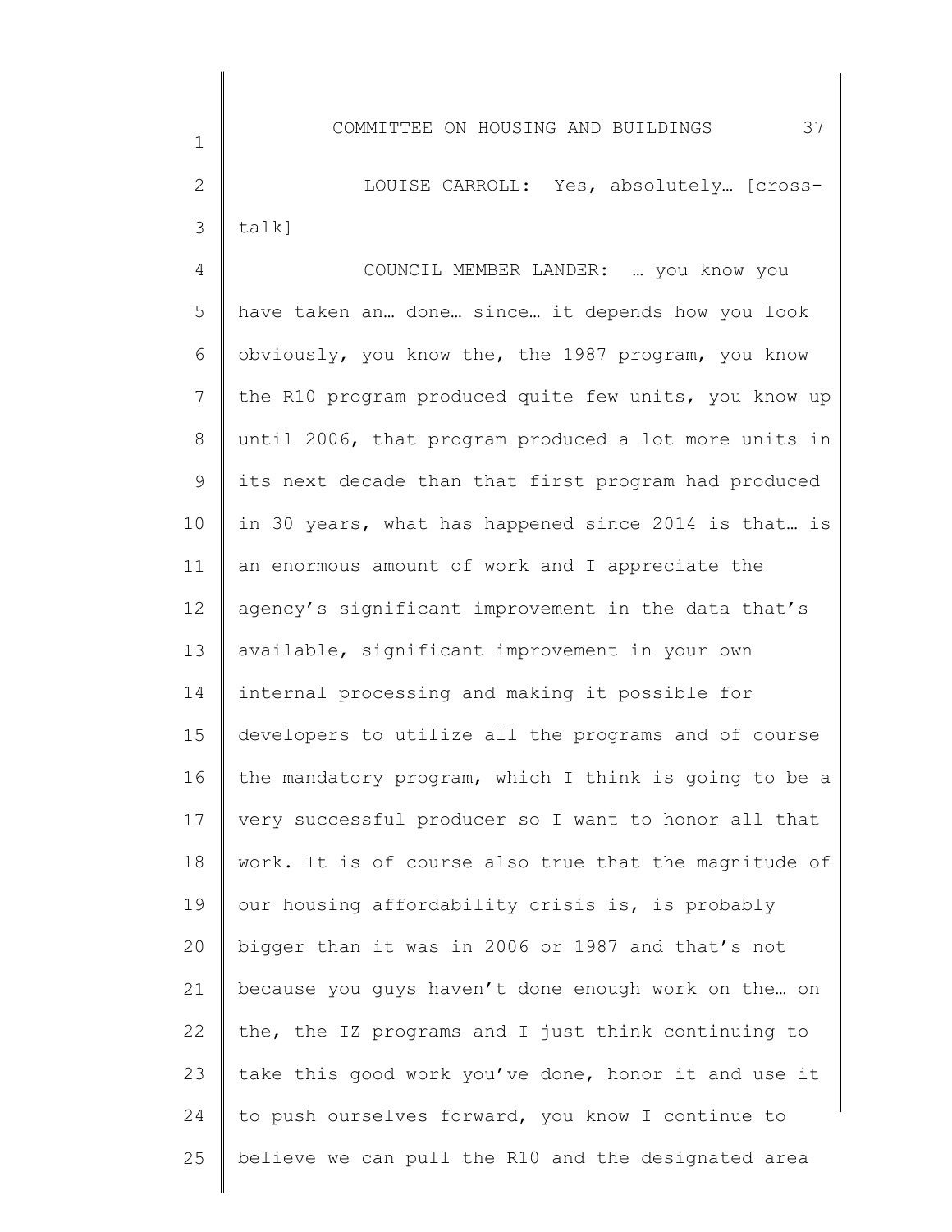LOUISE CARROLL: Yes, absolutely… [cross-talk]

COUNCIL MEMBER LANDER: … you know you have taken an… done… since… it depends how you look obviously, you know the, the 1987 program, you know the R10 program produced quite few units, you know up until 2006, that program produced a lot more units in its next decade than that first program had produced in 30 years, what has happened since 2014 is that… is an enormous amount of work and I appreciate the agency's significant improvement in the data that's available, significant improvement in your own internal processing and making it possible for developers to utilize all the programs and of course the mandatory program, which I think is going to be a very successful producer so I want to honor all that work. It is of course also true that the magnitude of our housing affordability crisis is, is probably bigger than it was in 2006 or 1987 and that's not because you guys haven't done enough work on the… on the, the IZ programs and I just think continuing to take this good work you've done, honor it and use it to push ourselves forward, you know I continue to believe we can pull the R10 and the designated area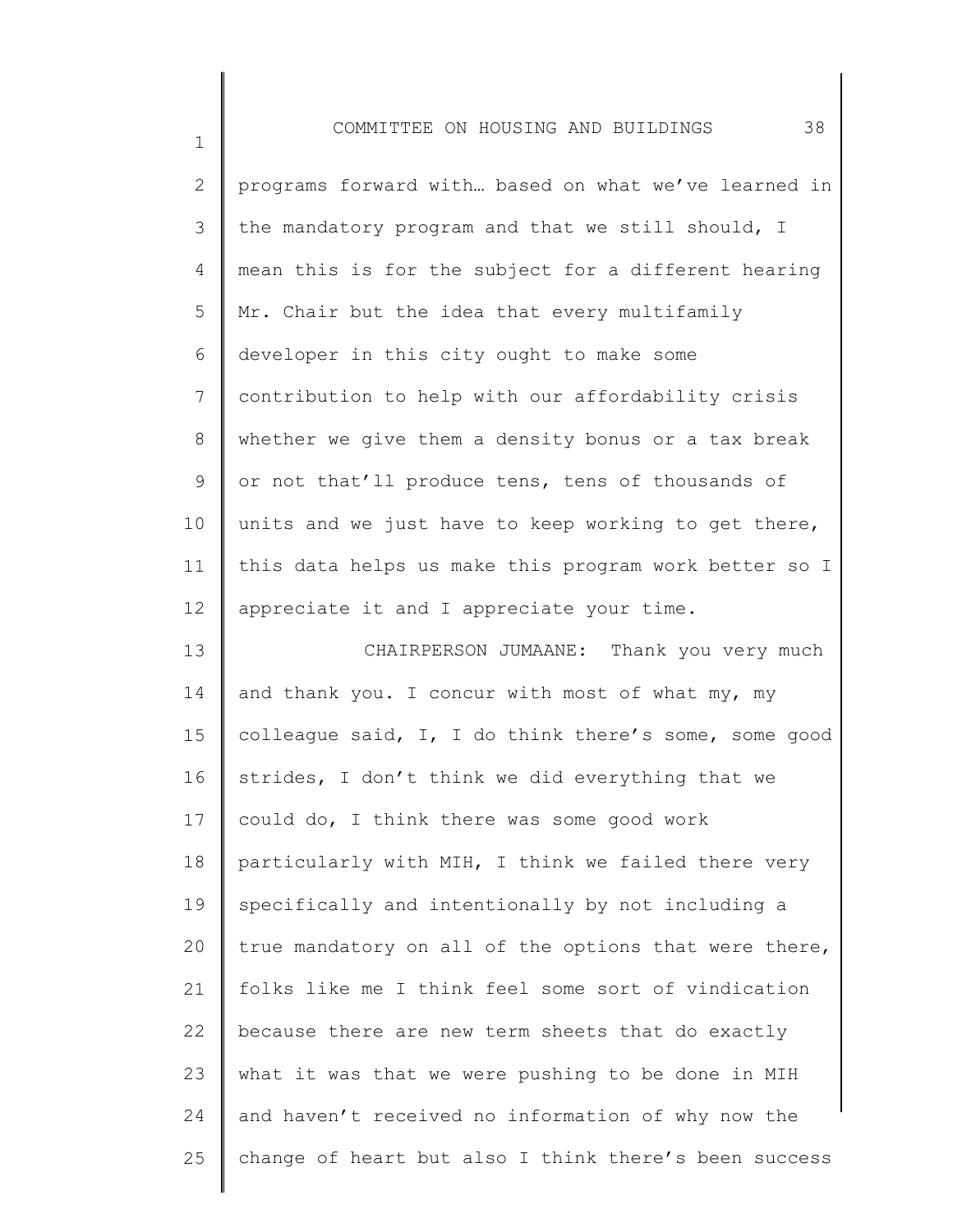programs forward with… based on what we've learned in the mandatory program and that we still should, I mean this is for the subject for a different hearing Mr. Chair but the idea that every multifamily developer in this city ought to make some contribution to help with our affordability crisis whether we give them a density bonus or a tax break or not that'll produce tens, tens of thousands of units and we just have to keep working to get there, this data helps us make this program work better so I appreciate it and I appreciate your time.

CHAIRPERSON JUMAANE: Thank you very much and thank you. I concur with most of what my, my colleague said, I, I do think there's some, some good strides, I don't think we did everything that we could do, I think there was some good work particularly with MIH, I think we failed there very specifically and intentionally by not including a true mandatory on all of the options that were there, folks like me I think feel some sort of vindication because there are new term sheets that do exactly what it was that we were pushing to be done in MIH and haven't received no information of why now the change of heart but also I think there's been success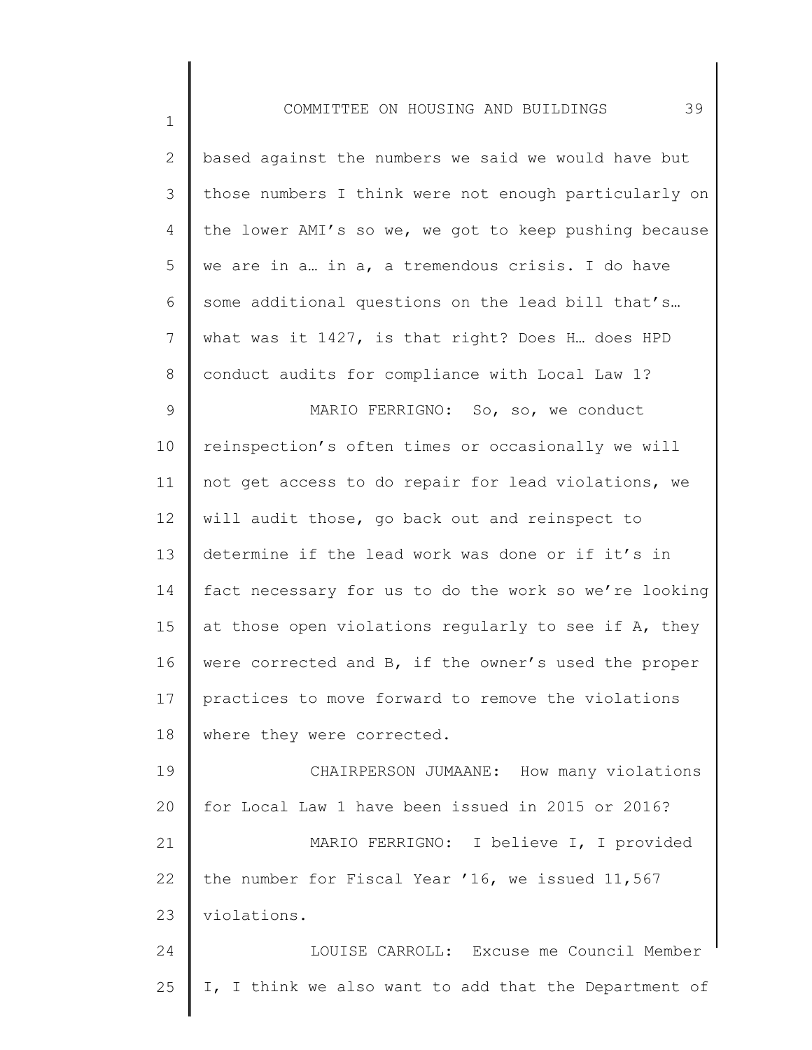based against the numbers we said we would have but those numbers I think were not enough particularly on the lower AMI's so we, we got to keep pushing because we are in a… in a, a tremendous crisis. I do have some additional questions on the lead bill that's… what was it 1427, is that right? Does H… does HPD conduct audits for compliance with Local Law 1?

MARIO FERRIGNO: So, so, we conduct reinspection's often times or occasionally we will not get access to do repair for lead violations, we will audit those, go back out and reinspect to determine if the lead work was done or if it's in fact necessary for us to do the work so we're looking at those open violations regularly to see if A, they were corrected and B, if the owner's used the proper practices to move forward to remove the violations where they were corrected.

CHAIRPERSON JUMAANE: How many violations for Local Law 1 have been issued in 2015 or 2016?

MARIO FERRIGNO: I believe I, I provided the number for Fiscal Year '16, we issued 11,567 violations.

LOUISE CARROLL: Excuse me Council Member I, I think we also want to add that the Department of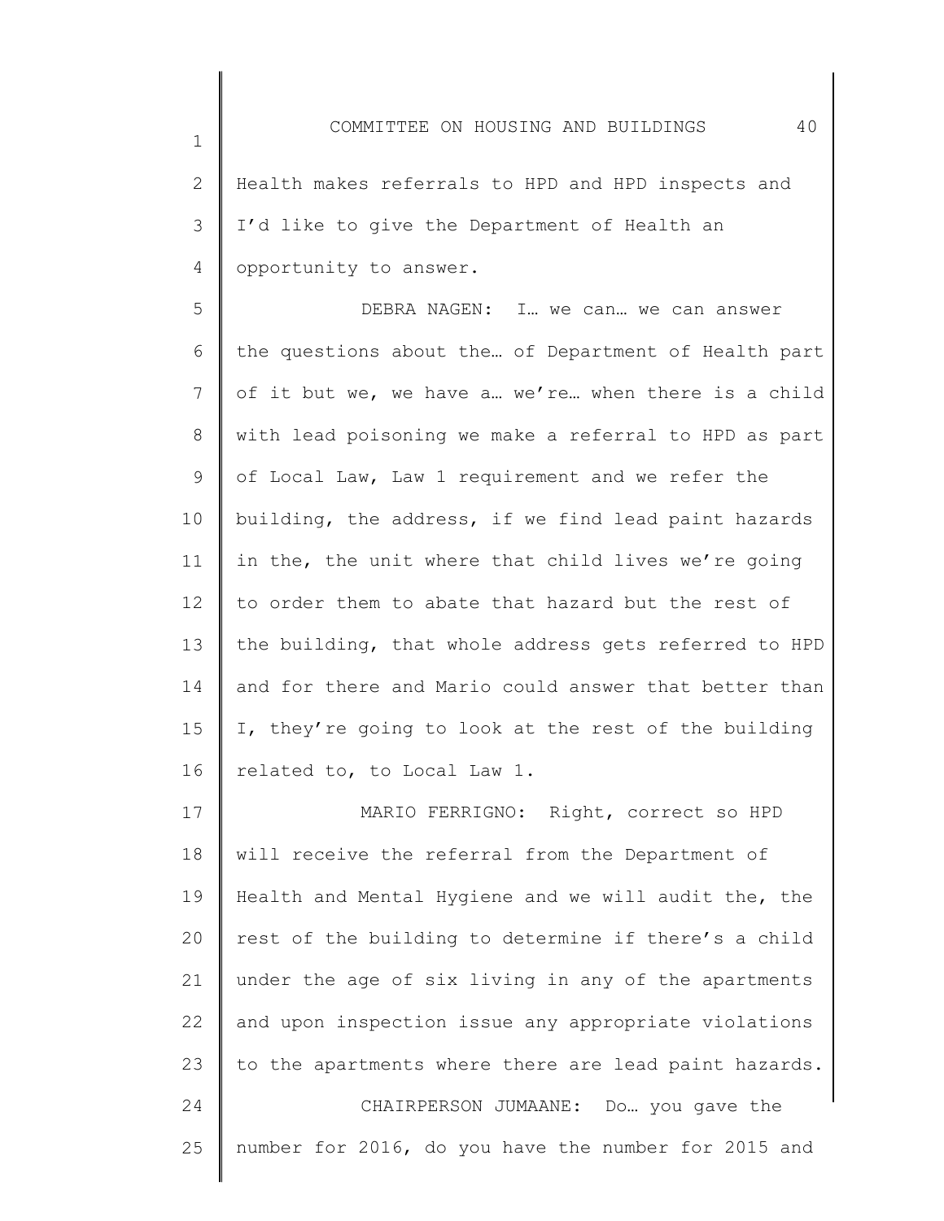Health makes referrals to HPD and HPD inspects and I'd like to give the Department of Health an opportunity to answer.

DEBRA NAGEN: I… we can… we can answer the questions about the… of Department of Health part of it but we, we have a… we're… when there is a child with lead poisoning we make a referral to HPD as part of Local Law, Law 1 requirement and we refer the building, the address, if we find lead paint hazards in the, the unit where that child lives we're going to order them to abate that hazard but the rest of the building, that whole address gets referred to HPD and for there and Mario could answer that better than I, they're going to look at the rest of the building related to, to Local Law 1.

MARIO FERRIGNO: Right, correct so HPD will receive the referral from the Department of Health and Mental Hygiene and we will audit the, the rest of the building to determine if there's a child under the age of six living in any of the apartments and upon inspection issue any appropriate violations to the apartments where there are lead paint hazards.

CHAIRPERSON JUMAANE: Do… you gave the number for 2016, do you have the number for 2015 and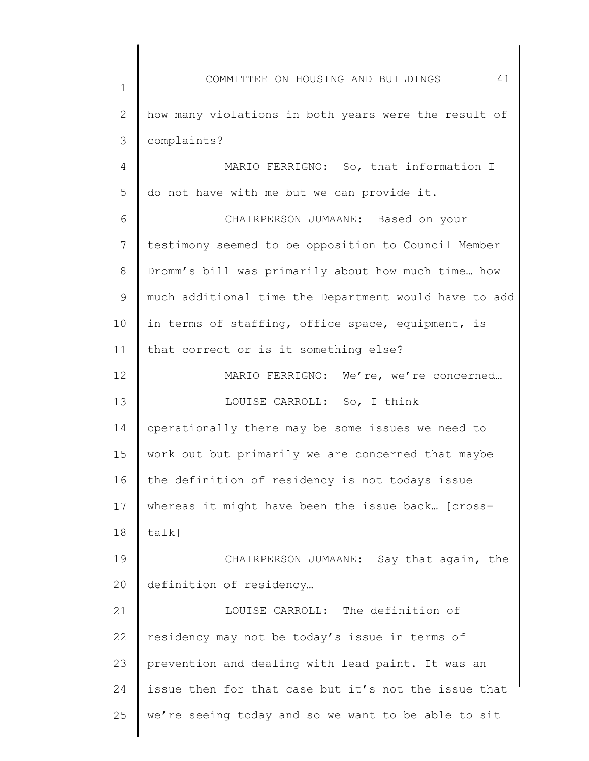how many violations in both years were the result of complaints?

MARIO FERRIGNO: So, that information I do not have with me but we can provide it.

CHAIRPERSON JUMAANE: Based on your testimony seemed to be opposition to Council Member Dromm's bill was primarily about how much time… how much additional time the Department would have to add in terms of staffing, office space, equipment, is that correct or is it something else?

MARIO FERRIGNO: We're, we're concerned…

LOUISE CARROLL: So, I think operationally there may be some issues we need to work out but primarily we are concerned that maybe the definition of residency is not todays issue whereas it might have been the issue back… [cross-talk]

CHAIRPERSON JUMAANE: Say that again, the definition of residency…

LOUISE CARROLL: The definition of residency may not be today's issue in terms of prevention and dealing with lead paint. It was an issue then for that case but it's not the issue that we're seeing today and so we want to be able to sit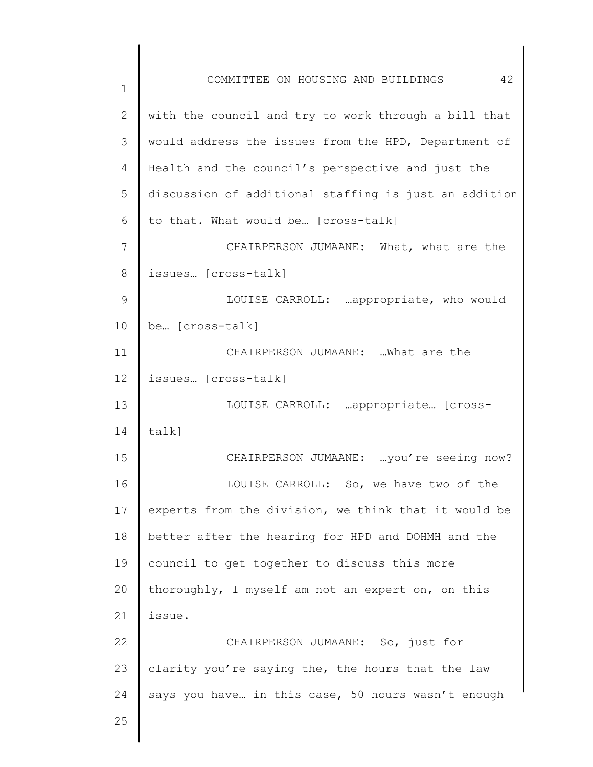with the council and try to work through a bill that would address the issues from the HPD, Department of Health and the council's perspective and just the discussion of additional staffing is just an addition to that. What would be… [cross-talk]

CHAIRPERSON JUMAANE: What, what are the issues… [cross-talk]

LOUISE CARROLL: …appropriate, who would be… [cross-talk]

CHAIRPERSON JUMAANE: …What are the issues… [cross-talk]

LOUISE CARROLL: …appropriate… [cross-talk]

CHAIRPERSON JUMAANE: …you're seeing now?

LOUISE CARROLL: So, we have two of the experts from the division, we think that it would be better after the hearing for HPD and DOHMH and the council to get together to discuss this more thoroughly, I myself am not an expert on, on this issue.

CHAIRPERSON JUMAANE: So, just for clarity you're saying the, the hours that the law says you have… in this case, 50 hours wasn't enough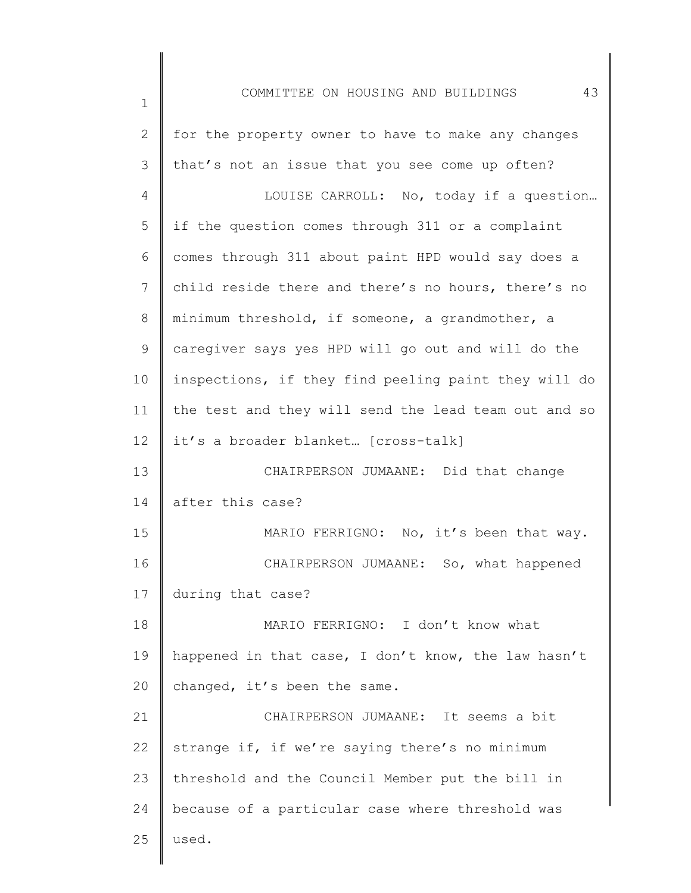for the property owner to have to make any changes that's not an issue that you see come up often?

LOUISE CARROLL: No, today if a question… if the question comes through 311 or a complaint comes through 311 about paint HPD would say does a child reside there and there's no hours, there's no minimum threshold, if someone, a grandmother, a caregiver says yes HPD will go out and will do the inspections, if they find peeling paint they will do the test and they will send the lead team out and so it's a broader blanket… [cross-talk]

CHAIRPERSON JUMAANE: Did that change after this case?

MARIO FERRIGNO: No, it's been that way.

CHAIRPERSON JUMAANE: So, what happened during that case?

MARIO FERRIGNO: I don't know what happened in that case, I don't know, the law hasn't changed, it's been the same.

CHAIRPERSON JUMAANE: It seems a bit strange if, if we're saying there's no minimum threshold and the Council Member put the bill in because of a particular case where threshold was used.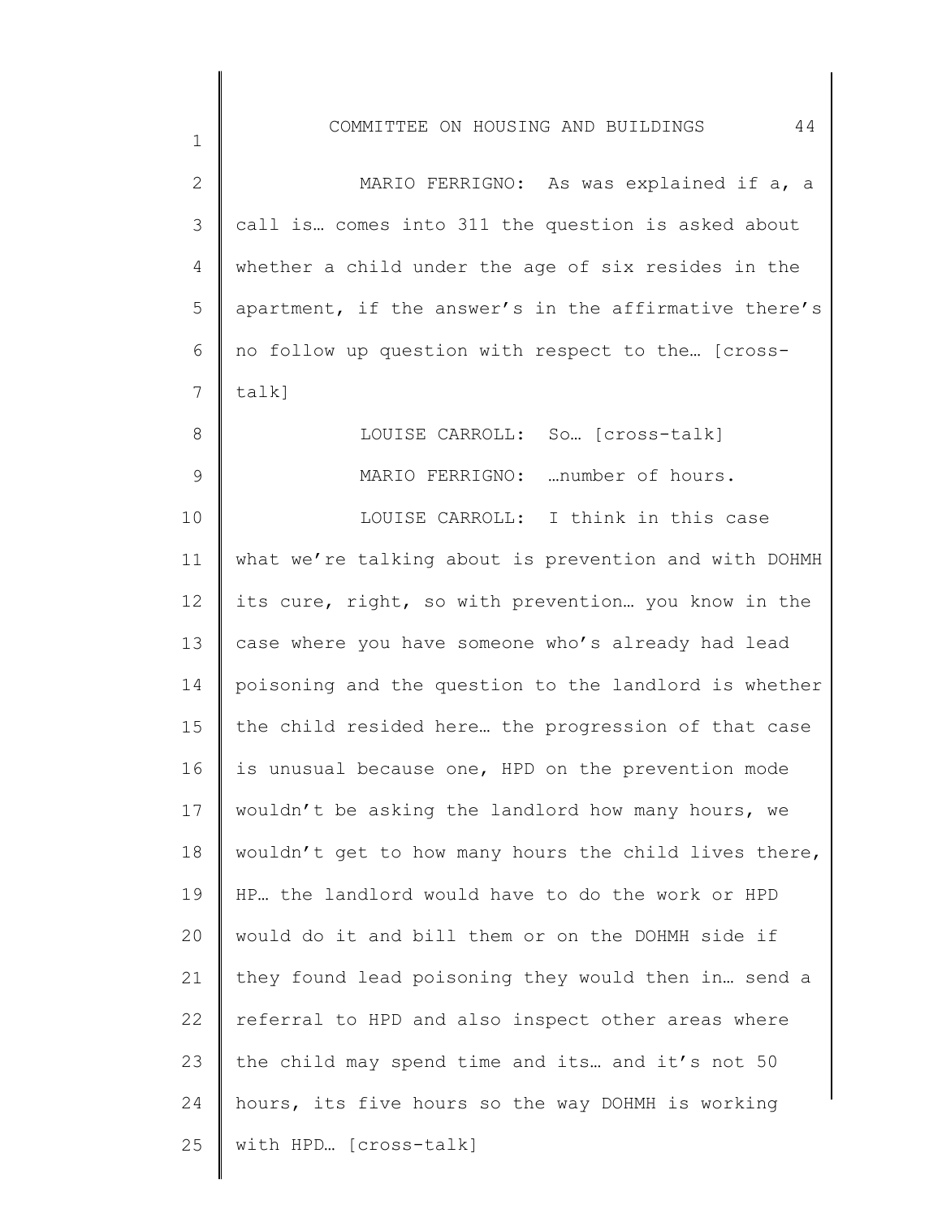MARIO FERRIGNO: As was explained if a, a call is… comes into 311 the question is asked about whether a child under the age of six resides in the apartment, if the answer's in the affirmative there's no follow up question with respect to the… [cross-talk]

LOUISE CARROLL: So… [cross-talk]

MARIO FERRIGNO: …number of hours.

LOUISE CARROLL: I think in this case what we're talking about is prevention and with DOHMH its cure, right, so with prevention… you know in the case where you have someone who's already had lead poisoning and the question to the landlord is whether the child resided here… the progression of that case is unusual because one, HPD on the prevention mode wouldn't be asking the landlord how many hours, we wouldn't get to how many hours the child lives there, HP… the landlord would have to do the work or HPD would do it and bill them or on the DOHMH side if they found lead poisoning they would then in… send a referral to HPD and also inspect other areas where the child may spend time and its… and it's not 50 hours, its five hours so the way DOHMH is working with HPD… [cross-talk]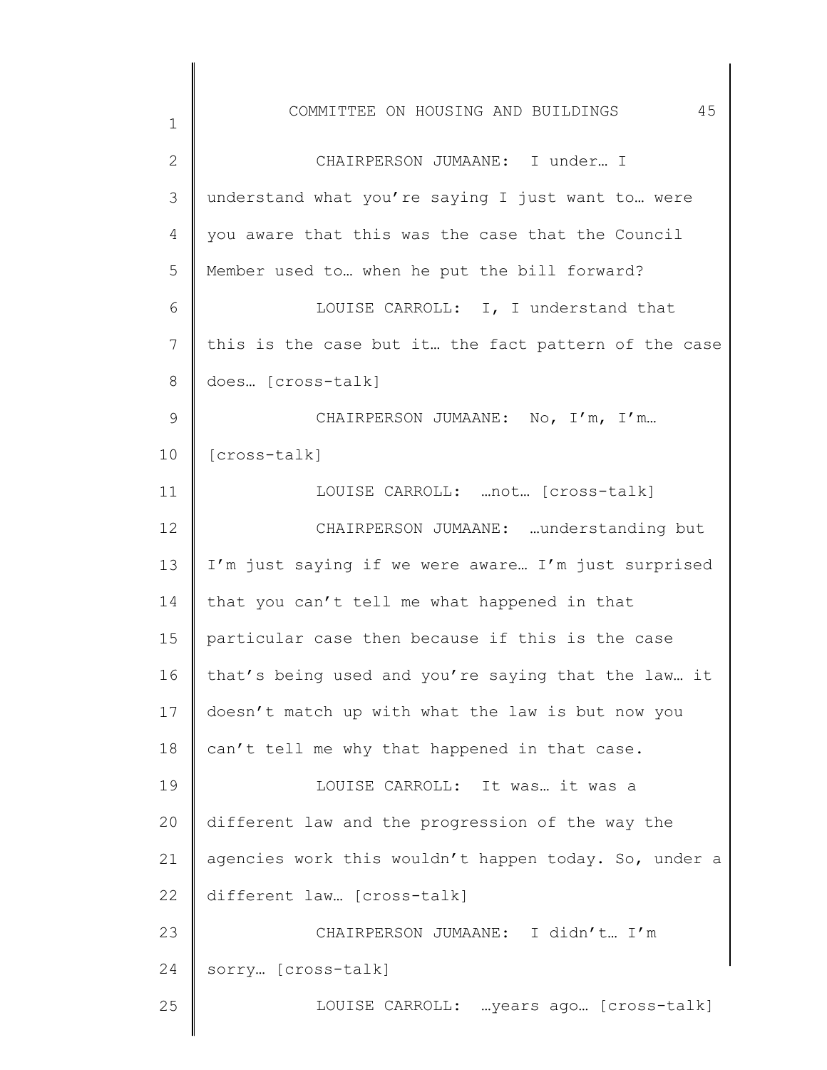CHAIRPERSON JUMAANE: I under… I understand what you're saying I just want to… were you aware that this was the case that the Council Member used to… when he put the bill forward?

LOUISE CARROLL: I, I understand that this is the case but it… the fact pattern of the case does… [cross-talk]

CHAIRPERSON JUMAANE: No, I'm, I'm… [cross-talk]

LOUISE CARROLL: …not… [cross-talk]

CHAIRPERSON JUMAANE: …understanding but I'm just saying if we were aware… I'm just surprised that you can't tell me what happened in that particular case then because if this is the case that's being used and you're saying that the law… it doesn't match up with what the law is but now you can't tell me why that happened in that case.

LOUISE CARROLL: It was… it was a different law and the progression of the way the agencies work this wouldn't happen today. So, under a different law… [cross-talk]

CHAIRPERSON JUMAANE: I didn't… I'm sorry… [cross-talk]

LOUISE CARROLL: …years ago… [cross-talk]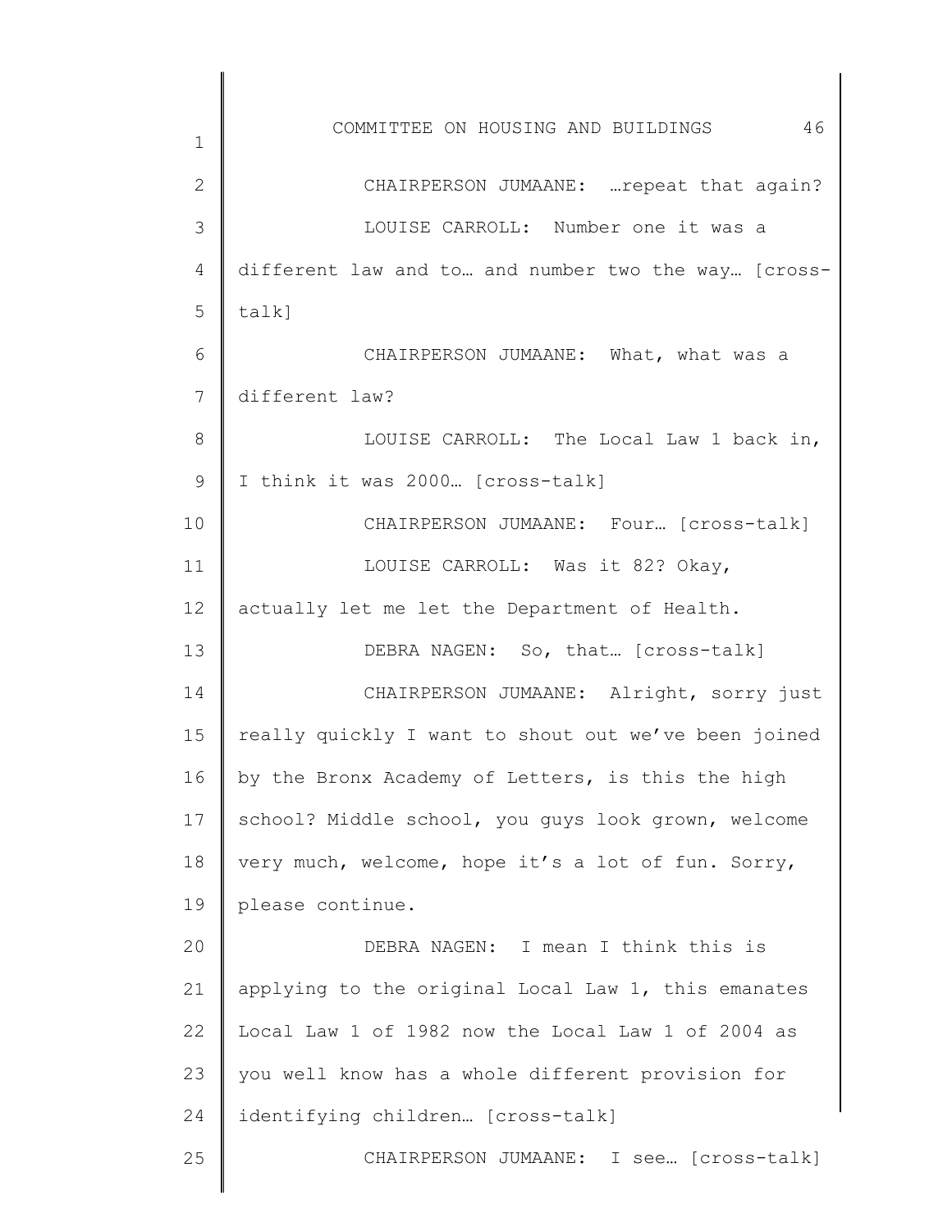CHAIRPERSON JUMAANE: …repeat that again?

LOUISE CARROLL: Number one it was a different law and to… and number two the way… [cross-talk]

CHAIRPERSON JUMAANE: What, what was a different law?

LOUISE CARROLL: The Local Law 1 back in, I think it was 2000… [cross-talk]

CHAIRPERSON JUMAANE: Four… [cross-talk]

LOUISE CARROLL: Was it 82? Okay, actually let me let the Department of Health.

DEBRA NAGEN: So, that… [cross-talk]

CHAIRPERSON JUMAANE: Alright, sorry just really quickly I want to shout out we've been joined by the Bronx Academy of Letters, is this the high school? Middle school, you guys look grown, welcome very much, welcome, hope it's a lot of fun. Sorry, please continue.

DEBRA NAGEN: I mean I think this is applying to the original Local Law 1, this emanates Local Law 1 of 1982 now the Local Law 1 of 2004 as you well know has a whole different provision for identifying children… [cross-talk]

CHAIRPERSON JUMAANE: I see… [cross-talk]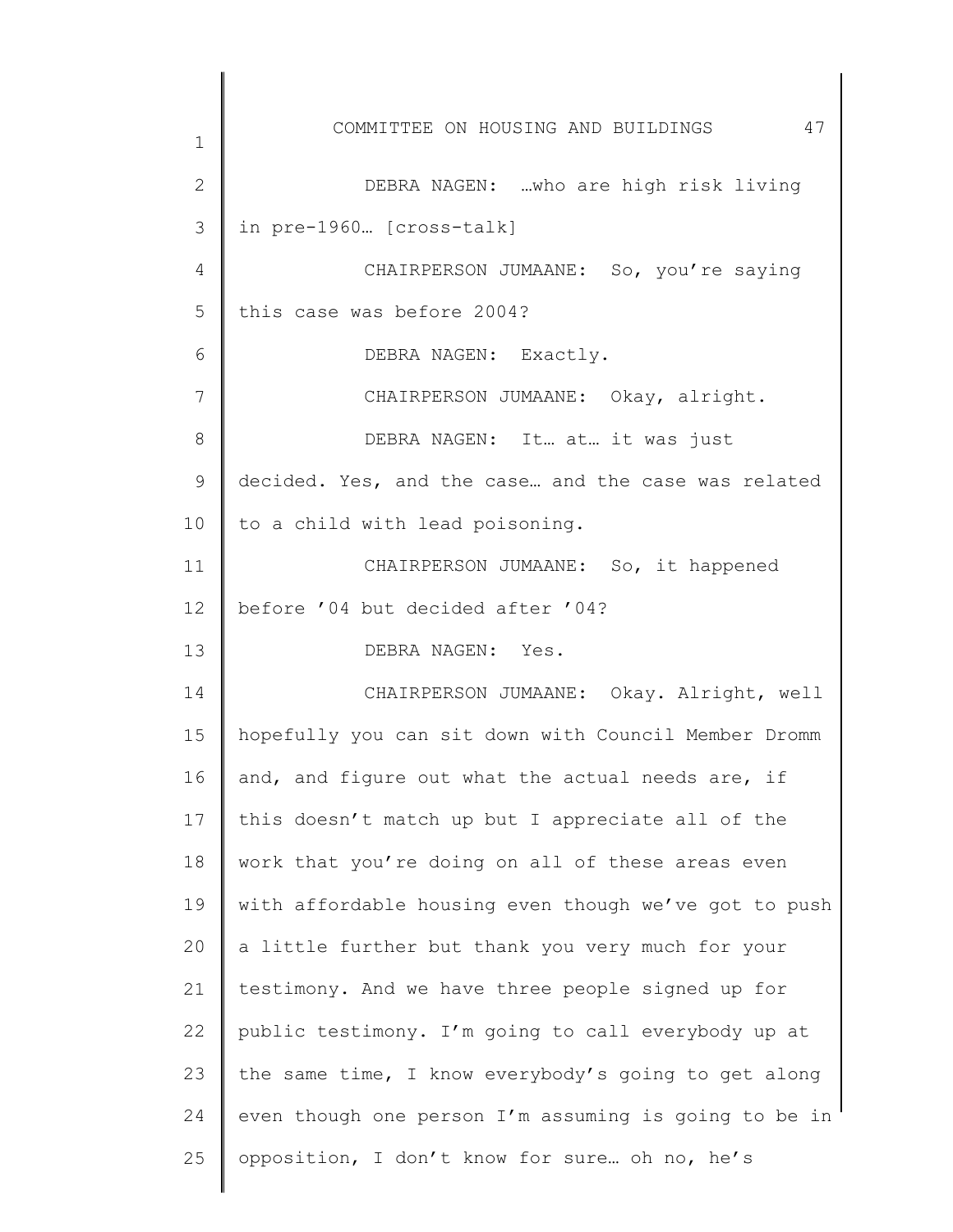DEBRA NAGEN: …who are high risk living in pre-1960… [cross-talk]

CHAIRPERSON JUMAANE: So, you're saying this case was before 2004?

DEBRA NAGEN: Exactly.

CHAIRPERSON JUMAANE: Okay, alright.

DEBRA NAGEN: It… at… it was just decided. Yes, and the case… and the case was related to a child with lead poisoning.

CHAIRPERSON JUMAANE: So, it happened before '04 but decided after '04?

DEBRA NAGEN: Yes.

CHAIRPERSON JUMAANE: Okay. Alright, well hopefully you can sit down with Council Member Dromm and, and figure out what the actual needs are, if this doesn't match up but I appreciate all of the work that you're doing on all of these areas even with affordable housing even though we've got to push a little further but thank you very much for your testimony. And we have three people signed up for public testimony. I'm going to call everybody up at the same time, I know everybody's going to get along even though one person I'm assuming is going to be in opposition, I don't know for sure… oh no, he's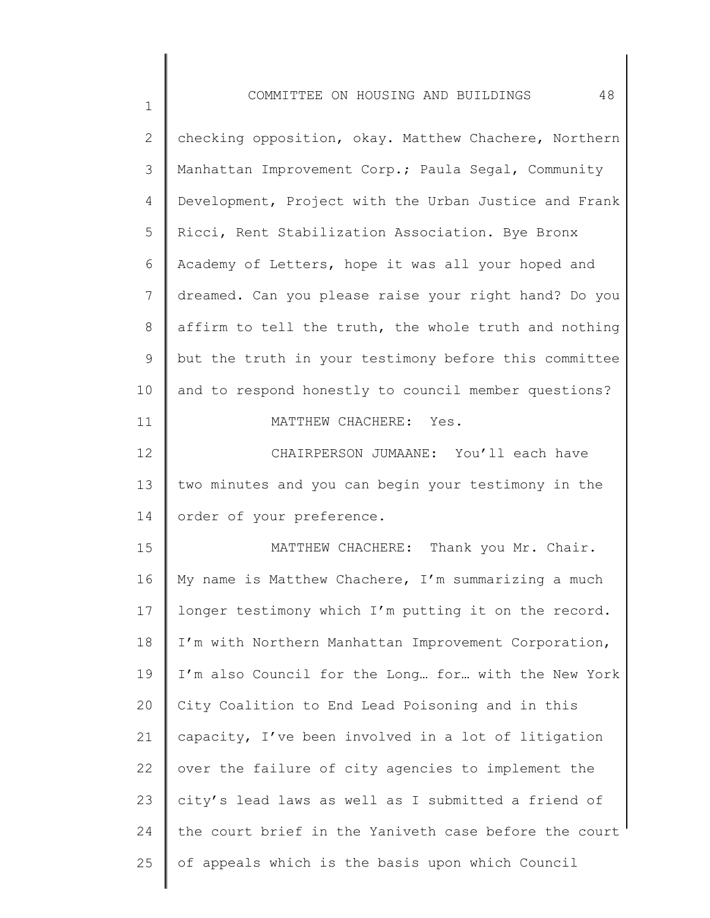checking opposition, okay. Matthew Chachere, Northern Manhattan Improvement Corp.; Paula Segal, Community Development, Project with the Urban Justice and Frank Ricci, Rent Stabilization Association. Bye Bronx Academy of Letters, hope it was all your hoped and dreamed. Can you please raise your right hand? Do you affirm to tell the truth, the whole truth and nothing but the truth in your testimony before this committee and to respond honestly to council member questions?

MATTHEW CHACHERE: Yes.

CHAIRPERSON JUMAANE: You'll each have two minutes and you can begin your testimony in the order of your preference.

MATTHEW CHACHERE: Thank you Mr. Chair. My name is Matthew Chachere, I'm summarizing a much longer testimony which I'm putting it on the record. I'm with Northern Manhattan Improvement Corporation, I'm also Council for the Long… for… with the New York City Coalition to End Lead Poisoning and in this capacity, I've been involved in a lot of litigation over the failure of city agencies to implement the city's lead laws as well as I submitted a friend of the court brief in the Yaniveth case before the court of appeals which is the basis upon which Council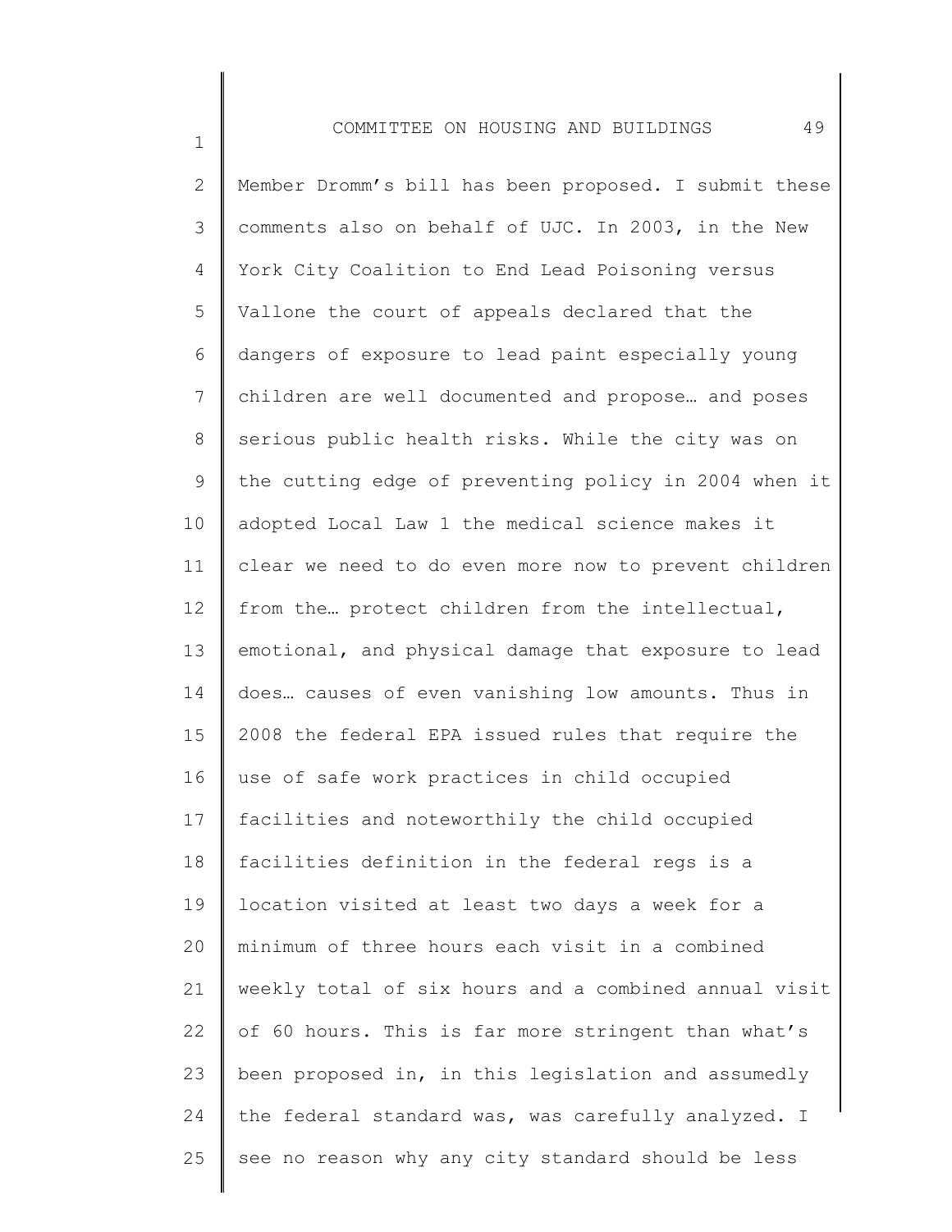Member Dromm's bill has been proposed. I submit these comments also on behalf of UJC. In 2003, in the New York City Coalition to End Lead Poisoning versus Vallone the court of appeals declared that the dangers of exposure to lead paint especially young children are well documented and propose… and poses serious public health risks. While the city was on the cutting edge of preventing policy in 2004 when it adopted Local Law 1 the medical science makes it clear we need to do even more now to prevent children from the… protect children from the intellectual, emotional, and physical damage that exposure to lead does… causes of even vanishing low amounts. Thus in 2008 the federal EPA issued rules that require the use of safe work practices in child occupied facilities and noteworthily the child occupied facilities definition in the federal regs is a location visited at least two days a week for a minimum of three hours each visit in a combined weekly total of six hours and a combined annual visit of 60 hours. This is far more stringent than what's been proposed in, in this legislation and assumedly the federal standard was, was carefully analyzed. I see no reason why any city standard should be less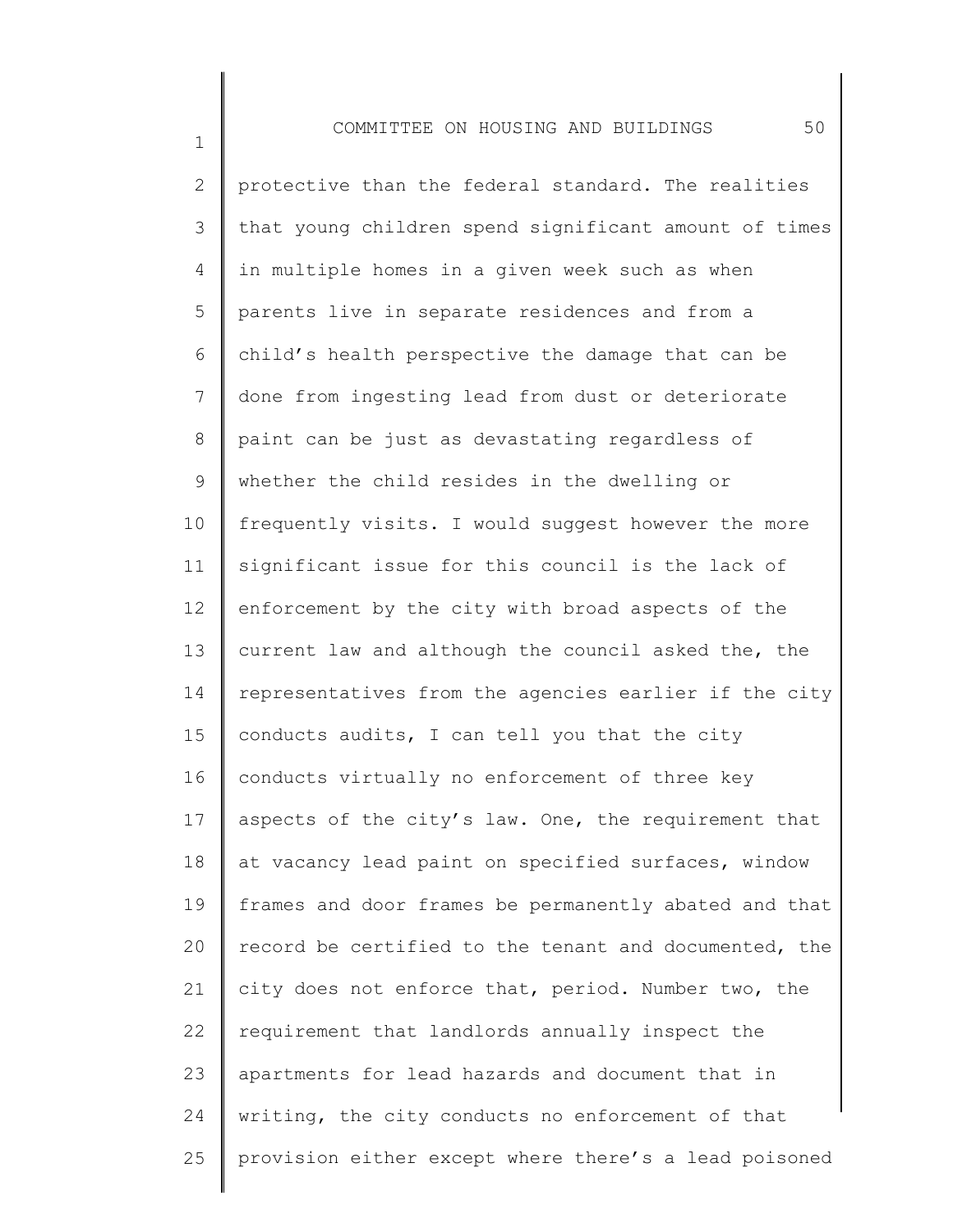protective than the federal standard. The realities that young children spend significant amount of times in multiple homes in a given week such as when parents live in separate residences and from a child's health perspective the damage that can be done from ingesting lead from dust or deteriorate paint can be just as devastating regardless of whether the child resides in the dwelling or frequently visits. I would suggest however the more significant issue for this council is the lack of enforcement by the city with broad aspects of the current law and although the council asked the, the representatives from the agencies earlier if the city conducts audits, I can tell you that the city conducts virtually no enforcement of three key aspects of the city's law. One, the requirement that at vacancy lead paint on specified surfaces, window frames and door frames be permanently abated and that record be certified to the tenant and documented, the city does not enforce that, period. Number two, the requirement that landlords annually inspect the apartments for lead hazards and document that in writing, the city conducts no enforcement of that provision either except where there's a lead poisoned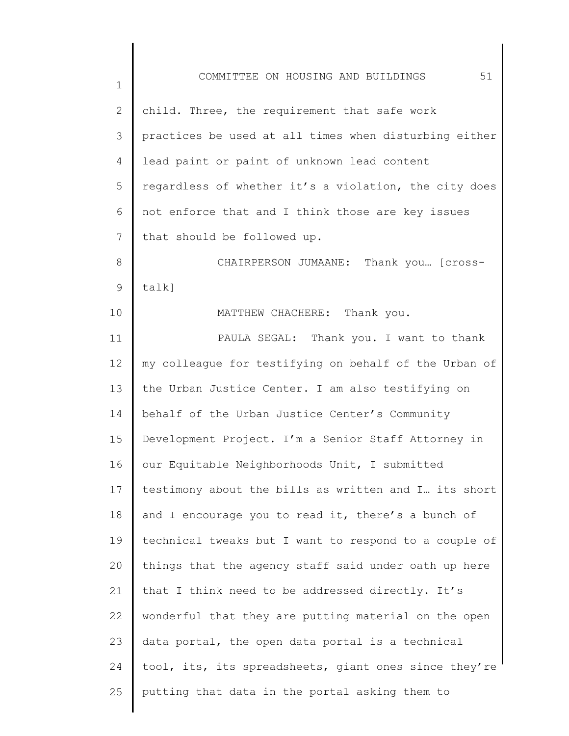child. Three, the requirement that safe work practices be used at all times when disturbing either lead paint or paint of unknown lead content regardless of whether it's a violation, the city does not enforce that and I think those are key issues that should be followed up.

CHAIRPERSON JUMAANE: Thank you… [cross-talk]

MATTHEW CHACHERE: Thank you.

PAULA SEGAL: Thank you. I want to thank my colleague for testifying on behalf of the Urban of the Urban Justice Center. I am also testifying on behalf of the Urban Justice Center's Community Development Project. I'm a Senior Staff Attorney in our Equitable Neighborhoods Unit, I submitted testimony about the bills as written and I… its short and I encourage you to read it, there's a bunch of technical tweaks but I want to respond to a couple of things that the agency staff said under oath up here that I think need to be addressed directly. It's wonderful that they are putting material on the open data portal, the open data portal is a technical tool, its, its spreadsheets, giant ones since they're putting that data in the portal asking them to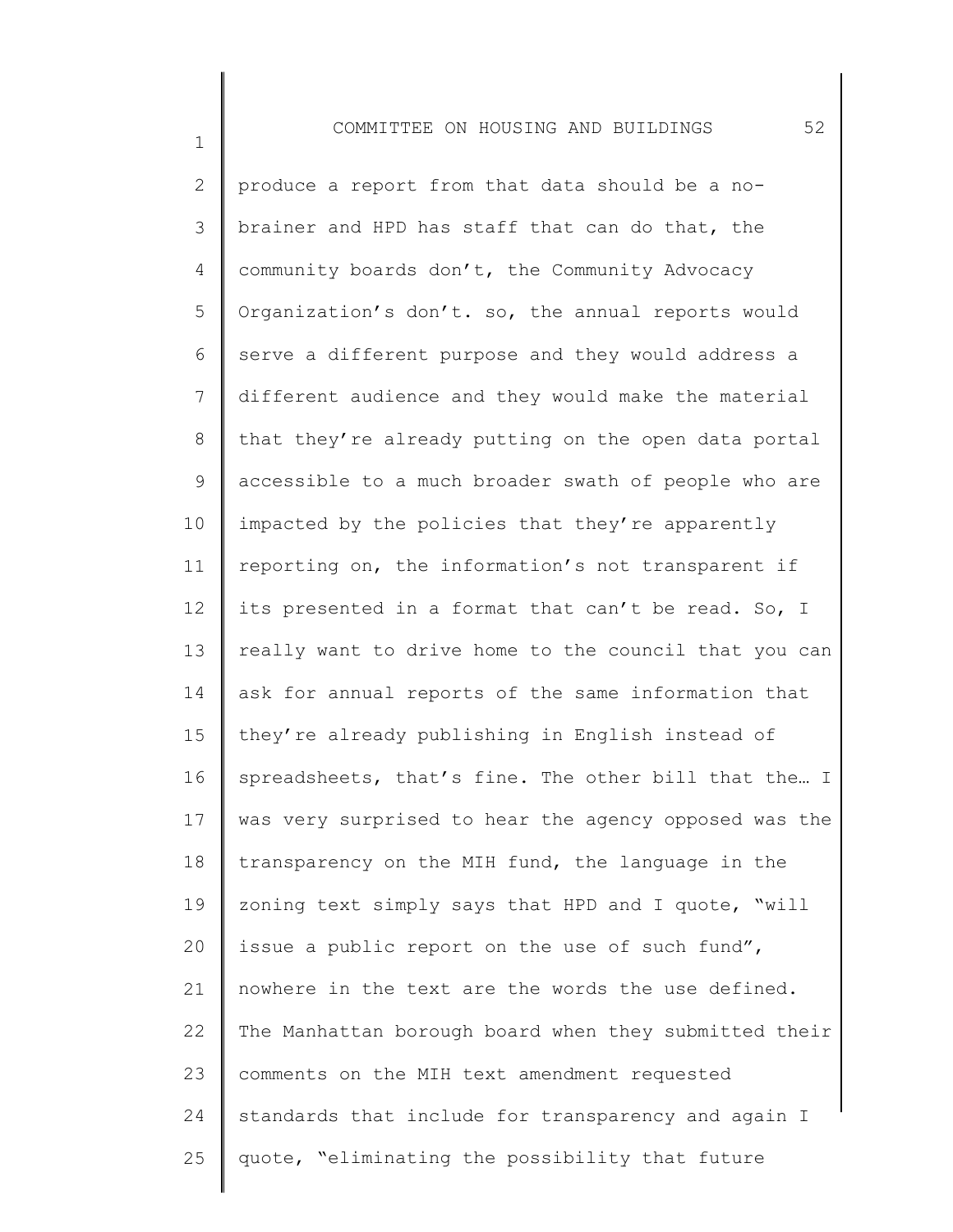produce a report from that data should be a no-brainer and HPD has staff that can do that, the community boards don't, the Community Advocacy Organization's don't. so, the annual reports would serve a different purpose and they would address a different audience and they would make the material that they're already putting on the open data portal accessible to a much broader swath of people who are impacted by the policies that they're apparently reporting on, the information's not transparent if its presented in a format that can't be read. So, I really want to drive home to the council that you can ask for annual reports of the same information that they're already publishing in English instead of spreadsheets, that's fine. The other bill that the… I was very surprised to hear the agency opposed was the transparency on the MIH fund, the language in the zoning text simply says that HPD and I quote, "will issue a public report on the use of such fund", nowhere in the text are the words the use defined. The Manhattan borough board when they submitted their comments on the MIH text amendment requested standards that include for transparency and again I quote, "eliminating the possibility that future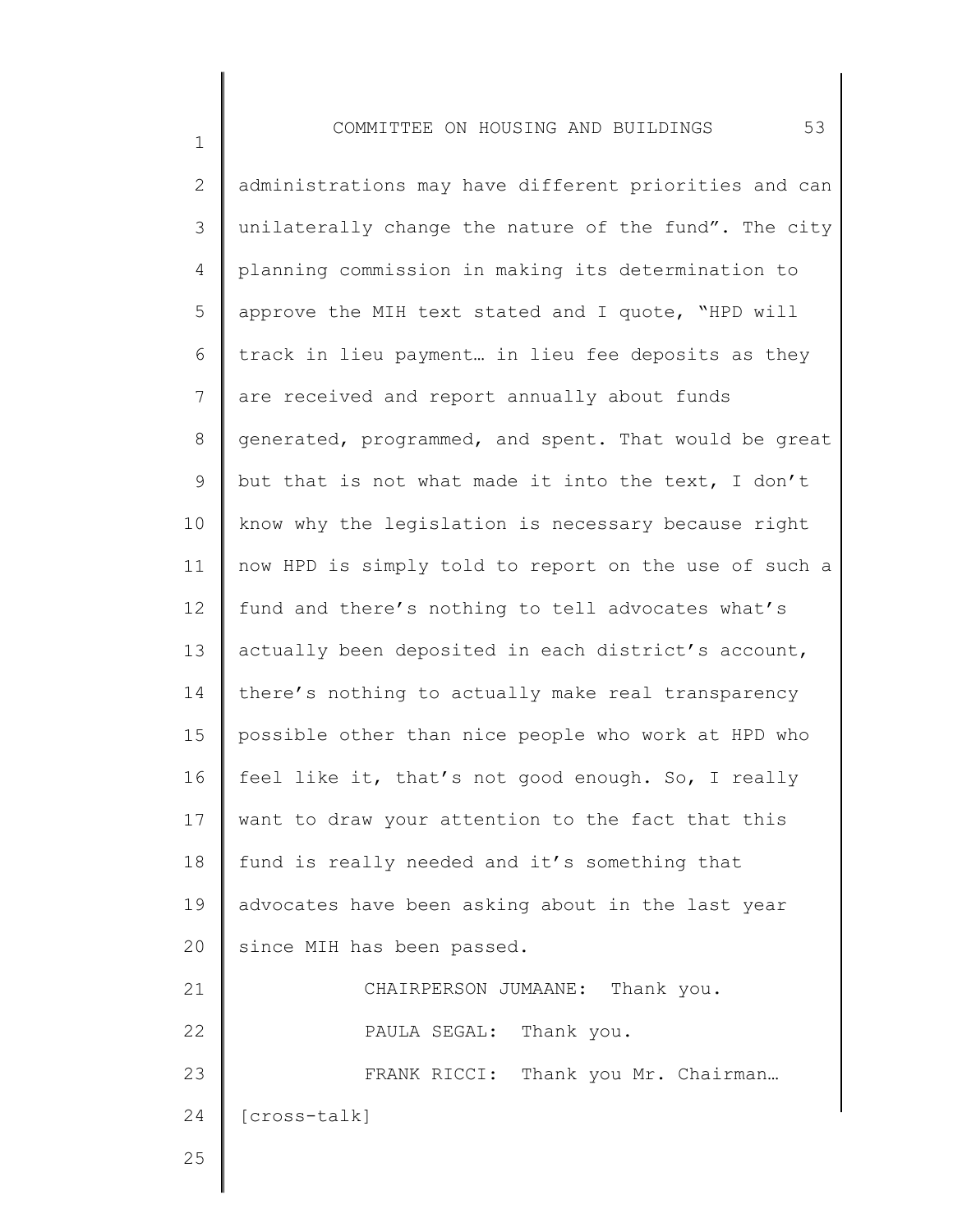administrations may have different priorities and can unilaterally change the nature of the fund". The city planning commission in making its determination to approve the MIH text stated and I quote, "HPD will track in lieu payment… in lieu fee deposits as they are received and report annually about funds generated, programmed, and spent. That would be great but that is not what made it into the text, I don't know why the legislation is necessary because right now HPD is simply told to report on the use of such a fund and there's nothing to tell advocates what's actually been deposited in each district's account, there's nothing to actually make real transparency possible other than nice people who work at HPD who feel like it, that's not good enough. So, I really want to draw your attention to the fact that this fund is really needed and it's something that advocates have been asking about in the last year since MIH has been passed.

CHAIRPERSON JUMAANE: Thank you.

PAULA SEGAL: Thank you.

FRANK RICCI: Thank you Mr. Chairman… [cross-talk]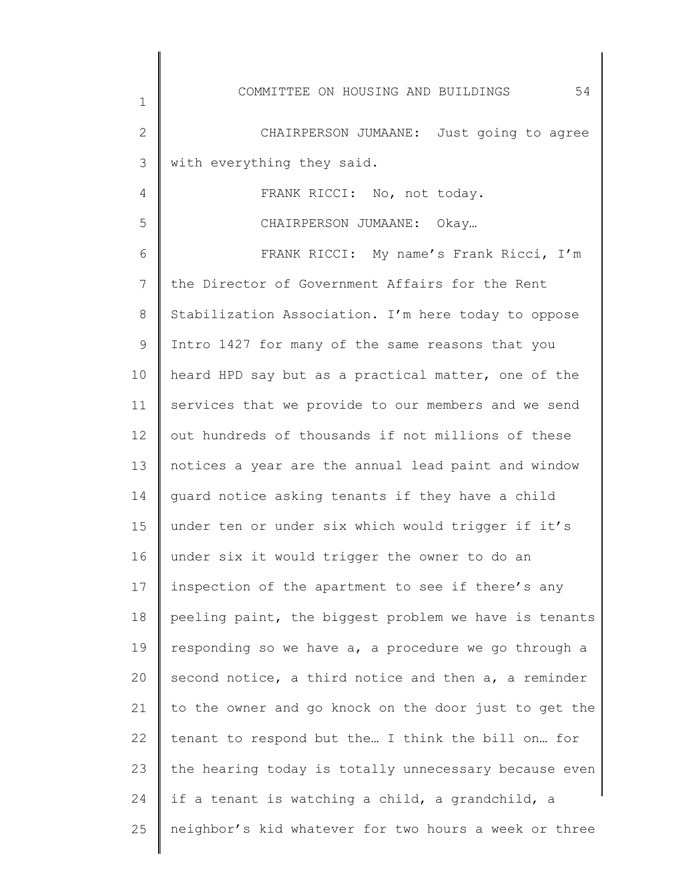CHAIRPERSON JUMAANE: Just going to agree with everything they said.

FRANK RICCI: No, not today.

CHAIRPERSON JUMAANE: Okay…

FRANK RICCI: My name's Frank Ricci, I'm the Director of Government Affairs for the Rent Stabilization Association. I'm here today to oppose Intro 1427 for many of the same reasons that you heard HPD say but as a practical matter, one of the services that we provide to our members and we send out hundreds of thousands if not millions of these notices a year are the annual lead paint and window guard notice asking tenants if they have a child under ten or under six which would trigger if it's under six it would trigger the owner to do an inspection of the apartment to see if there's any peeling paint, the biggest problem we have is tenants responding so we have a, a procedure we go through a second notice, a third notice and then a, a reminder to the owner and go knock on the door just to get the tenant to respond but the… I think the bill on… for the hearing today is totally unnecessary because even if a tenant is watching a child, a grandchild, a neighbor's kid whatever for two hours a week or three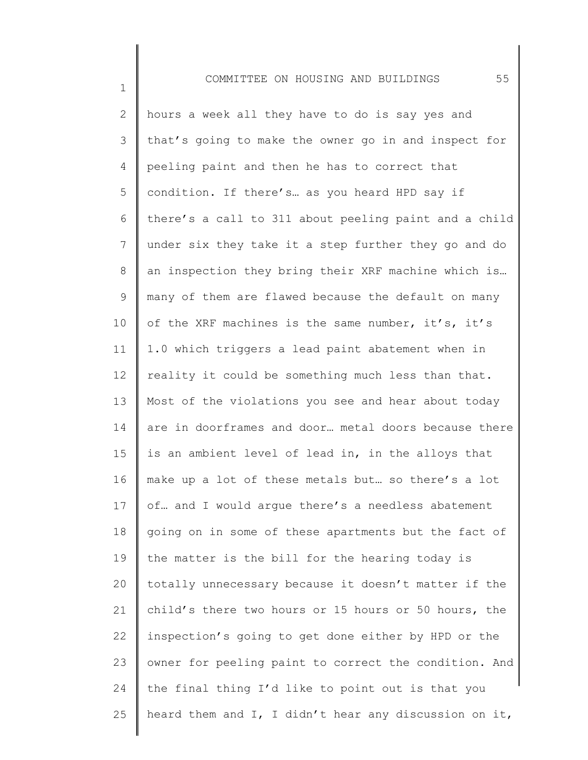hours a week all they have to do is say yes and that's going to make the owner go in and inspect for peeling paint and then he has to correct that condition. If there's… as you heard HPD say if there's a call to 311 about peeling paint and a child under six they take it a step further they go and do an inspection they bring their XRF machine which is… many of them are flawed because the default on many of the XRF machines is the same number, it's, it's 1.0 which triggers a lead paint abatement when in reality it could be something much less than that. Most of the violations you see and hear about today are in doorframes and door… metal doors because there is an ambient level of lead in, in the alloys that make up a lot of these metals but… so there's a lot of… and I would argue there's a needless abatement going on in some of these apartments but the fact of the matter is the bill for the hearing today is totally unnecessary because it doesn't matter if the child's there two hours or 15 hours or 50 hours, the inspection's going to get done either by HPD or the owner for peeling paint to correct the condition. And the final thing I'd like to point out is that you heard them and I, I didn't hear any discussion on it,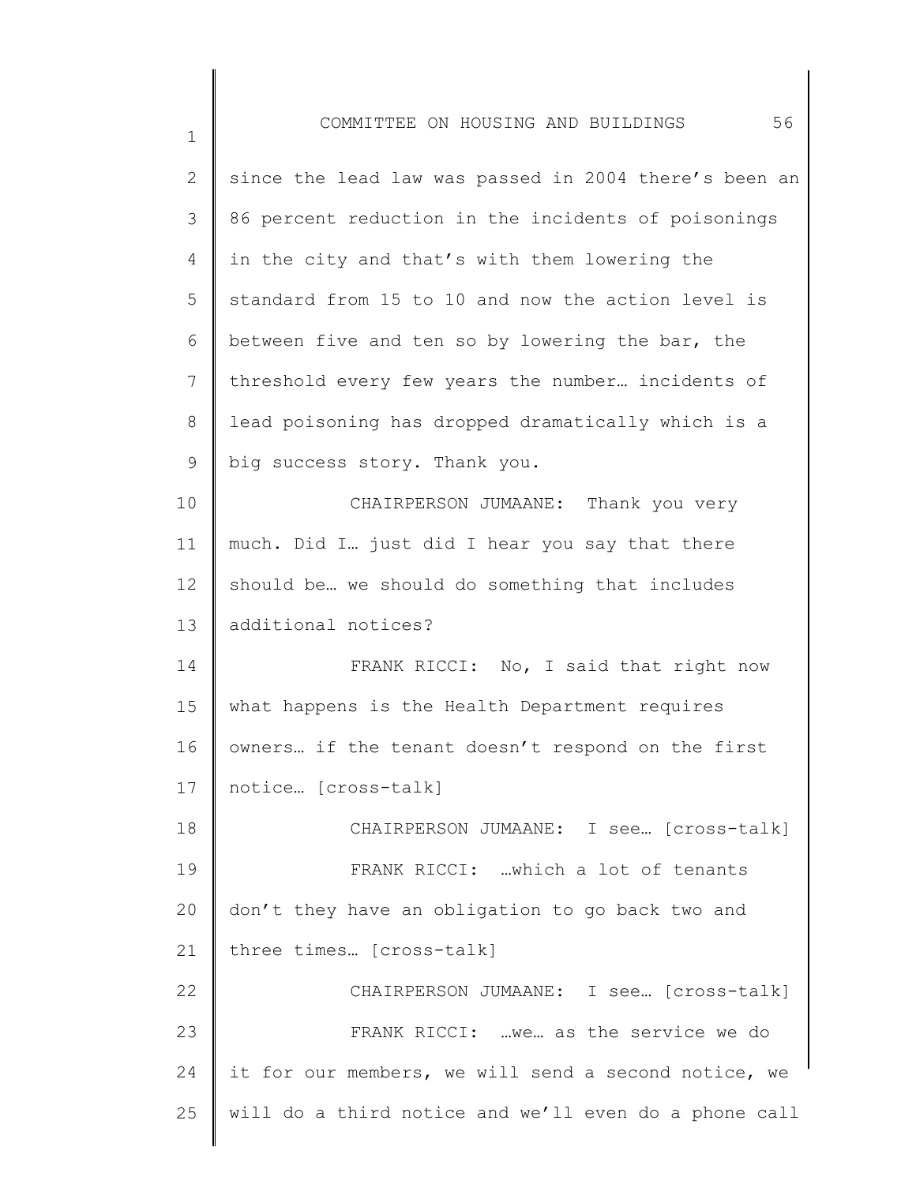since the lead law was passed in 2004 there's been an 86 percent reduction in the incidents of poisonings in the city and that's with them lowering the standard from 15 to 10 and now the action level is between five and ten so by lowering the bar, the threshold every few years the number… incidents of lead poisoning has dropped dramatically which is a big success story. Thank you.

CHAIRPERSON JUMAANE: Thank you very much. Did I… just did I hear you say that there should be… we should do something that includes additional notices?

FRANK RICCI: No, I said that right now what happens is the Health Department requires owners… if the tenant doesn't respond on the first notice… [cross-talk]

CHAIRPERSON JUMAANE: I see… [cross-talk]

FRANK RICCI: …which a lot of tenants don't they have an obligation to go back two and three times… [cross-talk]

CHAIRPERSON JUMAANE: I see… [cross-talk]

FRANK RICCI: …we… as the service we do it for our members, we will send a second notice, we will do a third notice and we'll even do a phone call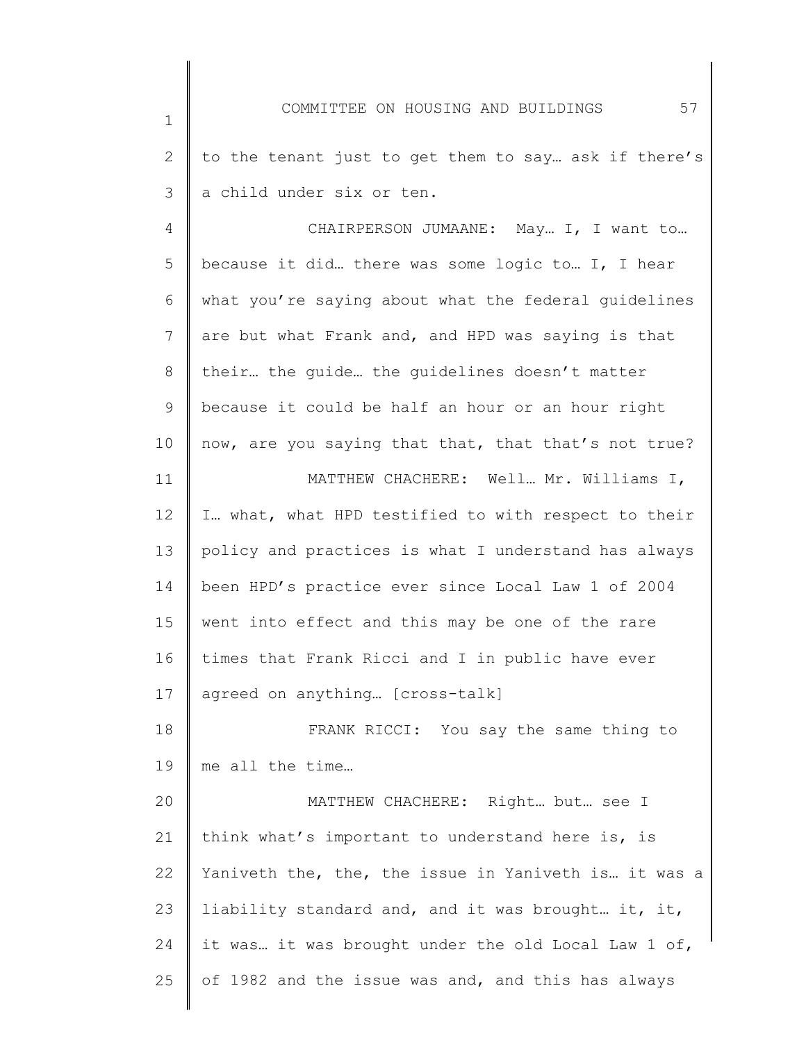to the tenant just to get them to say… ask if there's a child under six or ten.

CHAIRPERSON JUMAANE: May… I, I want to… because it did… there was some logic to… I, I hear what you're saying about what the federal guidelines are but what Frank and, and HPD was saying is that their… the guide… the guidelines doesn't matter because it could be half an hour or an hour right now, are you saying that that, that that's not true?

MATTHEW CHACHERE: Well… Mr. Williams I, I… what, what HPD testified to with respect to their policy and practices is what I understand has always been HPD's practice ever since Local Law 1 of 2004 went into effect and this may be one of the rare times that Frank Ricci and I in public have ever agreed on anything… [cross-talk]

FRANK RICCI: You say the same thing to me all the time…

MATTHEW CHACHERE: Right… but… see I think what's important to understand here is, is Yaniveth the, the, the issue in Yaniveth is… it was a liability standard and, and it was brought… it, it, it was… it was brought under the old Local Law 1 of, of 1982 and the issue was and, and this has always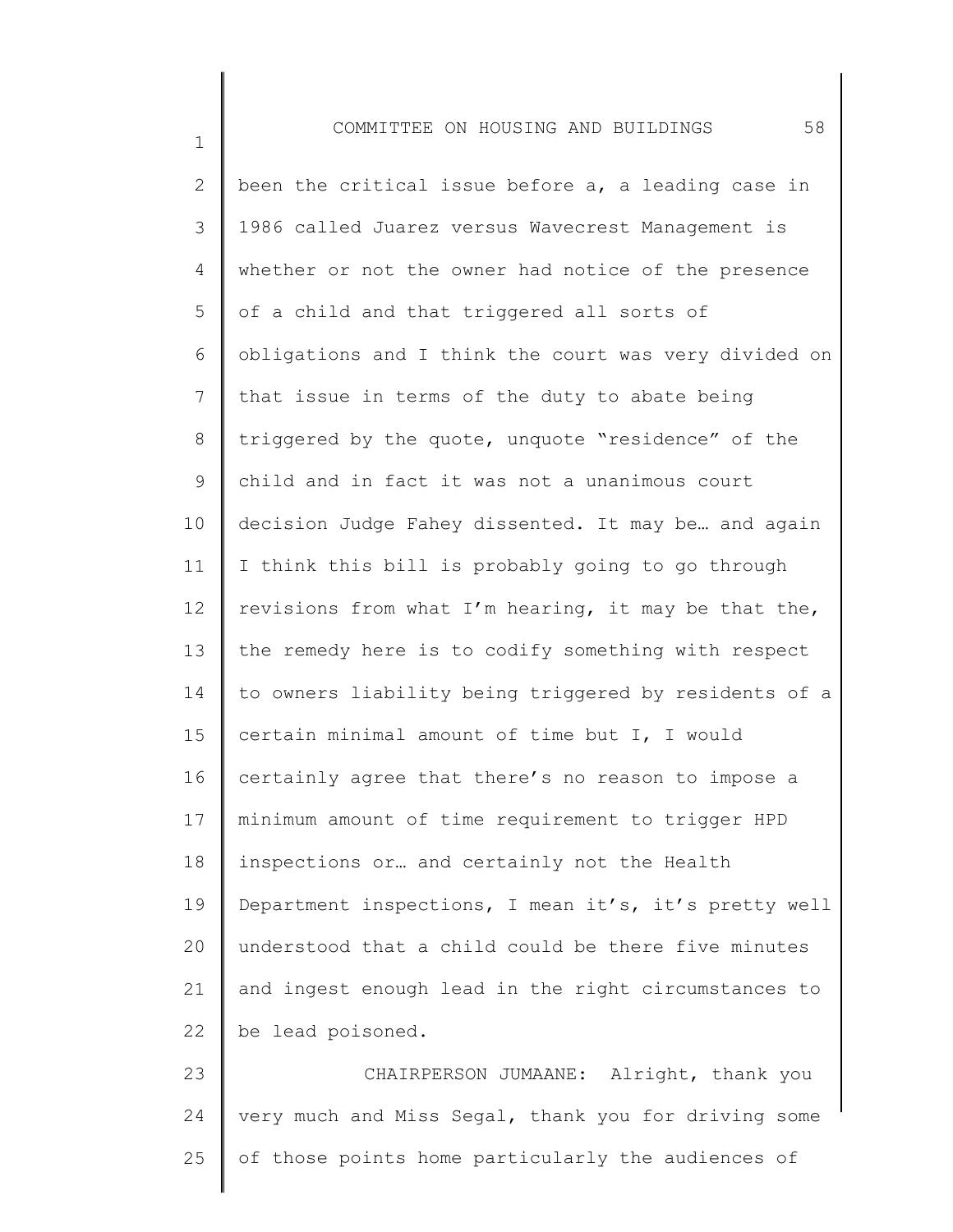been the critical issue before a, a leading case in 1986 called Juarez versus Wavecrest Management is whether or not the owner had notice of the presence of a child and that triggered all sorts of obligations and I think the court was very divided on that issue in terms of the duty to abate being triggered by the quote, unquote "residence" of the child and in fact it was not a unanimous court decision Judge Fahey dissented. It may be… and again I think this bill is probably going to go through revisions from what I'm hearing, it may be that the, the remedy here is to codify something with respect to owners liability being triggered by residents of a certain minimal amount of time but I, I would certainly agree that there's no reason to impose a minimum amount of time requirement to trigger HPD inspections or… and certainly not the Health Department inspections, I mean it's, it's pretty well understood that a child could be there five minutes and ingest enough lead in the right circumstances to be lead poisoned.

CHAIRPERSON JUMAANE: Alright, thank you very much and Miss Segal, thank you for driving some of those points home particularly the audiences of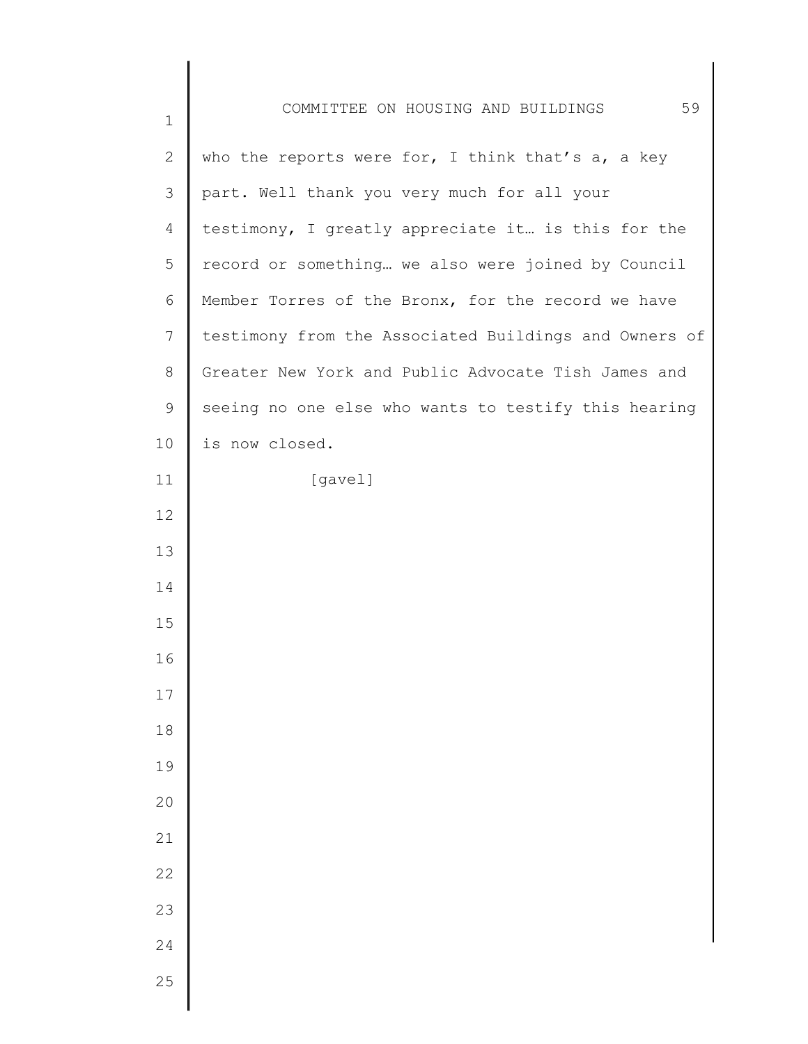who the reports were for, I think that's a, a key part. Well thank you very much for all your testimony, I greatly appreciate it… is this for the record or something… we also were joined by Council Member Torres of the Bronx, for the record we have testimony from the Associated Buildings and Owners of Greater New York and Public Advocate Tish James and seeing no one else who wants to testify this hearing is now closed.

[gavel]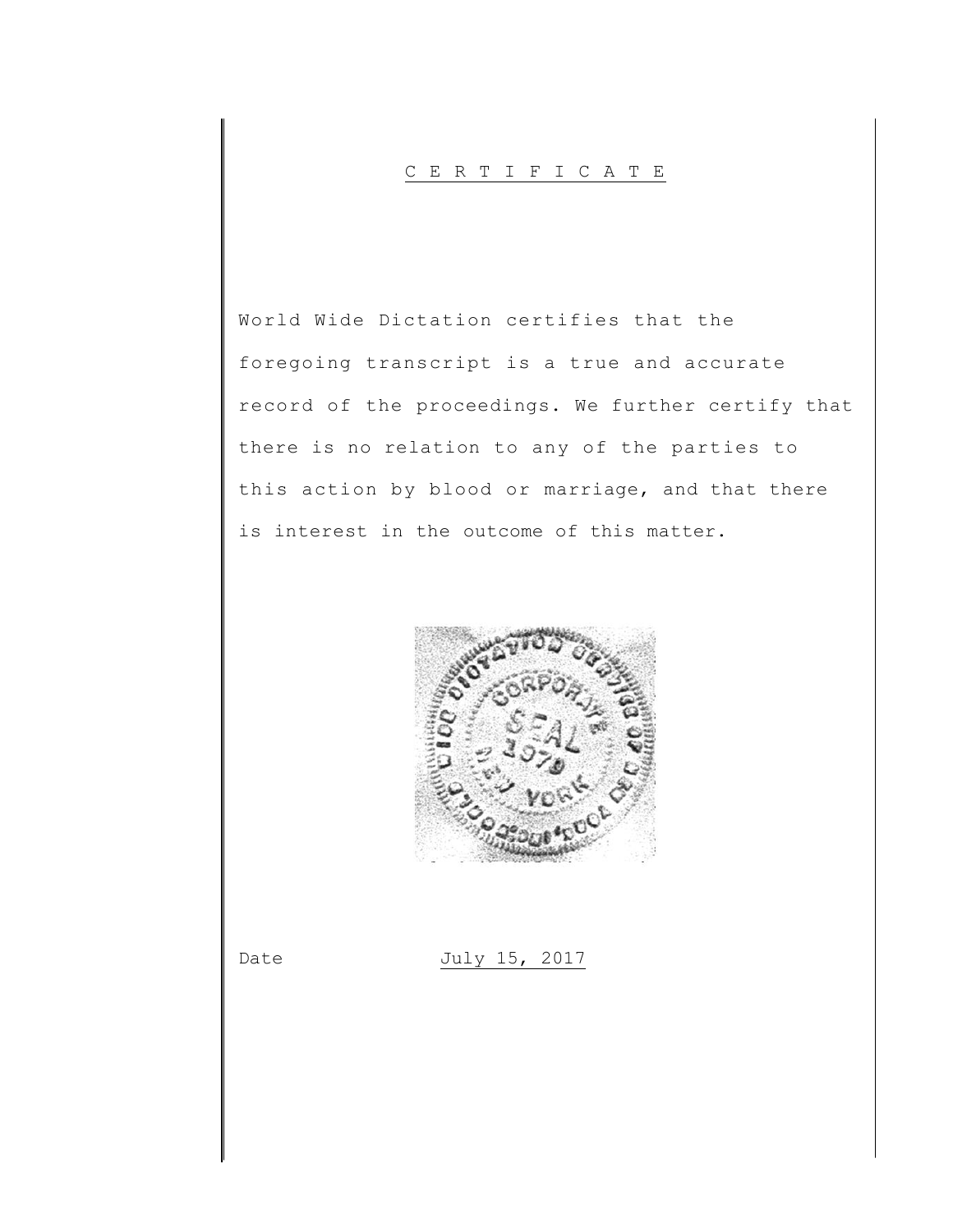# C E R T I F I C A T E

World Wide Dictation certifies that the foregoing transcript is a true and accurate record of the proceedings. We further certify that there is no relation to any of the parties to this action by blood or marriage, and that there is interest in the outcome of this matter.

Date July 15, 2017